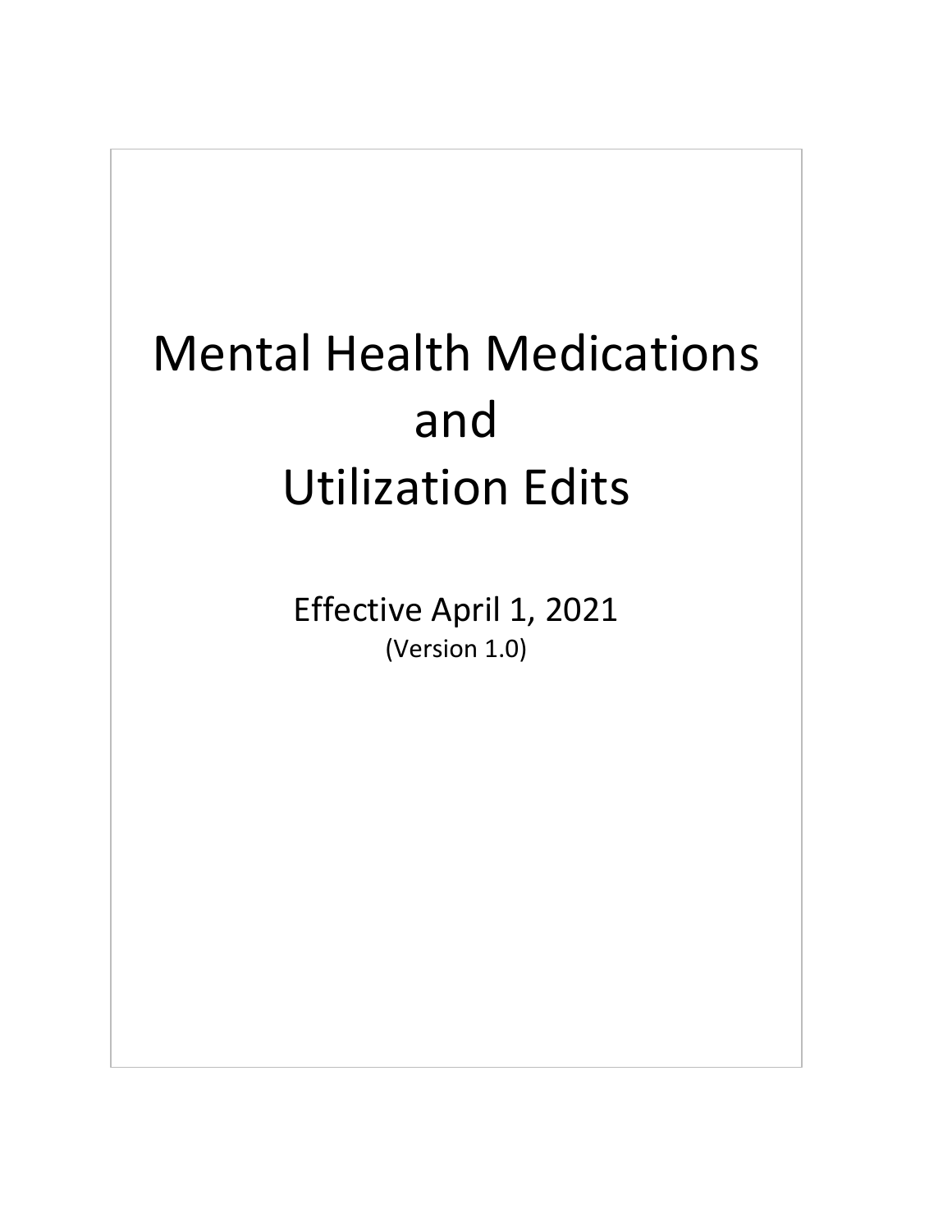# Mental Health Medications and Utilization Edits

Effective April 1, 2021

(Version 1.0)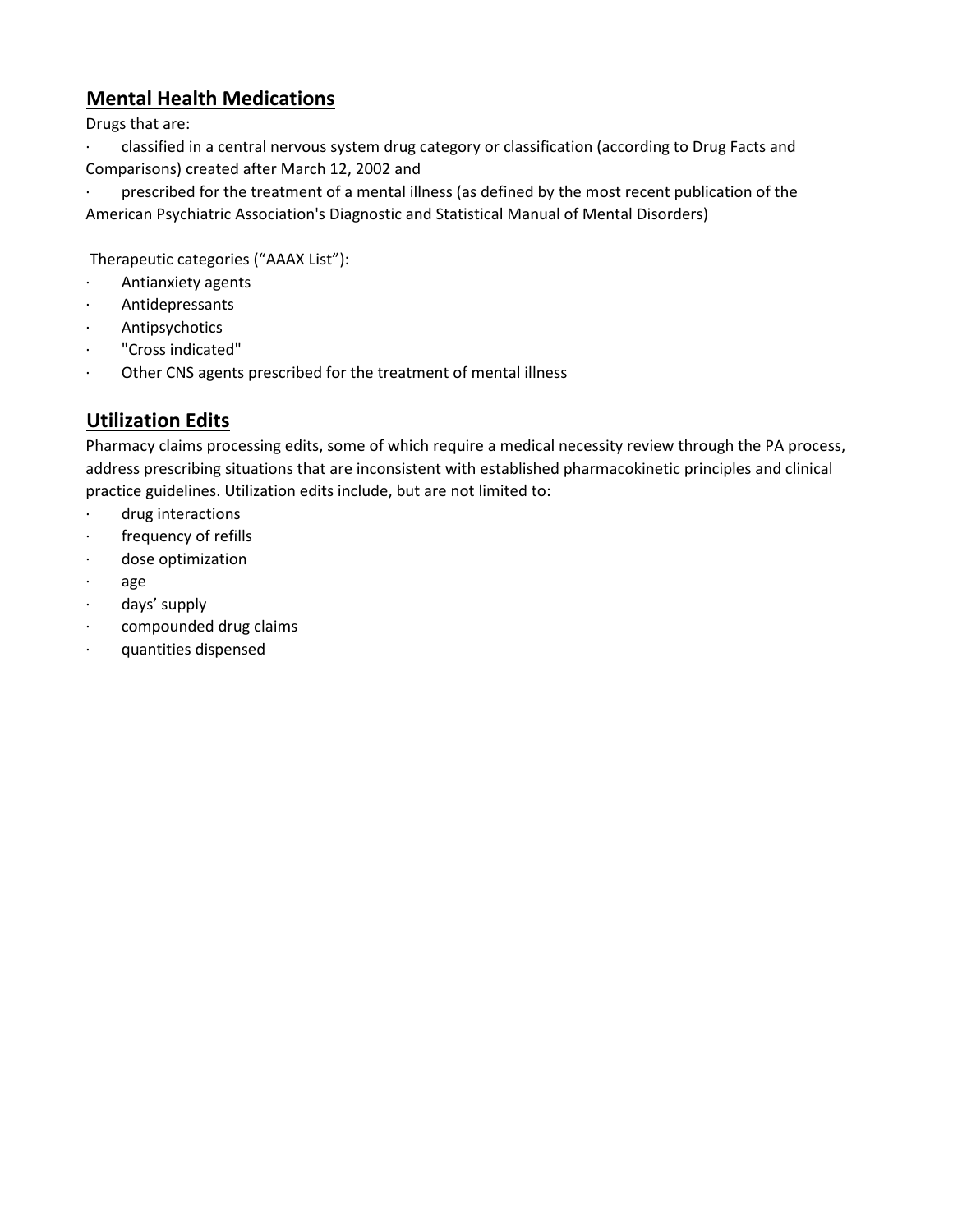## Mental Health Medications

Drugs that are:

- classified in a central nervous system drug category or classification (according to Drug Facts and Comparisons) created after March 12, 2002 and
- prescribed for the treatment of a mental illness (as defined by the most recent publication of the American Psychiatric Association's Diagnostic and Statistical Manual of Mental Disorders)

Therapeutic categories ("AAAX List"):

- Antianxiety agents
- Antidepressants
- Antipsychotics
- "Cross indicated"
- Other CNS agents prescribed for the treatment of mental illness

## Utilization Edits

Pharmacy claims processing edits, some of which require a medical necessity review through the PA process, address prescribing situations that are inconsistent with established pharmacokinetic principles and clinical practice guidelines. Utilization edits include, but are not limited to:

- drug interactions
- frequency of refills
- dose optimization
- age
- days' supply
- compounded drug claims
- quantities dispensed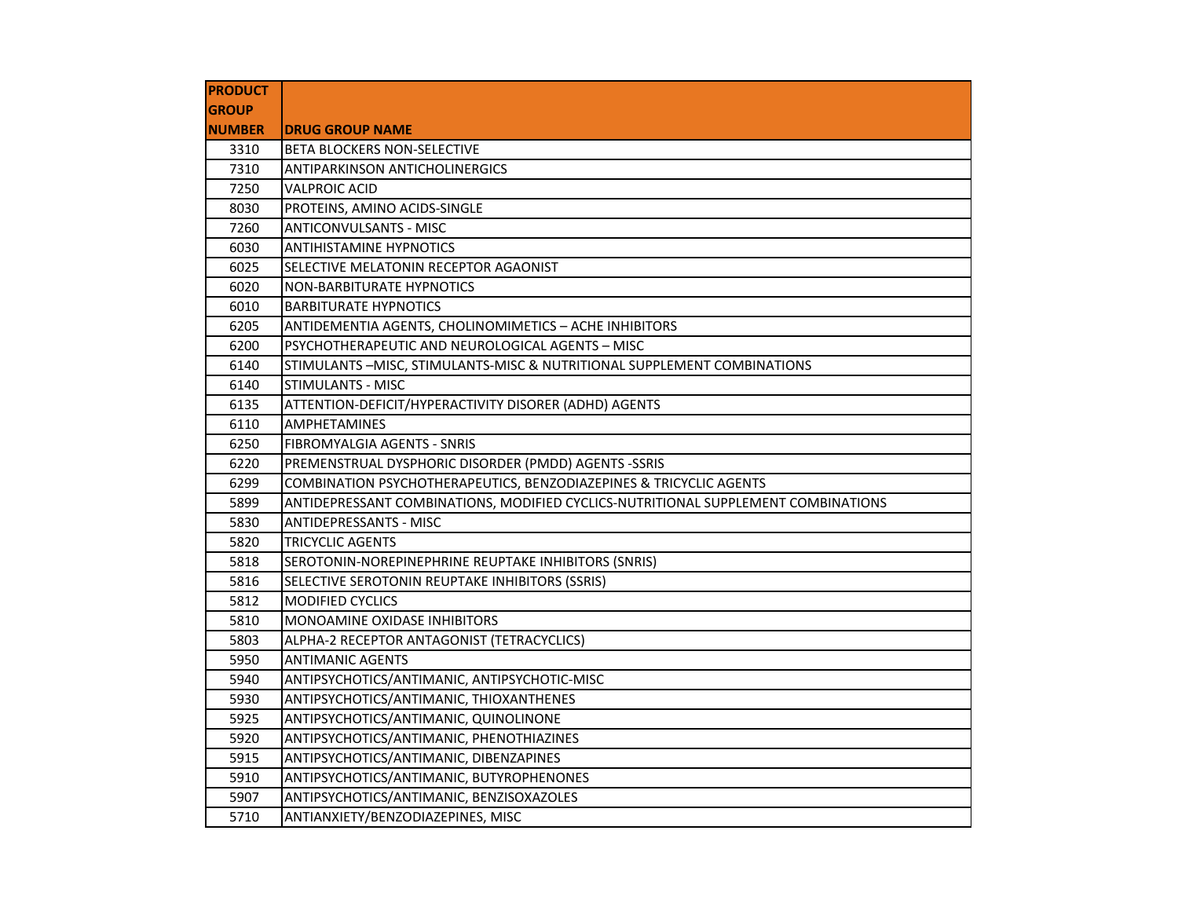| PRODUCT GROUP NUMBER | DRUG GROUP NAME |
|---|---|
| 3310 | BETA BLOCKERS NON-SELECTIVE |
| 7310 | ANTIPARKINSON ANTICHOLINERGICS |
| 7250 | VALPROIC ACID |
| 8030 | PROTEINS, AMINO ACIDS-SINGLE |
| 7260 | ANTICONVULSANTS - MISC |
| 6030 | ANTIHISTAMINE HYPNOTICS |
| 6025 | SELECTIVE MELATONIN RECEPTOR AGAONIST |
| 6020 | NON-BARBITURATE HYPNOTICS |
| 6010 | BARBITURATE HYPNOTICS |
| 6205 | ANTIDEMENTIA AGENTS, CHOLINOMIMETICS – ACHE INHIBITORS |
| 6200 | PSYCHOTHERAPEUTIC AND NEUROLOGICAL AGENTS – MISC |
| 6140 | STIMULANTS –MISC, STIMULANTS-MISC & NUTRITIONAL SUPPLEMENT COMBINATIONS |
| 6140 | STIMULANTS - MISC |
| 6135 | ATTENTION-DEFICIT/HYPERACTIVITY DISORER (ADHD) AGENTS |
| 6110 | AMPHETAMINES |
| 6250 | FIBROMYALGIA AGENTS - SNRIS |
| 6220 | PREMENSTRUAL DYSPHORIC DISORDER (PMDD) AGENTS -SSRIS |
| 6299 | COMBINATION PSYCHOTHERAPEUTICS, BENZODIAZEPINES & TRICYCLIC AGENTS |
| 5899 | ANTIDEPRESSANT COMBINATIONS, MODIFIED CYCLICS-NUTRITIONAL SUPPLEMENT COMBINATIONS |
| 5830 | ANTIDEPRESSANTS - MISC |
| 5820 | TRICYCLIC AGENTS |
| 5818 | SEROTONIN-NOREPINEPHRINE REUPTAKE INHIBITORS (SNRIS) |
| 5816 | SELECTIVE SEROTONIN REUPTAKE INHIBITORS (SSRIS) |
| 5812 | MODIFIED CYCLICS |
| 5810 | MONOAMINE OXIDASE INHIBITORS |
| 5803 | ALPHA-2 RECEPTOR ANTAGONIST (TETRACYCLICS) |
| 5950 | ANTIMANIC AGENTS |
| 5940 | ANTIPSYCHOTICS/ANTIMANIC, ANTIPSYCHOTIC-MISC |
| 5930 | ANTIPSYCHOTICS/ANTIMANIC, THIOXANTHENES |
| 5925 | ANTIPSYCHOTICS/ANTIMANIC, QUINOLINONE |
| 5920 | ANTIPSYCHOTICS/ANTIMANIC, PHENOTHIAZINES |
| 5915 | ANTIPSYCHOTICS/ANTIMANIC, DIBENZAPINES |
| 5910 | ANTIPSYCHOTICS/ANTIMANIC, BUTYROPHENONES |
| 5907 | ANTIPSYCHOTICS/ANTIMANIC, BENZISOXAZOLES |
| 5710 | ANTIANXIETY/BENZODIAZEPINES, MISC |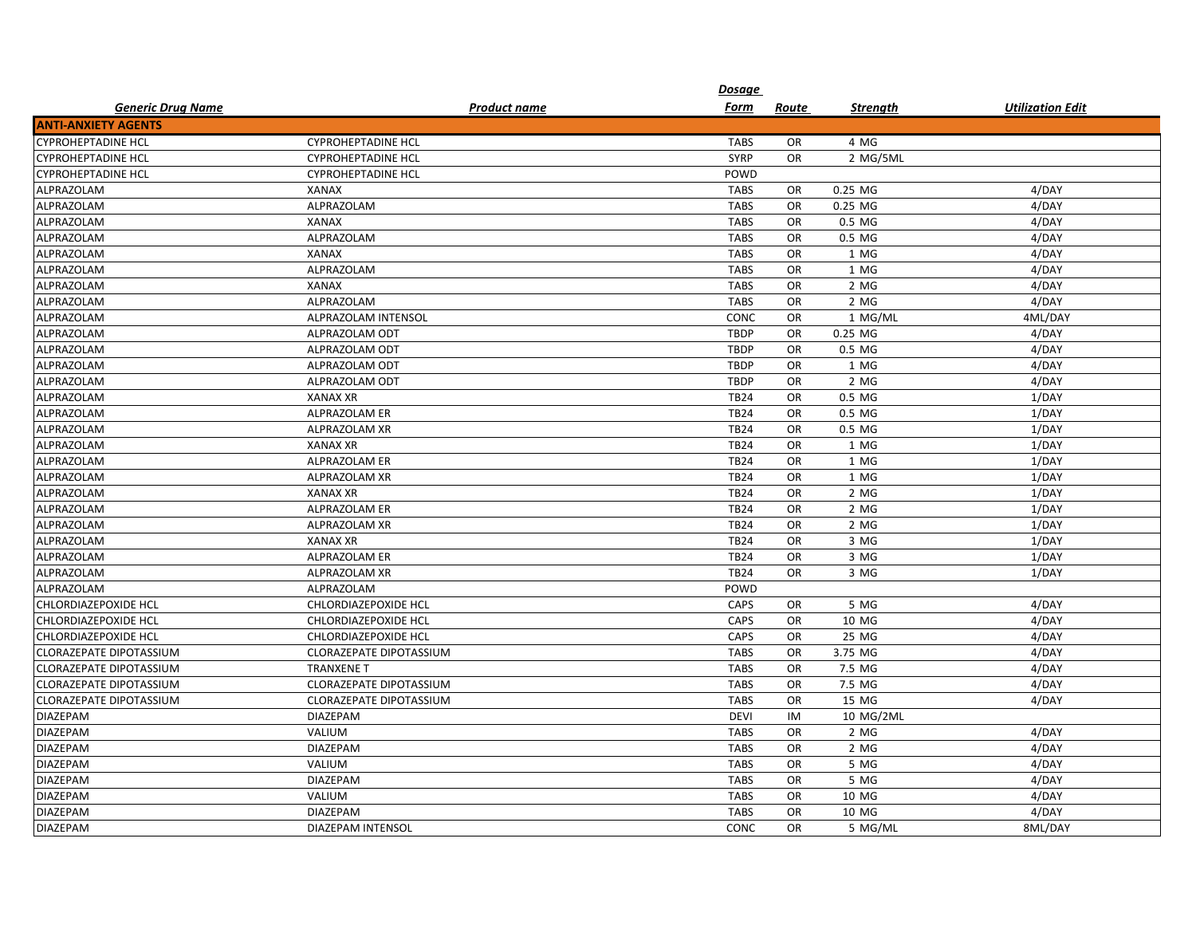| Generic Drug Name | Product name | Dosage Form | Route | Strength | Utilization Edit |
|---|---|---|---|---|---|
| **ANTI-ANXIETY AGENTS** | | | | | |
| CYPROHEPTADINE HCL | CYPROHEPTADINE HCL | TABS | OR | 4 MG | |
| CYPROHEPTADINE HCL | CYPROHEPTADINE HCL | SYRP | OR | 2 MG/5ML | |
| CYPROHEPTADINE HCL | CYPROHEPTADINE HCL | POWD | | | |
| ALPRAZOLAM | XANAX | TABS | OR | 0.25 MG | 4/DAY |
| ALPRAZOLAM | ALPRAZOLAM | TABS | OR | 0.25 MG | 4/DAY |
| ALPRAZOLAM | XANAX | TABS | OR | 0.5 MG | 4/DAY |
| ALPRAZOLAM | ALPRAZOLAM | TABS | OR | 0.5 MG | 4/DAY |
| ALPRAZOLAM | XANAX | TABS | OR | 1 MG | 4/DAY |
| ALPRAZOLAM | ALPRAZOLAM | TABS | OR | 1 MG | 4/DAY |
| ALPRAZOLAM | XANAX | TABS | OR | 2 MG | 4/DAY |
| ALPRAZOLAM | ALPRAZOLAM | TABS | OR | 2 MG | 4/DAY |
| ALPRAZOLAM | ALPRAZOLAM INTENSOL | CONC | OR | 1 MG/ML | 4ML/DAY |
| ALPRAZOLAM | ALPRAZOLAM ODT | TBDP | OR | 0.25 MG | 4/DAY |
| ALPRAZOLAM | ALPRAZOLAM ODT | TBDP | OR | 0.5 MG | 4/DAY |
| ALPRAZOLAM | ALPRAZOLAM ODT | TBDP | OR | 1 MG | 4/DAY |
| ALPRAZOLAM | ALPRAZOLAM ODT | TBDP | OR | 2 MG | 4/DAY |
| ALPRAZOLAM | XANAX XR | TB24 | OR | 0.5 MG | 1/DAY |
| ALPRAZOLAM | ALPRAZOLAM ER | TB24 | OR | 0.5 MG | 1/DAY |
| ALPRAZOLAM | ALPRAZOLAM XR | TB24 | OR | 0.5 MG | 1/DAY |
| ALPRAZOLAM | XANAX XR | TB24 | OR | 1 MG | 1/DAY |
| ALPRAZOLAM | ALPRAZOLAM ER | TB24 | OR | 1 MG | 1/DAY |
| ALPRAZOLAM | ALPRAZOLAM XR | TB24 | OR | 1 MG | 1/DAY |
| ALPRAZOLAM | XANAX XR | TB24 | OR | 2 MG | 1/DAY |
| ALPRAZOLAM | ALPRAZOLAM ER | TB24 | OR | 2 MG | 1/DAY |
| ALPRAZOLAM | ALPRAZOLAM XR | TB24 | OR | 2 MG | 1/DAY |
| ALPRAZOLAM | XANAX XR | TB24 | OR | 3 MG | 1/DAY |
| ALPRAZOLAM | ALPRAZOLAM ER | TB24 | OR | 3 MG | 1/DAY |
| ALPRAZOLAM | ALPRAZOLAM XR | TB24 | OR | 3 MG | 1/DAY |
| ALPRAZOLAM | ALPRAZOLAM | POWD | | | |
| CHLORDIAZEPOXIDE HCL | CHLORDIAZEPOXIDE HCL | CAPS | OR | 5 MG | 4/DAY |
| CHLORDIAZEPOXIDE HCL | CHLORDIAZEPOXIDE HCL | CAPS | OR | 10 MG | 4/DAY |
| CHLORDIAZEPOXIDE HCL | CHLORDIAZEPOXIDE HCL | CAPS | OR | 25 MG | 4/DAY |
| CLORAZEPATE DIPOTASSIUM | CLORAZEPATE DIPOTASSIUM | TABS | OR | 3.75 MG | 4/DAY |
| CLORAZEPATE DIPOTASSIUM | TRANXENE T | TABS | OR | 7.5 MG | 4/DAY |
| CLORAZEPATE DIPOTASSIUM | CLORAZEPATE DIPOTASSIUM | TABS | OR | 7.5 MG | 4/DAY |
| CLORAZEPATE DIPOTASSIUM | CLORAZEPATE DIPOTASSIUM | TABS | OR | 15 MG | 4/DAY |
| DIAZEPAM | DIAZEPAM | DEVI | IM | 10 MG/2ML | |
| DIAZEPAM | VALIUM | TABS | OR | 2 MG | 4/DAY |
| DIAZEPAM | DIAZEPAM | TABS | OR | 2 MG | 4/DAY |
| DIAZEPAM | VALIUM | TABS | OR | 5 MG | 4/DAY |
| DIAZEPAM | DIAZEPAM | TABS | OR | 5 MG | 4/DAY |
| DIAZEPAM | VALIUM | TABS | OR | 10 MG | 4/DAY |
| DIAZEPAM | DIAZEPAM | TABS | OR | 10 MG | 4/DAY |
| DIAZEPAM | DIAZEPAM INTENSOL | CONC | OR | 5 MG/ML | 8ML/DAY |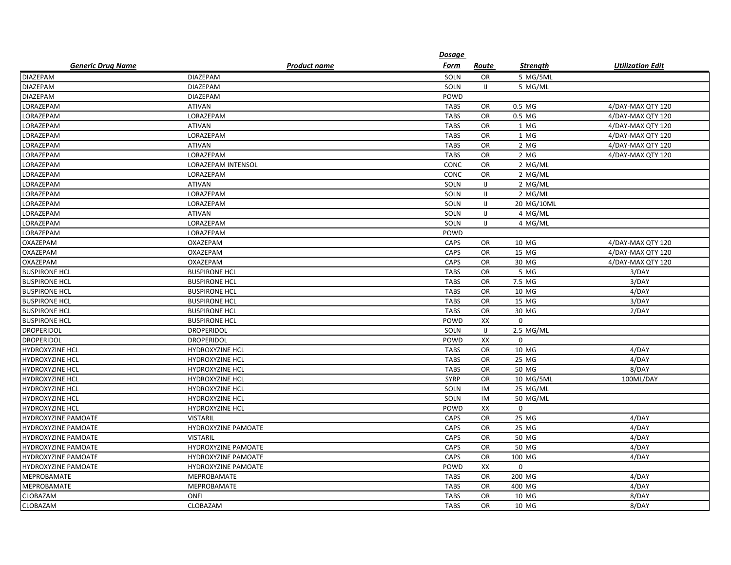| Generic Drug Name | Product name | Dosage Form | Route | Strength | Utilization Edit |
|---|---|---|---|---|---|
| DIAZEPAM | DIAZEPAM | SOLN | OR | 5 MG/5ML | |
| DIAZEPAM | DIAZEPAM | SOLN | IJ | 5 MG/ML | |
| DIAZEPAM | DIAZEPAM | POWD | | | |
| LORAZEPAM | ATIVAN | TABS | OR | 0.5 MG | 4/DAY-MAX QTY 120 |
| LORAZEPAM | LORAZEPAM | TABS | OR | 0.5 MG | 4/DAY-MAX QTY 120 |
| LORAZEPAM | ATIVAN | TABS | OR | 1 MG | 4/DAY-MAX QTY 120 |
| LORAZEPAM | LORAZEPAM | TABS | OR | 1 MG | 4/DAY-MAX QTY 120 |
| LORAZEPAM | ATIVAN | TABS | OR | 2 MG | 4/DAY-MAX QTY 120 |
| LORAZEPAM | LORAZEPAM | TABS | OR | 2 MG | 4/DAY-MAX QTY 120 |
| LORAZEPAM | LORAZEPAM INTENSOL | CONC | OR | 2 MG/ML | |
| LORAZEPAM | LORAZEPAM | CONC | OR | 2 MG/ML | |
| LORAZEPAM | ATIVAN | SOLN | IJ | 2 MG/ML | |
| LORAZEPAM | LORAZEPAM | SOLN | IJ | 2 MG/ML | |
| LORAZEPAM | LORAZEPAM | SOLN | IJ | 20 MG/10ML | |
| LORAZEPAM | ATIVAN | SOLN | IJ | 4 MG/ML | |
| LORAZEPAM | LORAZEPAM | SOLN | IJ | 4 MG/ML | |
| LORAZEPAM | LORAZEPAM | POWD | | | |
| OXAZEPAM | OXAZEPAM | CAPS | OR | 10 MG | 4/DAY-MAX QTY 120 |
| OXAZEPAM | OXAZEPAM | CAPS | OR | 15 MG | 4/DAY-MAX QTY 120 |
| OXAZEPAM | OXAZEPAM | CAPS | OR | 30 MG | 4/DAY-MAX QTY 120 |
| BUSPIRONE HCL | BUSPIRONE HCL | TABS | OR | 5 MG | 3/DAY |
| BUSPIRONE HCL | BUSPIRONE HCL | TABS | OR | 7.5 MG | 3/DAY |
| BUSPIRONE HCL | BUSPIRONE HCL | TABS | OR | 10 MG | 4/DAY |
| BUSPIRONE HCL | BUSPIRONE HCL | TABS | OR | 15 MG | 3/DAY |
| BUSPIRONE HCL | BUSPIRONE HCL | TABS | OR | 30 MG | 2/DAY |
| BUSPIRONE HCL | BUSPIRONE HCL | POWD | XX | 0 | |
| DROPERIDOL | DROPERIDOL | SOLN | IJ | 2.5 MG/ML | |
| DROPERIDOL | DROPERIDOL | POWD | XX | 0 | |
| HYDROXYZINE HCL | HYDROXYZINE HCL | TABS | OR | 10 MG | 4/DAY |
| HYDROXYZINE HCL | HYDROXYZINE HCL | TABS | OR | 25 MG | 4/DAY |
| HYDROXYZINE HCL | HYDROXYZINE HCL | TABS | OR | 50 MG | 8/DAY |
| HYDROXYZINE HCL | HYDROXYZINE HCL | SYRP | OR | 10 MG/5ML | 100ML/DAY |
| HYDROXYZINE HCL | HYDROXYZINE HCL | SOLN | IM | 25 MG/ML | |
| HYDROXYZINE HCL | HYDROXYZINE HCL | SOLN | IM | 50 MG/ML | |
| HYDROXYZINE HCL | HYDROXYZINE HCL | POWD | XX | 0 | |
| HYDROXYZINE PAMOATE | VISTARIL | CAPS | OR | 25 MG | 4/DAY |
| HYDROXYZINE PAMOATE | HYDROXYZINE PAMOATE | CAPS | OR | 25 MG | 4/DAY |
| HYDROXYZINE PAMOATE | VISTARIL | CAPS | OR | 50 MG | 4/DAY |
| HYDROXYZINE PAMOATE | HYDROXYZINE PAMOATE | CAPS | OR | 50 MG | 4/DAY |
| HYDROXYZINE PAMOATE | HYDROXYZINE PAMOATE | CAPS | OR | 100 MG | 4/DAY |
| HYDROXYZINE PAMOATE | HYDROXYZINE PAMOATE | POWD | XX | 0 | |
| MEPROBAMATE | MEPROBAMATE | TABS | OR | 200 MG | 4/DAY |
| MEPROBAMATE | MEPROBAMATE | TABS | OR | 400 MG | 4/DAY |
| CLOBAZAM | ONFI | TABS | OR | 10 MG | 8/DAY |
| CLOBAZAM | CLOBAZAM | TABS | OR | 10 MG | 8/DAY |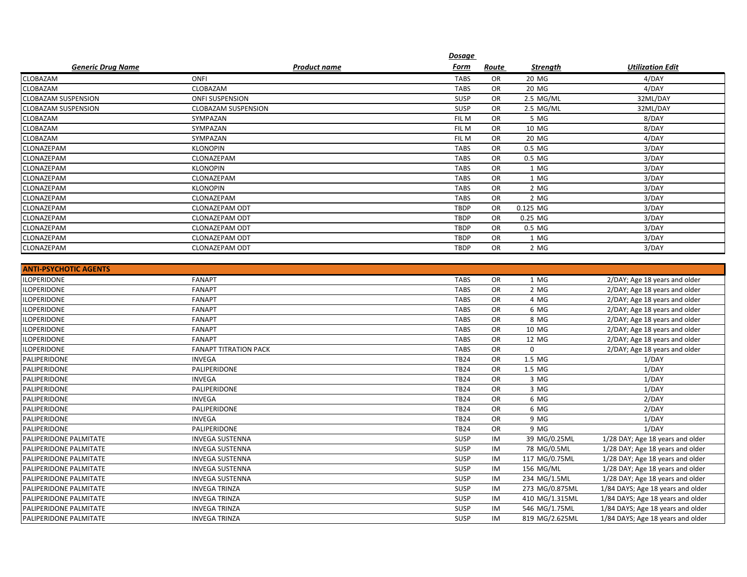| Generic Drug Name | Product name | Dosage Form | Route | Strength | Utilization Edit |
|---|---|---|---|---|---|
| CLOBAZAM | ONFI | TABS | OR | 20 MG | 4/DAY |
| CLOBAZAM | CLOBAZAM | TABS | OR | 20 MG | 4/DAY |
| CLOBAZAM SUSPENSION | ONFI SUSPENSION | SUSP | OR | 2.5 MG/ML | 32ML/DAY |
| CLOBAZAM SUSPENSION | CLOBAZAM SUSPENSION | SUSP | OR | 2.5 MG/ML | 32ML/DAY |
| CLOBAZAM | SYMPAZAN | FIL M | OR | 5 MG | 8/DAY |
| CLOBAZAM | SYMPAZAN | FIL M | OR | 10 MG | 8/DAY |
| CLOBAZAM | SYMPAZAN | FIL M | OR | 20 MG | 4/DAY |
| CLONAZEPAM | KLONOPIN | TABS | OR | 0.5 MG | 3/DAY |
| CLONAZEPAM | CLONAZEPAM | TABS | OR | 0.5 MG | 3/DAY |
| CLONAZEPAM | KLONOPIN | TABS | OR | 1 MG | 3/DAY |
| CLONAZEPAM | CLONAZEPAM | TABS | OR | 1 MG | 3/DAY |
| CLONAZEPAM | KLONOPIN | TABS | OR | 2 MG | 3/DAY |
| CLONAZEPAM | CLONAZEPAM | TABS | OR | 2 MG | 3/DAY |
| CLONAZEPAM | CLONAZEPAM ODT | TBDP | OR | 0.125 MG | 3/DAY |
| CLONAZEPAM | CLONAZEPAM ODT | TBDP | OR | 0.25 MG | 3/DAY |
| CLONAZEPAM | CLONAZEPAM ODT | TBDP | OR | 0.5 MG | 3/DAY |
| CLONAZEPAM | CLONAZEPAM ODT | TBDP | OR | 1 MG | 3/DAY |
| CLONAZEPAM | CLONAZEPAM ODT | TBDP | OR | 2 MG | 3/DAY |

| ANTI-PSYCHOTIC AGENTS | | | | | |
|---|---|---|---|---|---|
| ILOPERIDONE | FANAPT | TABS | OR | 1 MG | 2/DAY; Age 18 years and older |
| ILOPERIDONE | FANAPT | TABS | OR | 2 MG | 2/DAY; Age 18 years and older |
| ILOPERIDONE | FANAPT | TABS | OR | 4 MG | 2/DAY; Age 18 years and older |
| ILOPERIDONE | FANAPT | TABS | OR | 6 MG | 2/DAY; Age 18 years and older |
| ILOPERIDONE | FANAPT | TABS | OR | 8 MG | 2/DAY; Age 18 years and older |
| ILOPERIDONE | FANAPT | TABS | OR | 10 MG | 2/DAY; Age 18 years and older |
| ILOPERIDONE | FANAPT | TABS | OR | 12 MG | 2/DAY; Age 18 years and older |
| ILOPERIDONE | FANAPT TITRATION PACK | TABS | OR | 0 | 2/DAY; Age 18 years and older |
| PALIPERIDONE | INVEGA | TB24 | OR | 1.5 MG | 1/DAY |
| PALIPERIDONE | PALIPERIDONE | TB24 | OR | 1.5 MG | 1/DAY |
| PALIPERIDONE | INVEGA | TB24 | OR | 3 MG | 1/DAY |
| PALIPERIDONE | PALIPERIDONE | TB24 | OR | 3 MG | 1/DAY |
| PALIPERIDONE | INVEGA | TB24 | OR | 6 MG | 2/DAY |
| PALIPERIDONE | PALIPERIDONE | TB24 | OR | 6 MG | 2/DAY |
| PALIPERIDONE | INVEGA | TB24 | OR | 9 MG | 1/DAY |
| PALIPERIDONE | PALIPERIDONE | TB24 | OR | 9 MG | 1/DAY |
| PALIPERIDONE PALMITATE | INVEGA SUSTENNA | SUSP | IM | 39 MG/0.25ML | 1/28 DAY; Age 18 years and older |
| PALIPERIDONE PALMITATE | INVEGA SUSTENNA | SUSP | IM | 78 MG/0.5ML | 1/28 DAY; Age 18 years and older |
| PALIPERIDONE PALMITATE | INVEGA SUSTENNA | SUSP | IM | 117 MG/0.75ML | 1/28 DAY; Age 18 years and older |
| PALIPERIDONE PALMITATE | INVEGA SUSTENNA | SUSP | IM | 156 MG/ML | 1/28 DAY; Age 18 years and older |
| PALIPERIDONE PALMITATE | INVEGA SUSTENNA | SUSP | IM | 234 MG/1.5ML | 1/28 DAY; Age 18 years and older |
| PALIPERIDONE PALMITATE | INVEGA TRINZA | SUSP | IM | 273 MG/0.875ML | 1/84 DAYS; Age 18 years and older |
| PALIPERIDONE PALMITATE | INVEGA TRINZA | SUSP | IM | 410 MG/1.315ML | 1/84 DAYS; Age 18 years and older |
| PALIPERIDONE PALMITATE | INVEGA TRINZA | SUSP | IM | 546 MG/1.75ML | 1/84 DAYS; Age 18 years and older |
| PALIPERIDONE PALMITATE | INVEGA TRINZA | SUSP | IM | 819 MG/2.625ML | 1/84 DAYS; Age 18 years and older |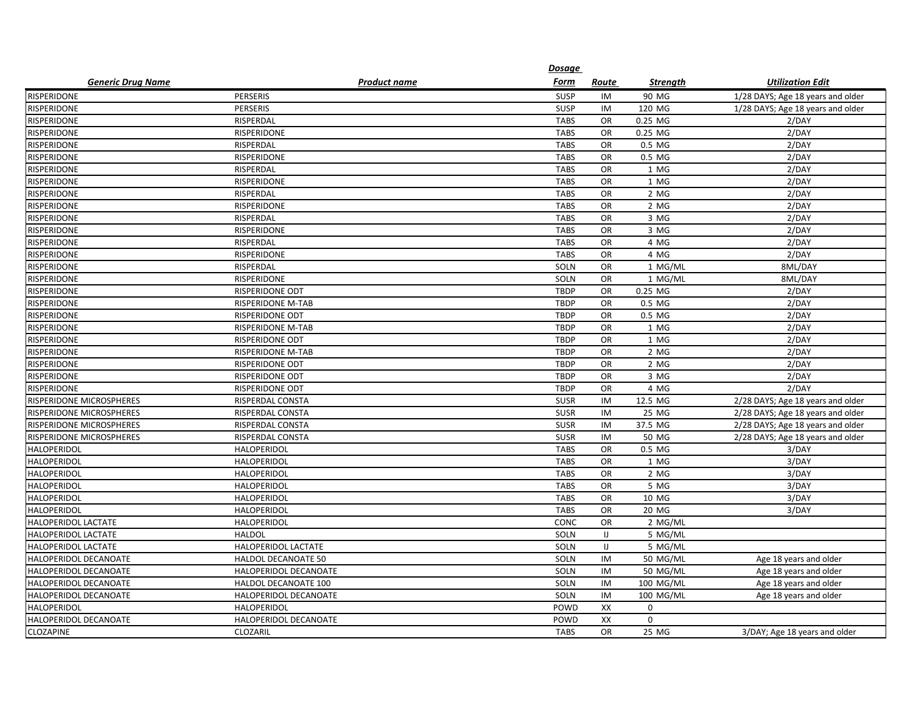| Generic Drug Name | Product name | Dosage Form | Route | Strength | Utilization Edit |
|---|---|---|---|---|---|
| RISPERIDONE | PERSERIS | SUSP | IM | 90 MG | 1/28 DAYS; Age 18 years and older |
| RISPERIDONE | PERSERIS | SUSP | IM | 120 MG | 1/28 DAYS; Age 18 years and older |
| RISPERIDONE | RISPERDAL | TABS | OR | 0.25 MG | 2/DAY |
| RISPERIDONE | RISPERIDONE | TABS | OR | 0.25 MG | 2/DAY |
| RISPERIDONE | RISPERDAL | TABS | OR | 0.5 MG | 2/DAY |
| RISPERIDONE | RISPERIDONE | TABS | OR | 0.5 MG | 2/DAY |
| RISPERIDONE | RISPERDAL | TABS | OR | 1 MG | 2/DAY |
| RISPERIDONE | RISPERIDONE | TABS | OR | 1 MG | 2/DAY |
| RISPERIDONE | RISPERDAL | TABS | OR | 2 MG | 2/DAY |
| RISPERIDONE | RISPERIDONE | TABS | OR | 2 MG | 2/DAY |
| RISPERIDONE | RISPERDAL | TABS | OR | 3 MG | 2/DAY |
| RISPERIDONE | RISPERIDONE | TABS | OR | 3 MG | 2/DAY |
| RISPERIDONE | RISPERDAL | TABS | OR | 4 MG | 2/DAY |
| RISPERIDONE | RISPERIDONE | TABS | OR | 4 MG | 2/DAY |
| RISPERIDONE | RISPERDAL | SOLN | OR | 1 MG/ML | 8ML/DAY |
| RISPERIDONE | RISPERIDONE | SOLN | OR | 1 MG/ML | 8ML/DAY |
| RISPERIDONE | RISPERIDONE ODT | TBDP | OR | 0.25 MG | 2/DAY |
| RISPERIDONE | RISPERIDONE M-TAB | TBDP | OR | 0.5 MG | 2/DAY |
| RISPERIDONE | RISPERIDONE ODT | TBDP | OR | 0.5 MG | 2/DAY |
| RISPERIDONE | RISPERIDONE M-TAB | TBDP | OR | 1 MG | 2/DAY |
| RISPERIDONE | RISPERIDONE ODT | TBDP | OR | 1 MG | 2/DAY |
| RISPERIDONE | RISPERIDONE M-TAB | TBDP | OR | 2 MG | 2/DAY |
| RISPERIDONE | RISPERIDONE ODT | TBDP | OR | 2 MG | 2/DAY |
| RISPERIDONE | RISPERIDONE ODT | TBDP | OR | 3 MG | 2/DAY |
| RISPERIDONE | RISPERIDONE ODT | TBDP | OR | 4 MG | 2/DAY |
| RISPERIDONE MICROSPHERES | RISPERDAL CONSTA | SUSR | IM | 12.5 MG | 2/28 DAYS; Age 18 years and older |
| RISPERIDONE MICROSPHERES | RISPERDAL CONSTA | SUSR | IM | 25 MG | 2/28 DAYS; Age 18 years and older |
| RISPERIDONE MICROSPHERES | RISPERDAL CONSTA | SUSR | IM | 37.5 MG | 2/28 DAYS; Age 18 years and older |
| RISPERIDONE MICROSPHERES | RISPERDAL CONSTA | SUSR | IM | 50 MG | 2/28 DAYS; Age 18 years and older |
| HALOPERIDOL | HALOPERIDOL | TABS | OR | 0.5 MG | 3/DAY |
| HALOPERIDOL | HALOPERIDOL | TABS | OR | 1 MG | 3/DAY |
| HALOPERIDOL | HALOPERIDOL | TABS | OR | 2 MG | 3/DAY |
| HALOPERIDOL | HALOPERIDOL | TABS | OR | 5 MG | 3/DAY |
| HALOPERIDOL | HALOPERIDOL | TABS | OR | 10 MG | 3/DAY |
| HALOPERIDOL | HALOPERIDOL | TABS | OR | 20 MG | 3/DAY |
| HALOPERIDOL LACTATE | HALOPERIDOL | CONC | OR | 2 MG/ML | |
| HALOPERIDOL LACTATE | HALDOL | SOLN | IJ | 5 MG/ML | |
| HALOPERIDOL LACTATE | HALOPERIDOL LACTATE | SOLN | IJ | 5 MG/ML | |
| HALOPERIDOL DECANOATE | HALDOL DECANOATE 50 | SOLN | IM | 50 MG/ML | Age 18 years and older |
| HALOPERIDOL DECANOATE | HALOPERIDOL DECANOATE | SOLN | IM | 50 MG/ML | Age 18 years and older |
| HALOPERIDOL DECANOATE | HALDOL DECANOATE 100 | SOLN | IM | 100 MG/ML | Age 18 years and older |
| HALOPERIDOL DECANOATE | HALOPERIDOL DECANOATE | SOLN | IM | 100 MG/ML | Age 18 years and older |
| HALOPERIDOL | HALOPERIDOL | POWD | XX | 0 | |
| HALOPERIDOL DECANOATE | HALOPERIDOL DECANOATE | POWD | XX | 0 | |
| CLOZAPINE | CLOZARIL | TABS | OR | 25 MG | 3/DAY; Age 18 years and older |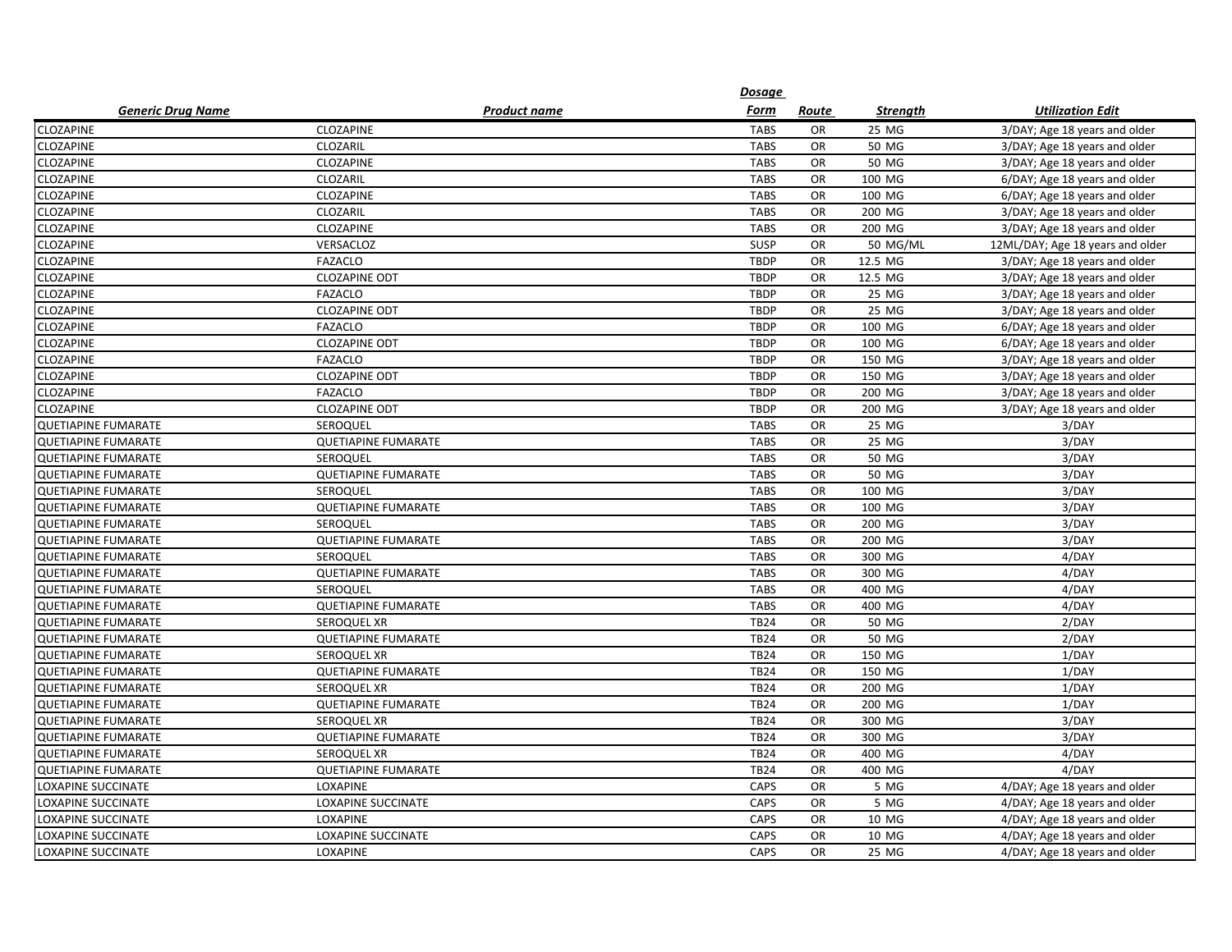| Generic Drug Name | Product name | Dosage Form | Route | Strength | Utilization Edit |
|---|---|---|---|---|---|
| CLOZAPINE | CLOZAPINE | TABS | OR | 25 MG | 3/DAY; Age 18 years and older |
| CLOZAPINE | CLOZARIL | TABS | OR | 50 MG | 3/DAY; Age 18 years and older |
| CLOZAPINE | CLOZAPINE | TABS | OR | 50 MG | 3/DAY; Age 18 years and older |
| CLOZAPINE | CLOZARIL | TABS | OR | 100 MG | 6/DAY; Age 18 years and older |
| CLOZAPINE | CLOZAPINE | TABS | OR | 100 MG | 6/DAY; Age 18 years and older |
| CLOZAPINE | CLOZARIL | TABS | OR | 200 MG | 3/DAY; Age 18 years and older |
| CLOZAPINE | CLOZAPINE | TABS | OR | 200 MG | 3/DAY; Age 18 years and older |
| CLOZAPINE | VERSACLOZ | SUSP | OR | 50 MG/ML | 12ML/DAY; Age 18 years and older |
| CLOZAPINE | FAZACLO | TBDP | OR | 12.5 MG | 3/DAY; Age 18 years and older |
| CLOZAPINE | CLOZAPINE ODT | TBDP | OR | 12.5 MG | 3/DAY; Age 18 years and older |
| CLOZAPINE | FAZACLO | TBDP | OR | 25 MG | 3/DAY; Age 18 years and older |
| CLOZAPINE | CLOZAPINE ODT | TBDP | OR | 25 MG | 3/DAY; Age 18 years and older |
| CLOZAPINE | FAZACLO | TBDP | OR | 100 MG | 6/DAY; Age 18 years and older |
| CLOZAPINE | CLOZAPINE ODT | TBDP | OR | 100 MG | 6/DAY; Age 18 years and older |
| CLOZAPINE | FAZACLO | TBDP | OR | 150 MG | 3/DAY; Age 18 years and older |
| CLOZAPINE | CLOZAPINE ODT | TBDP | OR | 150 MG | 3/DAY; Age 18 years and older |
| CLOZAPINE | FAZACLO | TBDP | OR | 200 MG | 3/DAY; Age 18 years and older |
| CLOZAPINE | CLOZAPINE ODT | TBDP | OR | 200 MG | 3/DAY; Age 18 years and older |
| QUETIAPINE FUMARATE | SEROQUEL | TABS | OR | 25 MG | 3/DAY |
| QUETIAPINE FUMARATE | QUETIAPINE FUMARATE | TABS | OR | 25 MG | 3/DAY |
| QUETIAPINE FUMARATE | SEROQUEL | TABS | OR | 50 MG | 3/DAY |
| QUETIAPINE FUMARATE | QUETIAPINE FUMARATE | TABS | OR | 50 MG | 3/DAY |
| QUETIAPINE FUMARATE | SEROQUEL | TABS | OR | 100 MG | 3/DAY |
| QUETIAPINE FUMARATE | QUETIAPINE FUMARATE | TABS | OR | 100 MG | 3/DAY |
| QUETIAPINE FUMARATE | SEROQUEL | TABS | OR | 200 MG | 3/DAY |
| QUETIAPINE FUMARATE | QUETIAPINE FUMARATE | TABS | OR | 200 MG | 3/DAY |
| QUETIAPINE FUMARATE | SEROQUEL | TABS | OR | 300 MG | 4/DAY |
| QUETIAPINE FUMARATE | QUETIAPINE FUMARATE | TABS | OR | 300 MG | 4/DAY |
| QUETIAPINE FUMARATE | SEROQUEL | TABS | OR | 400 MG | 4/DAY |
| QUETIAPINE FUMARATE | QUETIAPINE FUMARATE | TABS | OR | 400 MG | 4/DAY |
| QUETIAPINE FUMARATE | SEROQUEL XR | TB24 | OR | 50 MG | 2/DAY |
| QUETIAPINE FUMARATE | QUETIAPINE FUMARATE | TB24 | OR | 50 MG | 2/DAY |
| QUETIAPINE FUMARATE | SEROQUEL XR | TB24 | OR | 150 MG | 1/DAY |
| QUETIAPINE FUMARATE | QUETIAPINE FUMARATE | TB24 | OR | 150 MG | 1/DAY |
| QUETIAPINE FUMARATE | SEROQUEL XR | TB24 | OR | 200 MG | 1/DAY |
| QUETIAPINE FUMARATE | QUETIAPINE FUMARATE | TB24 | OR | 200 MG | 1/DAY |
| QUETIAPINE FUMARATE | SEROQUEL XR | TB24 | OR | 300 MG | 3/DAY |
| QUETIAPINE FUMARATE | QUETIAPINE FUMARATE | TB24 | OR | 300 MG | 3/DAY |
| QUETIAPINE FUMARATE | SEROQUEL XR | TB24 | OR | 400 MG | 4/DAY |
| QUETIAPINE FUMARATE | QUETIAPINE FUMARATE | TB24 | OR | 400 MG | 4/DAY |
| LOXAPINE SUCCINATE | LOXAPINE | CAPS | OR | 5 MG | 4/DAY; Age 18 years and older |
| LOXAPINE SUCCINATE | LOXAPINE SUCCINATE | CAPS | OR | 5 MG | 4/DAY; Age 18 years and older |
| LOXAPINE SUCCINATE | LOXAPINE | CAPS | OR | 10 MG | 4/DAY; Age 18 years and older |
| LOXAPINE SUCCINATE | LOXAPINE SUCCINATE | CAPS | OR | 10 MG | 4/DAY; Age 18 years and older |
| LOXAPINE SUCCINATE | LOXAPINE | CAPS | OR | 25 MG | 4/DAY; Age 18 years and older |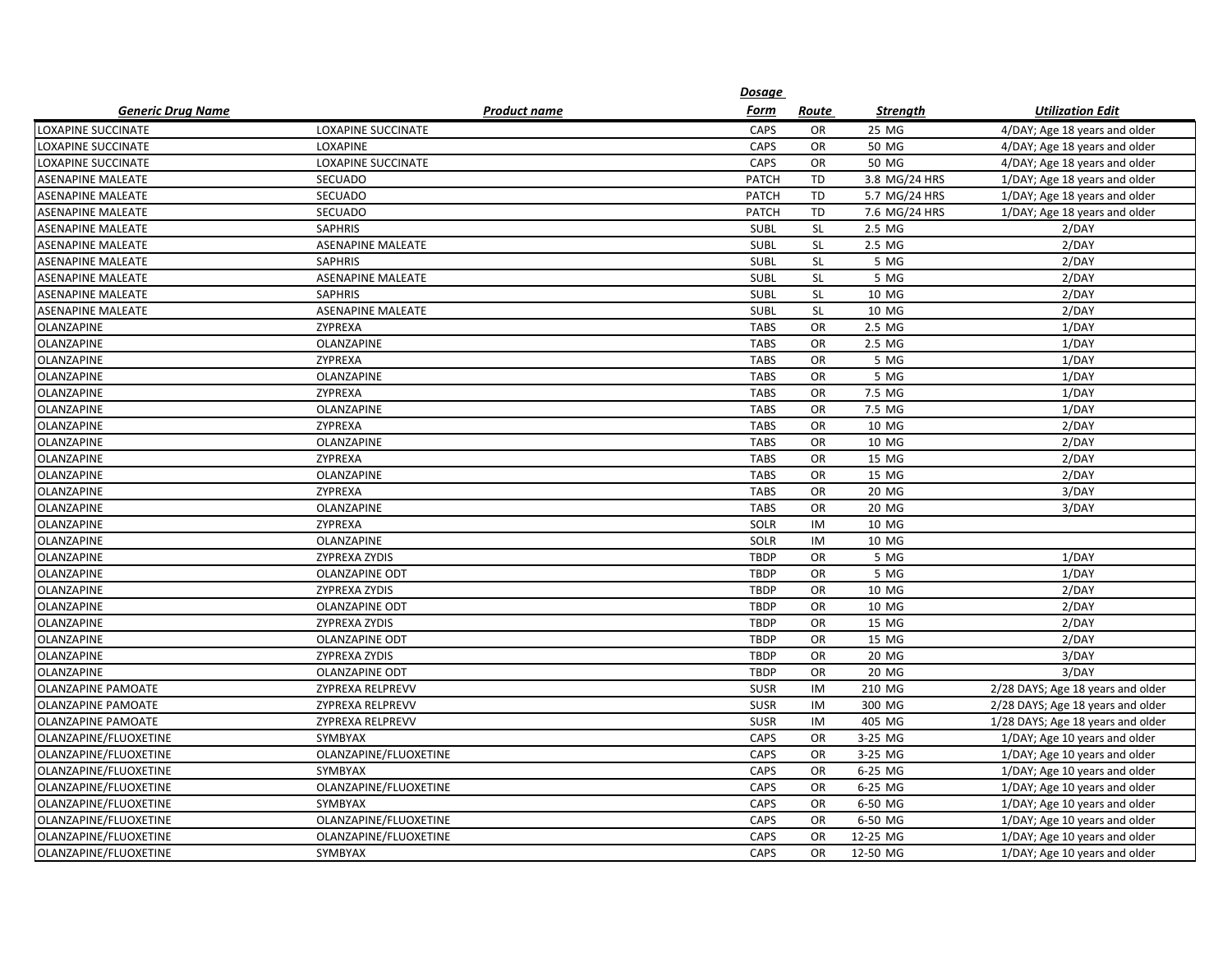| Generic Drug Name | Product name | Dosage Form | Route | Strength | Utilization Edit |
|---|---|---|---|---|---|
| LOXAPINE SUCCINATE | LOXAPINE SUCCINATE | CAPS | OR | 25 MG | 4/DAY; Age 18 years and older |
| LOXAPINE SUCCINATE | LOXAPINE | CAPS | OR | 50 MG | 4/DAY; Age 18 years and older |
| LOXAPINE SUCCINATE | LOXAPINE SUCCINATE | CAPS | OR | 50 MG | 4/DAY; Age 18 years and older |
| ASENAPINE MALEATE | SECUADO | PATCH | TD | 3.8 MG/24 HRS | 1/DAY; Age 18 years and older |
| ASENAPINE MALEATE | SECUADO | PATCH | TD | 5.7 MG/24 HRS | 1/DAY; Age 18 years and older |
| ASENAPINE MALEATE | SECUADO | PATCH | TD | 7.6 MG/24 HRS | 1/DAY; Age 18 years and older |
| ASENAPINE MALEATE | SAPHRIS | SUBL | SL | 2.5 MG | 2/DAY |
| ASENAPINE MALEATE | ASENAPINE MALEATE | SUBL | SL | 2.5 MG | 2/DAY |
| ASENAPINE MALEATE | SAPHRIS | SUBL | SL | 5 MG | 2/DAY |
| ASENAPINE MALEATE | ASENAPINE MALEATE | SUBL | SL | 5 MG | 2/DAY |
| ASENAPINE MALEATE | SAPHRIS | SUBL | SL | 10 MG | 2/DAY |
| ASENAPINE MALEATE | ASENAPINE MALEATE | SUBL | SL | 10 MG | 2/DAY |
| OLANZAPINE | ZYPREXA | TABS | OR | 2.5 MG | 1/DAY |
| OLANZAPINE | OLANZAPINE | TABS | OR | 2.5 MG | 1/DAY |
| OLANZAPINE | ZYPREXA | TABS | OR | 5 MG | 1/DAY |
| OLANZAPINE | OLANZAPINE | TABS | OR | 5 MG | 1/DAY |
| OLANZAPINE | ZYPREXA | TABS | OR | 7.5 MG | 1/DAY |
| OLANZAPINE | OLANZAPINE | TABS | OR | 7.5 MG | 1/DAY |
| OLANZAPINE | ZYPREXA | TABS | OR | 10 MG | 2/DAY |
| OLANZAPINE | OLANZAPINE | TABS | OR | 10 MG | 2/DAY |
| OLANZAPINE | ZYPREXA | TABS | OR | 15 MG | 2/DAY |
| OLANZAPINE | OLANZAPINE | TABS | OR | 15 MG | 2/DAY |
| OLANZAPINE | ZYPREXA | TABS | OR | 20 MG | 3/DAY |
| OLANZAPINE | OLANZAPINE | TABS | OR | 20 MG | 3/DAY |
| OLANZAPINE | ZYPREXA | SOLR | IM | 10 MG | |
| OLANZAPINE | OLANZAPINE | SOLR | IM | 10 MG | |
| OLANZAPINE | ZYPREXA ZYDIS | TBDP | OR | 5 MG | 1/DAY |
| OLANZAPINE | OLANZAPINE ODT | TBDP | OR | 5 MG | 1/DAY |
| OLANZAPINE | ZYPREXA ZYDIS | TBDP | OR | 10 MG | 2/DAY |
| OLANZAPINE | OLANZAPINE ODT | TBDP | OR | 10 MG | 2/DAY |
| OLANZAPINE | ZYPREXA ZYDIS | TBDP | OR | 15 MG | 2/DAY |
| OLANZAPINE | OLANZAPINE ODT | TBDP | OR | 15 MG | 2/DAY |
| OLANZAPINE | ZYPREXA ZYDIS | TBDP | OR | 20 MG | 3/DAY |
| OLANZAPINE | OLANZAPINE ODT | TBDP | OR | 20 MG | 3/DAY |
| OLANZAPINE PAMOATE | ZYPREXA RELPREVV | SUSR | IM | 210 MG | 2/28 DAYS; Age 18 years and older |
| OLANZAPINE PAMOATE | ZYPREXA RELPREVV | SUSR | IM | 300 MG | 2/28 DAYS; Age 18 years and older |
| OLANZAPINE PAMOATE | ZYPREXA RELPREVV | SUSR | IM | 405 MG | 1/28 DAYS; Age 18 years and older |
| OLANZAPINE/FLUOXETINE | SYMBYAX | CAPS | OR | 3-25 MG | 1/DAY; Age 10 years and older |
| OLANZAPINE/FLUOXETINE | OLANZAPINE/FLUOXETINE | CAPS | OR | 3-25 MG | 1/DAY; Age 10 years and older |
| OLANZAPINE/FLUOXETINE | SYMBYAX | CAPS | OR | 6-25 MG | 1/DAY; Age 10 years and older |
| OLANZAPINE/FLUOXETINE | OLANZAPINE/FLUOXETINE | CAPS | OR | 6-25 MG | 1/DAY; Age 10 years and older |
| OLANZAPINE/FLUOXETINE | SYMBYAX | CAPS | OR | 6-50 MG | 1/DAY; Age 10 years and older |
| OLANZAPINE/FLUOXETINE | OLANZAPINE/FLUOXETINE | CAPS | OR | 6-50 MG | 1/DAY; Age 10 years and older |
| OLANZAPINE/FLUOXETINE | OLANZAPINE/FLUOXETINE | CAPS | OR | 12-25 MG | 1/DAY; Age 10 years and older |
| OLANZAPINE/FLUOXETINE | SYMBYAX | CAPS | OR | 12-50 MG | 1/DAY; Age 10 years and older |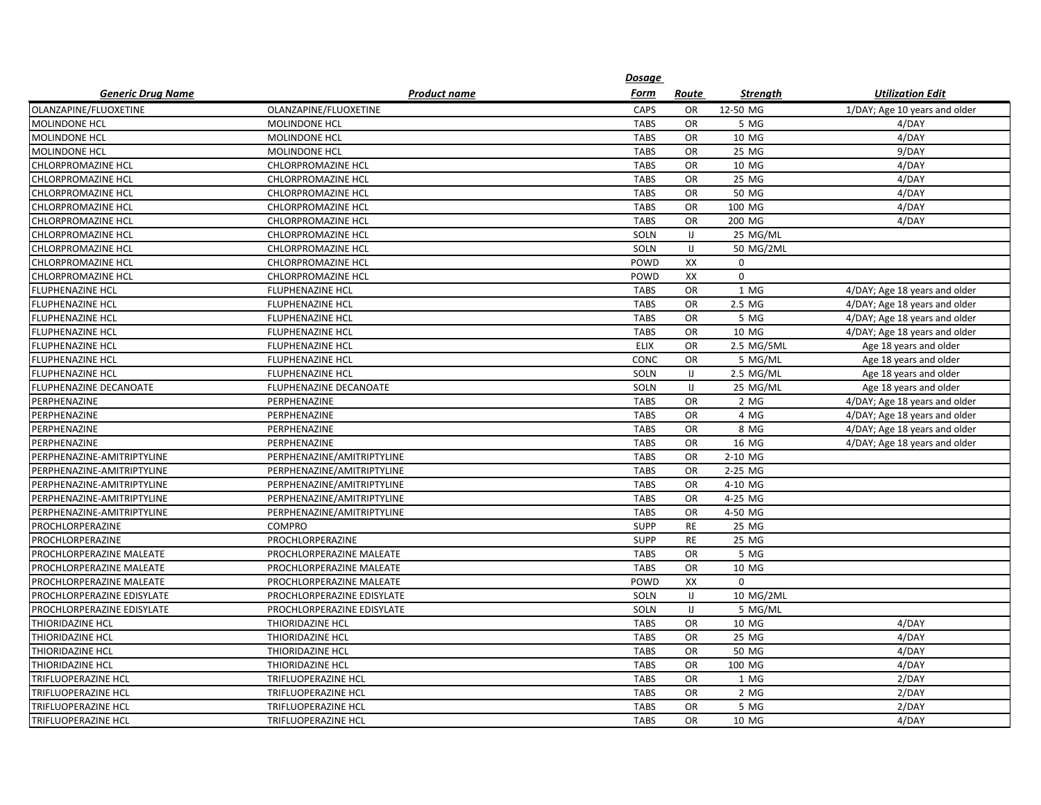| Generic Drug Name | Product name | Dosage Form | Route | Strength | Utilization Edit |
|---|---|---|---|---|---|
| OLANZAPINE/FLUOXETINE | OLANZAPINE/FLUOXETINE | CAPS | OR | 12-50 MG | 1/DAY; Age 10 years and older |
| MOLINDONE HCL | MOLINDONE HCL | TABS | OR | 5 MG | 4/DAY |
| MOLINDONE HCL | MOLINDONE HCL | TABS | OR | 10 MG | 4/DAY |
| MOLINDONE HCL | MOLINDONE HCL | TABS | OR | 25 MG | 9/DAY |
| CHLORPROMAZINE HCL | CHLORPROMAZINE HCL | TABS | OR | 10 MG | 4/DAY |
| CHLORPROMAZINE HCL | CHLORPROMAZINE HCL | TABS | OR | 25 MG | 4/DAY |
| CHLORPROMAZINE HCL | CHLORPROMAZINE HCL | TABS | OR | 50 MG | 4/DAY |
| CHLORPROMAZINE HCL | CHLORPROMAZINE HCL | TABS | OR | 100 MG | 4/DAY |
| CHLORPROMAZINE HCL | CHLORPROMAZINE HCL | TABS | OR | 200 MG | 4/DAY |
| CHLORPROMAZINE HCL | CHLORPROMAZINE HCL | SOLN | IJ | 25 MG/ML | |
| CHLORPROMAZINE HCL | CHLORPROMAZINE HCL | SOLN | IJ | 50 MG/2ML | |
| CHLORPROMAZINE HCL | CHLORPROMAZINE HCL | POWD | XX | 0 | |
| CHLORPROMAZINE HCL | CHLORPROMAZINE HCL | POWD | XX | 0 | |
| FLUPHENAZINE HCL | FLUPHENAZINE HCL | TABS | OR | 1 MG | 4/DAY; Age 18 years and older |
| FLUPHENAZINE HCL | FLUPHENAZINE HCL | TABS | OR | 2.5 MG | 4/DAY; Age 18 years and older |
| FLUPHENAZINE HCL | FLUPHENAZINE HCL | TABS | OR | 5 MG | 4/DAY; Age 18 years and older |
| FLUPHENAZINE HCL | FLUPHENAZINE HCL | TABS | OR | 10 MG | 4/DAY; Age 18 years and older |
| FLUPHENAZINE HCL | FLUPHENAZINE HCL | ELIX | OR | 2.5 MG/5ML | Age 18 years and older |
| FLUPHENAZINE HCL | FLUPHENAZINE HCL | CONC | OR | 5 MG/ML | Age 18 years and older |
| FLUPHENAZINE HCL | FLUPHENAZINE HCL | SOLN | IJ | 2.5 MG/ML | Age 18 years and older |
| FLUPHENAZINE DECANOATE | FLUPHENAZINE DECANOATE | SOLN | IJ | 25 MG/ML | Age 18 years and older |
| PERPHENAZINE | PERPHENAZINE | TABS | OR | 2 MG | 4/DAY; Age 18 years and older |
| PERPHENAZINE | PERPHENAZINE | TABS | OR | 4 MG | 4/DAY; Age 18 years and older |
| PERPHENAZINE | PERPHENAZINE | TABS | OR | 8 MG | 4/DAY; Age 18 years and older |
| PERPHENAZINE | PERPHENAZINE | TABS | OR | 16 MG | 4/DAY; Age 18 years and older |
| PERPHENAZINE-AMITRIPTYLINE | PERPHENAZINE/AMITRIPTYLINE | TABS | OR | 2-10 MG | |
| PERPHENAZINE-AMITRIPTYLINE | PERPHENAZINE/AMITRIPTYLINE | TABS | OR | 2-25 MG | |
| PERPHENAZINE-AMITRIPTYLINE | PERPHENAZINE/AMITRIPTYLINE | TABS | OR | 4-10 MG | |
| PERPHENAZINE-AMITRIPTYLINE | PERPHENAZINE/AMITRIPTYLINE | TABS | OR | 4-25 MG | |
| PERPHENAZINE-AMITRIPTYLINE | PERPHENAZINE/AMITRIPTYLINE | TABS | OR | 4-50 MG | |
| PROCHLORPERAZINE | COMPRO | SUPP | RE | 25 MG | |
| PROCHLORPERAZINE | PROCHLORPERAZINE | SUPP | RE | 25 MG | |
| PROCHLORPERAZINE MALEATE | PROCHLORPERAZINE MALEATE | TABS | OR | 5 MG | |
| PROCHLORPERAZINE MALEATE | PROCHLORPERAZINE MALEATE | TABS | OR | 10 MG | |
| PROCHLORPERAZINE MALEATE | PROCHLORPERAZINE MALEATE | POWD | XX | 0 | |
| PROCHLORPERAZINE EDISYLATE | PROCHLORPERAZINE EDISYLATE | SOLN | IJ | 10 MG/2ML | |
| PROCHLORPERAZINE EDISYLATE | PROCHLORPERAZINE EDISYLATE | SOLN | IJ | 5 MG/ML | |
| THIORIDAZINE HCL | THIORIDAZINE HCL | TABS | OR | 10 MG | 4/DAY |
| THIORIDAZINE HCL | THIORIDAZINE HCL | TABS | OR | 25 MG | 4/DAY |
| THIORIDAZINE HCL | THIORIDAZINE HCL | TABS | OR | 50 MG | 4/DAY |
| THIORIDAZINE HCL | THIORIDAZINE HCL | TABS | OR | 100 MG | 4/DAY |
| TRIFLUOPERAZINE HCL | TRIFLUOPERAZINE HCL | TABS | OR | 1 MG | 2/DAY |
| TRIFLUOPERAZINE HCL | TRIFLUOPERAZINE HCL | TABS | OR | 2 MG | 2/DAY |
| TRIFLUOPERAZINE HCL | TRIFLUOPERAZINE HCL | TABS | OR | 5 MG | 2/DAY |
| TRIFLUOPERAZINE HCL | TRIFLUOPERAZINE HCL | TABS | OR | 10 MG | 4/DAY |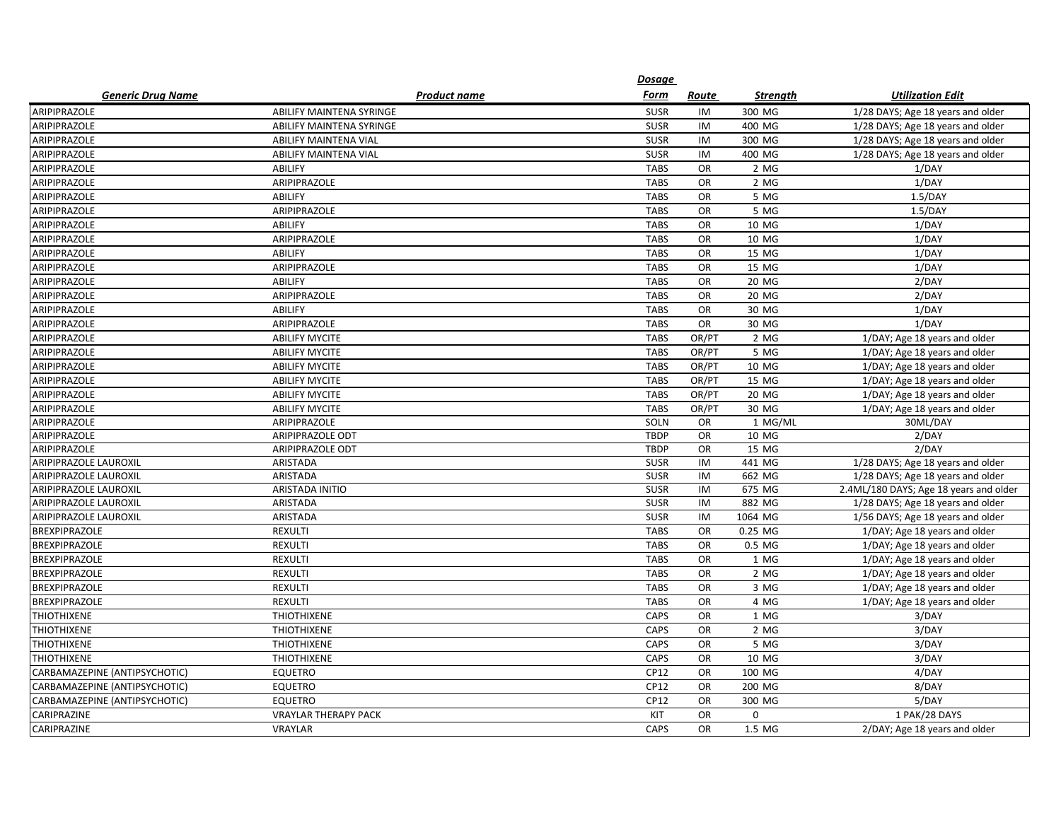| Generic Drug Name | Product name | Dosage Form | Route | Strength | Utilization Edit |
|---|---|---|---|---|---|
| ARIPIPRAZOLE | ABILIFY MAINTENA SYRINGE | SUSR | IM | 300 MG | 1/28 DAYS; Age 18 years and older |
| ARIPIPRAZOLE | ABILIFY MAINTENA SYRINGE | SUSR | IM | 400 MG | 1/28 DAYS; Age 18 years and older |
| ARIPIPRAZOLE | ABILIFY MAINTENA VIAL | SUSR | IM | 300 MG | 1/28 DAYS; Age 18 years and older |
| ARIPIPRAZOLE | ABILIFY MAINTENA VIAL | SUSR | IM | 400 MG | 1/28 DAYS; Age 18 years and older |
| ARIPIPRAZOLE | ABILIFY | TABS | OR | 2 MG | 1/DAY |
| ARIPIPRAZOLE | ARIPIPRAZOLE | TABS | OR | 2 MG | 1/DAY |
| ARIPIPRAZOLE | ABILIFY | TABS | OR | 5 MG | 1.5/DAY |
| ARIPIPRAZOLE | ARIPIPRAZOLE | TABS | OR | 5 MG | 1.5/DAY |
| ARIPIPRAZOLE | ABILIFY | TABS | OR | 10 MG | 1/DAY |
| ARIPIPRAZOLE | ARIPIPRAZOLE | TABS | OR | 10 MG | 1/DAY |
| ARIPIPRAZOLE | ABILIFY | TABS | OR | 15 MG | 1/DAY |
| ARIPIPRAZOLE | ARIPIPRAZOLE | TABS | OR | 15 MG | 1/DAY |
| ARIPIPRAZOLE | ABILIFY | TABS | OR | 20 MG | 2/DAY |
| ARIPIPRAZOLE | ARIPIPRAZOLE | TABS | OR | 20 MG | 2/DAY |
| ARIPIPRAZOLE | ABILIFY | TABS | OR | 30 MG | 1/DAY |
| ARIPIPRAZOLE | ARIPIPRAZOLE | TABS | OR | 30 MG | 1/DAY |
| ARIPIPRAZOLE | ABILIFY MYCITE | TABS | OR/PT | 2 MG | 1/DAY; Age 18 years and older |
| ARIPIPRAZOLE | ABILIFY MYCITE | TABS | OR/PT | 5 MG | 1/DAY; Age 18 years and older |
| ARIPIPRAZOLE | ABILIFY MYCITE | TABS | OR/PT | 10 MG | 1/DAY; Age 18 years and older |
| ARIPIPRAZOLE | ABILIFY MYCITE | TABS | OR/PT | 15 MG | 1/DAY; Age 18 years and older |
| ARIPIPRAZOLE | ABILIFY MYCITE | TABS | OR/PT | 20 MG | 1/DAY; Age 18 years and older |
| ARIPIPRAZOLE | ABILIFY MYCITE | TABS | OR/PT | 30 MG | 1/DAY; Age 18 years and older |
| ARIPIPRAZOLE | ARIPIPRAZOLE | SOLN | OR | 1 MG/ML | 30ML/DAY |
| ARIPIPRAZOLE | ARIPIPRAZOLE ODT | TBDP | OR | 10 MG | 2/DAY |
| ARIPIPRAZOLE | ARIPIPRAZOLE ODT | TBDP | OR | 15 MG | 2/DAY |
| ARIPIPRAZOLE LAUROXIL | ARISTADA | SUSR | IM | 441 MG | 1/28 DAYS; Age 18 years and older |
| ARIPIPRAZOLE LAUROXIL | ARISTADA | SUSR | IM | 662 MG | 1/28 DAYS; Age 18 years and older |
| ARIPIPRAZOLE LAUROXIL | ARISTADA INITIO | SUSR | IM | 675 MG | 2.4ML/180 DAYS; Age 18 years and older |
| ARIPIPRAZOLE LAUROXIL | ARISTADA | SUSR | IM | 882 MG | 1/28 DAYS; Age 18 years and older |
| ARIPIPRAZOLE LAUROXIL | ARISTADA | SUSR | IM | 1064 MG | 1/56 DAYS; Age 18 years and older |
| BREXPIPRAZOLE | REXULTI | TABS | OR | 0.25 MG | 1/DAY; Age 18 years and older |
| BREXPIPRAZOLE | REXULTI | TABS | OR | 0.5 MG | 1/DAY; Age 18 years and older |
| BREXPIPRAZOLE | REXULTI | TABS | OR | 1 MG | 1/DAY; Age 18 years and older |
| BREXPIPRAZOLE | REXULTI | TABS | OR | 2 MG | 1/DAY; Age 18 years and older |
| BREXPIPRAZOLE | REXULTI | TABS | OR | 3 MG | 1/DAY; Age 18 years and older |
| BREXPIPRAZOLE | REXULTI | TABS | OR | 4 MG | 1/DAY; Age 18 years and older |
| THIOTHIXENE | THIOTHIXENE | CAPS | OR | 1 MG | 3/DAY |
| THIOTHIXENE | THIOTHIXENE | CAPS | OR | 2 MG | 3/DAY |
| THIOTHIXENE | THIOTHIXENE | CAPS | OR | 5 MG | 3/DAY |
| THIOTHIXENE | THIOTHIXENE | CAPS | OR | 10 MG | 3/DAY |
| CARBAMAZEPINE (ANTIPSYCHOTIC) | EQUETRO | CP12 | OR | 100 MG | 4/DAY |
| CARBAMAZEPINE (ANTIPSYCHOTIC) | EQUETRO | CP12 | OR | 200 MG | 8/DAY |
| CARBAMAZEPINE (ANTIPSYCHOTIC) | EQUETRO | CP12 | OR | 300 MG | 5/DAY |
| CARIPRAZINE | VRAYLAR THERAPY PACK | KIT | OR | 0 | 1 PAK/28 DAYS |
| CARIPRAZINE | VRAYLAR | CAPS | OR | 1.5 MG | 2/DAY; Age 18 years and older |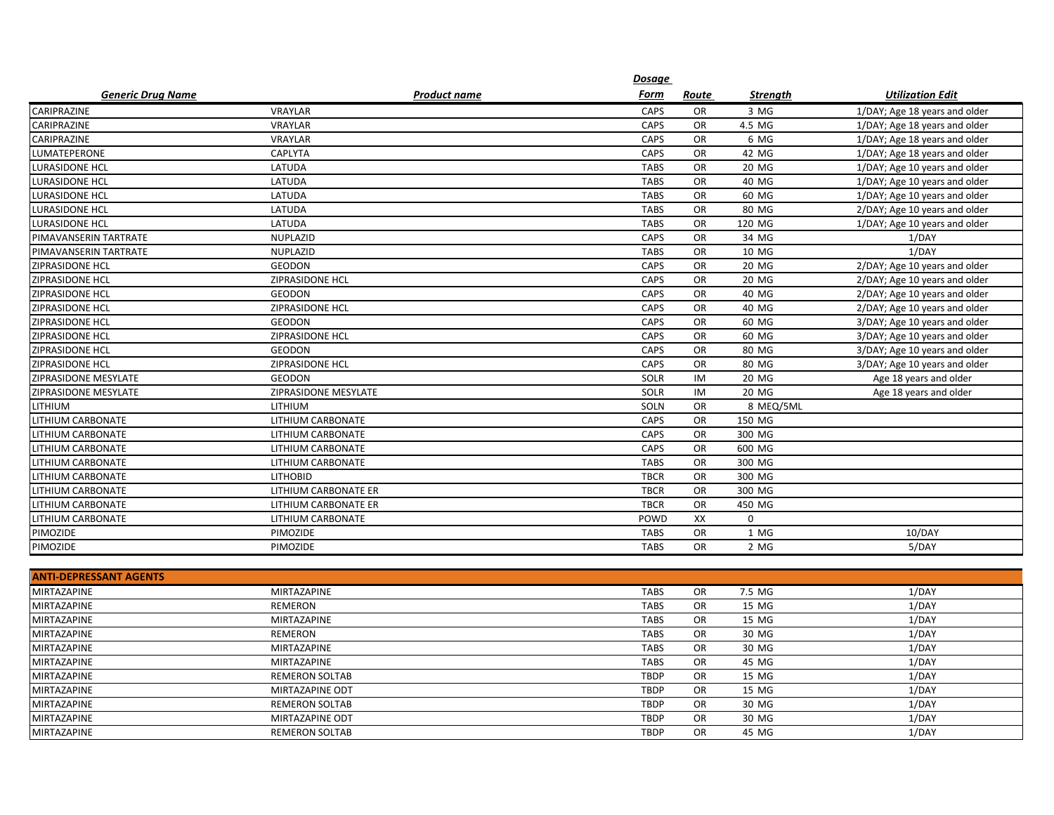| Generic Drug Name | Product name | Dosage Form | Route | Strength | Utilization Edit |
|---|---|---|---|---|---|
| CARIPRAZINE | VRAYLAR | CAPS | OR | 3 MG | 1/DAY; Age 18 years and older |
| CARIPRAZINE | VRAYLAR | CAPS | OR | 4.5 MG | 1/DAY; Age 18 years and older |
| CARIPRAZINE | VRAYLAR | CAPS | OR | 6 MG | 1/DAY; Age 18 years and older |
| LUMATEPERONE | CAPLYTA | CAPS | OR | 42 MG | 1/DAY; Age 18 years and older |
| LURASIDONE HCL | LATUDA | TABS | OR | 20 MG | 1/DAY; Age 10 years and older |
| LURASIDONE HCL | LATUDA | TABS | OR | 40 MG | 1/DAY; Age 10 years and older |
| LURASIDONE HCL | LATUDA | TABS | OR | 60 MG | 1/DAY; Age 10 years and older |
| LURASIDONE HCL | LATUDA | TABS | OR | 80 MG | 2/DAY; Age 10 years and older |
| LURASIDONE HCL | LATUDA | TABS | OR | 120 MG | 1/DAY; Age 10 years and older |
| PIMAVANSERIN TARTRATE | NUPLAZID | CAPS | OR | 34 MG | 1/DAY |
| PIMAVANSERIN TARTRATE | NUPLAZID | TABS | OR | 10 MG | 1/DAY |
| ZIPRASIDONE HCL | GEODON | CAPS | OR | 20 MG | 2/DAY; Age 10 years and older |
| ZIPRASIDONE HCL | ZIPRASIDONE HCL | CAPS | OR | 20 MG | 2/DAY; Age 10 years and older |
| ZIPRASIDONE HCL | GEODON | CAPS | OR | 40 MG | 2/DAY; Age 10 years and older |
| ZIPRASIDONE HCL | ZIPRASIDONE HCL | CAPS | OR | 40 MG | 2/DAY; Age 10 years and older |
| ZIPRASIDONE HCL | GEODON | CAPS | OR | 60 MG | 3/DAY; Age 10 years and older |
| ZIPRASIDONE HCL | ZIPRASIDONE HCL | CAPS | OR | 60 MG | 3/DAY; Age 10 years and older |
| ZIPRASIDONE HCL | GEODON | CAPS | OR | 80 MG | 3/DAY; Age 10 years and older |
| ZIPRASIDONE HCL | ZIPRASIDONE HCL | CAPS | OR | 80 MG | 3/DAY; Age 10 years and older |
| ZIPRASIDONE MESYLATE | GEODON | SOLR | IM | 20 MG | Age 18 years and older |
| ZIPRASIDONE MESYLATE | ZIPRASIDONE MESYLATE | SOLR | IM | 20 MG | Age 18 years and older |
| LITHIUM | LITHIUM | SOLN | OR | 8 MEQ/5ML | |
| LITHIUM CARBONATE | LITHIUM CARBONATE | CAPS | OR | 150 MG | |
| LITHIUM CARBONATE | LITHIUM CARBONATE | CAPS | OR | 300 MG | |
| LITHIUM CARBONATE | LITHIUM CARBONATE | CAPS | OR | 600 MG | |
| LITHIUM CARBONATE | LITHIUM CARBONATE | TABS | OR | 300 MG | |
| LITHIUM CARBONATE | LITHOBID | TBCR | OR | 300 MG | |
| LITHIUM CARBONATE | LITHIUM CARBONATE ER | TBCR | OR | 300 MG | |
| LITHIUM CARBONATE | LITHIUM CARBONATE ER | TBCR | OR | 450 MG | |
| LITHIUM CARBONATE | LITHIUM CARBONATE | POWD | XX | 0 | |
| PIMOZIDE | PIMOZIDE | TABS | OR | 1 MG | 10/DAY |
| PIMOZIDE | PIMOZIDE | TABS | OR | 2 MG | 5/DAY |

| **ANTI-DEPRESSANT AGENTS** | | | | | |
|---|---|---|---|---|---|
| MIRTAZAPINE | MIRTAZAPINE | TABS | OR | 7.5 MG | 1/DAY |
| MIRTAZAPINE | REMERON | TABS | OR | 15 MG | 1/DAY |
| MIRTAZAPINE | MIRTAZAPINE | TABS | OR | 15 MG | 1/DAY |
| MIRTAZAPINE | REMERON | TABS | OR | 30 MG | 1/DAY |
| MIRTAZAPINE | MIRTAZAPINE | TABS | OR | 30 MG | 1/DAY |
| MIRTAZAPINE | MIRTAZAPINE | TABS | OR | 45 MG | 1/DAY |
| MIRTAZAPINE | REMERON SOLTAB | TBDP | OR | 15 MG | 1/DAY |
| MIRTAZAPINE | MIRTAZAPINE ODT | TBDP | OR | 15 MG | 1/DAY |
| MIRTAZAPINE | REMERON SOLTAB | TBDP | OR | 30 MG | 1/DAY |
| MIRTAZAPINE | MIRTAZAPINE ODT | TBDP | OR | 30 MG | 1/DAY |
| MIRTAZAPINE | REMERON SOLTAB | TBDP | OR | 45 MG | 1/DAY |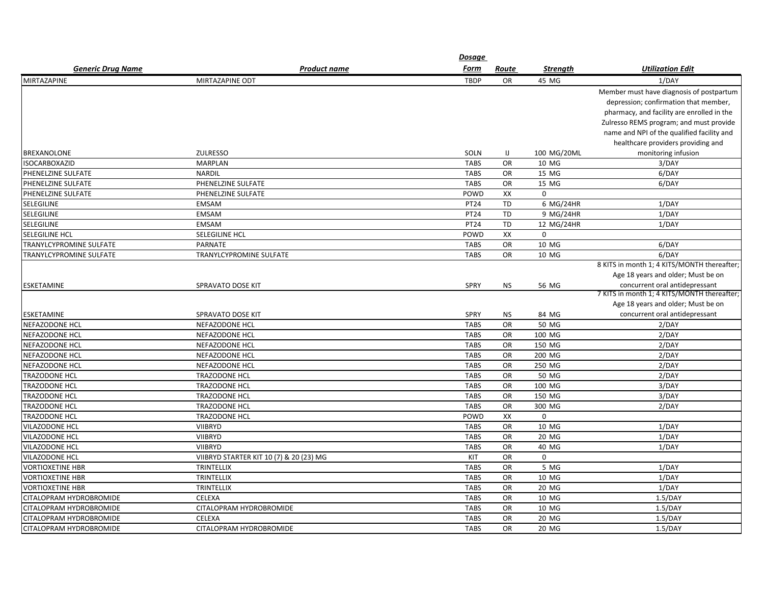| *Generic Drug Name* | *Product name* | *Dosage Form* | *Route* | *Strength* | *Utilization Edit* |
|---|---|---|---|---|---|
| MIRTAZAPINE | MIRTAZAPINE ODT | TBDP | OR | 45 MG | 1/DAY |
| BREXANOLONE | ZULRESSO | SOLN | IJ | 100 MG/20ML | Member must have diagnosis of postpartum depression; confirmation that member, pharmacy, and facility are enrolled in the Zulresso REMS program; and must provide name and NPI of the qualified facility and healthcare providers providing and monitoring infusion |
| ISOCARBOXAZID | MARPLAN | TABS | OR | 10 MG | 3/DAY |
| PHENELZINE SULFATE | NARDIL | TABS | OR | 15 MG | 6/DAY |
| PHENELZINE SULFATE | PHENELZINE SULFATE | TABS | OR | 15 MG | 6/DAY |
| PHENELZINE SULFATE | PHENELZINE SULFATE | POWD | XX | 0 | |
| SELEGILINE | EMSAM | PT24 | TD | 6 MG/24HR | 1/DAY |
| SELEGILINE | EMSAM | PT24 | TD | 9 MG/24HR | 1/DAY |
| SELEGILINE | EMSAM | PT24 | TD | 12 MG/24HR | 1/DAY |
| SELEGILINE HCL | SELEGILINE HCL | POWD | XX | 0 | |
| TRANYLCYPROMINE SULFATE | PARNATE | TABS | OR | 10 MG | 6/DAY |
| TRANYLCYPROMINE SULFATE | TRANYLCYPROMINE SULFATE | TABS | OR | 10 MG | 6/DAY |
| ESKETAMINE | SPRAVATO DOSE KIT | SPRY | NS | 56 MG | 8 KITS in month 1; 4 KITS/MONTH thereafter; Age 18 years and older; Must be on concurrent oral antidepressant |
| ESKETAMINE | SPRAVATO DOSE KIT | SPRY | NS | 84 MG | 7 KITS in month 1; 4 KITS/MONTH thereafter; Age 18 years and older; Must be on concurrent oral antidepressant |
| NEFAZODONE HCL | NEFAZODONE HCL | TABS | OR | 50 MG | 2/DAY |
| NEFAZODONE HCL | NEFAZODONE HCL | TABS | OR | 100 MG | 2/DAY |
| NEFAZODONE HCL | NEFAZODONE HCL | TABS | OR | 150 MG | 2/DAY |
| NEFAZODONE HCL | NEFAZODONE HCL | TABS | OR | 200 MG | 2/DAY |
| NEFAZODONE HCL | NEFAZODONE HCL | TABS | OR | 250 MG | 2/DAY |
| TRAZODONE HCL | TRAZODONE HCL | TABS | OR | 50 MG | 2/DAY |
| TRAZODONE HCL | TRAZODONE HCL | TABS | OR | 100 MG | 3/DAY |
| TRAZODONE HCL | TRAZODONE HCL | TABS | OR | 150 MG | 3/DAY |
| TRAZODONE HCL | TRAZODONE HCL | TABS | OR | 300 MG | 2/DAY |
| TRAZODONE HCL | TRAZODONE HCL | POWD | XX | 0 | |
| VILAZODONE HCL | VIIBRYD | TABS | OR | 10 MG | 1/DAY |
| VILAZODONE HCL | VIIBRYD | TABS | OR | 20 MG | 1/DAY |
| VILAZODONE HCL | VIIBRYD | TABS | OR | 40 MG | 1/DAY |
| VILAZODONE HCL | VIIBRYD STARTER KIT 10 (7) & 20 (23) MG | KIT | OR | 0 | |
| VORTIOXETINE HBR | TRINTELLIX | TABS | OR | 5 MG | 1/DAY |
| VORTIOXETINE HBR | TRINTELLIX | TABS | OR | 10 MG | 1/DAY |
| VORTIOXETINE HBR | TRINTELLIX | TABS | OR | 20 MG | 1/DAY |
| CITALOPRAM HYDROBROMIDE | CELEXA | TABS | OR | 10 MG | 1.5/DAY |
| CITALOPRAM HYDROBROMIDE | CITALOPRAM HYDROBROMIDE | TABS | OR | 10 MG | 1.5/DAY |
| CITALOPRAM HYDROBROMIDE | CELEXA | TABS | OR | 20 MG | 1.5/DAY |
| CITALOPRAM HYDROBROMIDE | CITALOPRAM HYDROBROMIDE | TABS | OR | 20 MG | 1.5/DAY |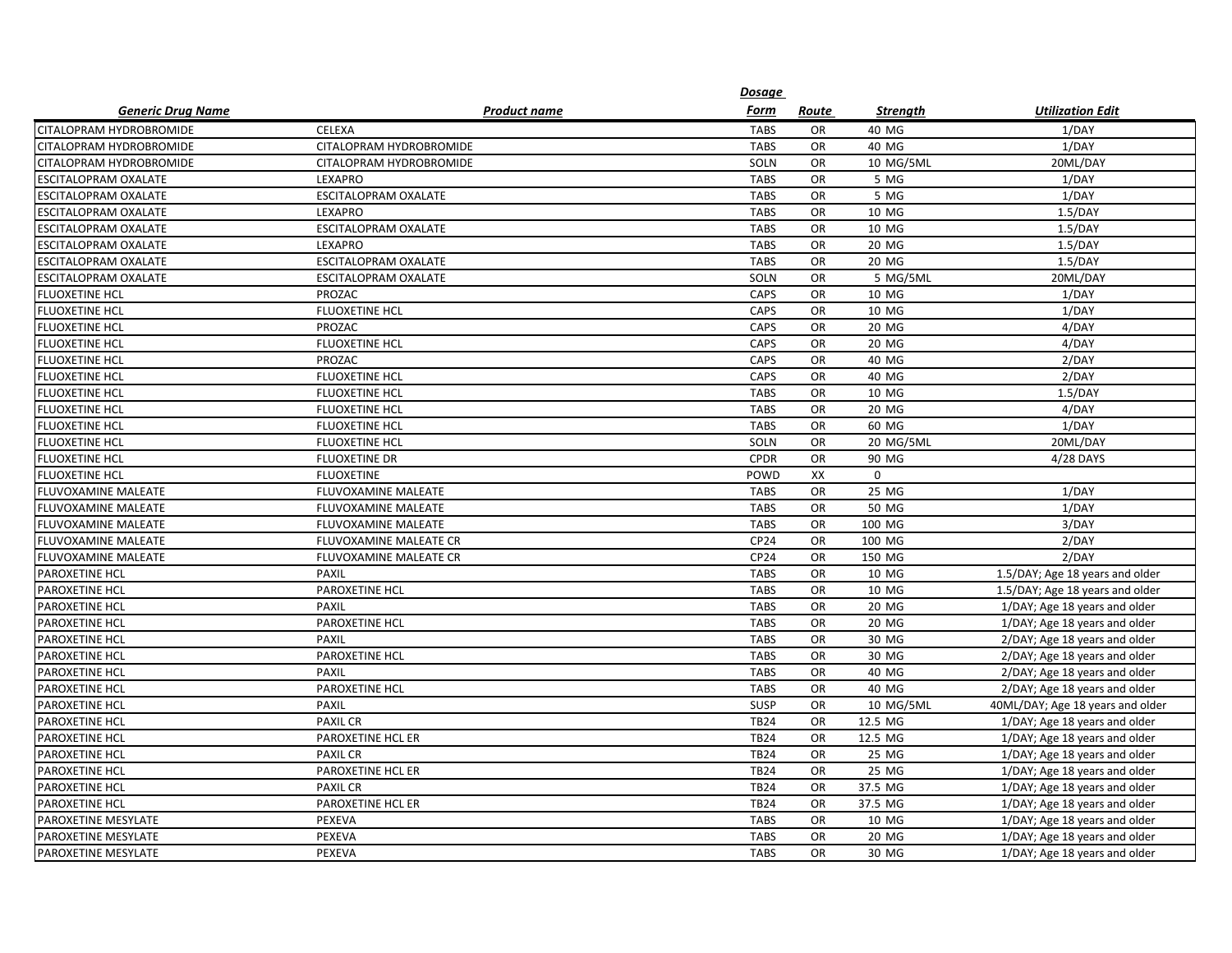| Generic Drug Name | Product name | Dosage Form | Route | Strength | Utilization Edit |
|---|---|---|---|---|---|
| CITALOPRAM HYDROBROMIDE | CELEXA | TABS | OR | 40 MG | 1/DAY |
| CITALOPRAM HYDROBROMIDE | CITALOPRAM HYDROBROMIDE | TABS | OR | 40 MG | 1/DAY |
| CITALOPRAM HYDROBROMIDE | CITALOPRAM HYDROBROMIDE | SOLN | OR | 10 MG/5ML | 20ML/DAY |
| ESCITALOPRAM OXALATE | LEXAPRO | TABS | OR | 5 MG | 1/DAY |
| ESCITALOPRAM OXALATE | ESCITALOPRAM OXALATE | TABS | OR | 5 MG | 1/DAY |
| ESCITALOPRAM OXALATE | LEXAPRO | TABS | OR | 10 MG | 1.5/DAY |
| ESCITALOPRAM OXALATE | ESCITALOPRAM OXALATE | TABS | OR | 10 MG | 1.5/DAY |
| ESCITALOPRAM OXALATE | LEXAPRO | TABS | OR | 20 MG | 1.5/DAY |
| ESCITALOPRAM OXALATE | ESCITALOPRAM OXALATE | TABS | OR | 20 MG | 1.5/DAY |
| ESCITALOPRAM OXALATE | ESCITALOPRAM OXALATE | SOLN | OR | 5 MG/5ML | 20ML/DAY |
| FLUOXETINE HCL | PROZAC | CAPS | OR | 10 MG | 1/DAY |
| FLUOXETINE HCL | FLUOXETINE HCL | CAPS | OR | 10 MG | 1/DAY |
| FLUOXETINE HCL | PROZAC | CAPS | OR | 20 MG | 4/DAY |
| FLUOXETINE HCL | FLUOXETINE HCL | CAPS | OR | 20 MG | 4/DAY |
| FLUOXETINE HCL | PROZAC | CAPS | OR | 40 MG | 2/DAY |
| FLUOXETINE HCL | FLUOXETINE HCL | CAPS | OR | 40 MG | 2/DAY |
| FLUOXETINE HCL | FLUOXETINE HCL | TABS | OR | 10 MG | 1.5/DAY |
| FLUOXETINE HCL | FLUOXETINE HCL | TABS | OR | 20 MG | 4/DAY |
| FLUOXETINE HCL | FLUOXETINE HCL | TABS | OR | 60 MG | 1/DAY |
| FLUOXETINE HCL | FLUOXETINE HCL | SOLN | OR | 20 MG/5ML | 20ML/DAY |
| FLUOXETINE HCL | FLUOXETINE DR | CPDR | OR | 90 MG | 4/28 DAYS |
| FLUOXETINE HCL | FLUOXETINE | POWD | XX | 0 | |
| FLUVOXAMINE MALEATE | FLUVOXAMINE MALEATE | TABS | OR | 25 MG | 1/DAY |
| FLUVOXAMINE MALEATE | FLUVOXAMINE MALEATE | TABS | OR | 50 MG | 1/DAY |
| FLUVOXAMINE MALEATE | FLUVOXAMINE MALEATE | TABS | OR | 100 MG | 3/DAY |
| FLUVOXAMINE MALEATE | FLUVOXAMINE MALEATE CR | CP24 | OR | 100 MG | 2/DAY |
| FLUVOXAMINE MALEATE | FLUVOXAMINE MALEATE CR | CP24 | OR | 150 MG | 2/DAY |
| PAROXETINE HCL | PAXIL | TABS | OR | 10 MG | 1.5/DAY; Age 18 years and older |
| PAROXETINE HCL | PAROXETINE HCL | TABS | OR | 10 MG | 1.5/DAY; Age 18 years and older |
| PAROXETINE HCL | PAXIL | TABS | OR | 20 MG | 1/DAY; Age 18 years and older |
| PAROXETINE HCL | PAROXETINE HCL | TABS | OR | 20 MG | 1/DAY; Age 18 years and older |
| PAROXETINE HCL | PAXIL | TABS | OR | 30 MG | 2/DAY; Age 18 years and older |
| PAROXETINE HCL | PAROXETINE HCL | TABS | OR | 30 MG | 2/DAY; Age 18 years and older |
| PAROXETINE HCL | PAXIL | TABS | OR | 40 MG | 2/DAY; Age 18 years and older |
| PAROXETINE HCL | PAROXETINE HCL | TABS | OR | 40 MG | 2/DAY; Age 18 years and older |
| PAROXETINE HCL | PAXIL | SUSP | OR | 10 MG/5ML | 40ML/DAY; Age 18 years and older |
| PAROXETINE HCL | PAXIL CR | TB24 | OR | 12.5 MG | 1/DAY; Age 18 years and older |
| PAROXETINE HCL | PAROXETINE HCL ER | TB24 | OR | 12.5 MG | 1/DAY; Age 18 years and older |
| PAROXETINE HCL | PAXIL CR | TB24 | OR | 25 MG | 1/DAY; Age 18 years and older |
| PAROXETINE HCL | PAROXETINE HCL ER | TB24 | OR | 25 MG | 1/DAY; Age 18 years and older |
| PAROXETINE HCL | PAXIL CR | TB24 | OR | 37.5 MG | 1/DAY; Age 18 years and older |
| PAROXETINE HCL | PAROXETINE HCL ER | TB24 | OR | 37.5 MG | 1/DAY; Age 18 years and older |
| PAROXETINE MESYLATE | PEXEVA | TABS | OR | 10 MG | 1/DAY; Age 18 years and older |
| PAROXETINE MESYLATE | PEXEVA | TABS | OR | 20 MG | 1/DAY; Age 18 years and older |
| PAROXETINE MESYLATE | PEXEVA | TABS | OR | 30 MG | 1/DAY; Age 18 years and older |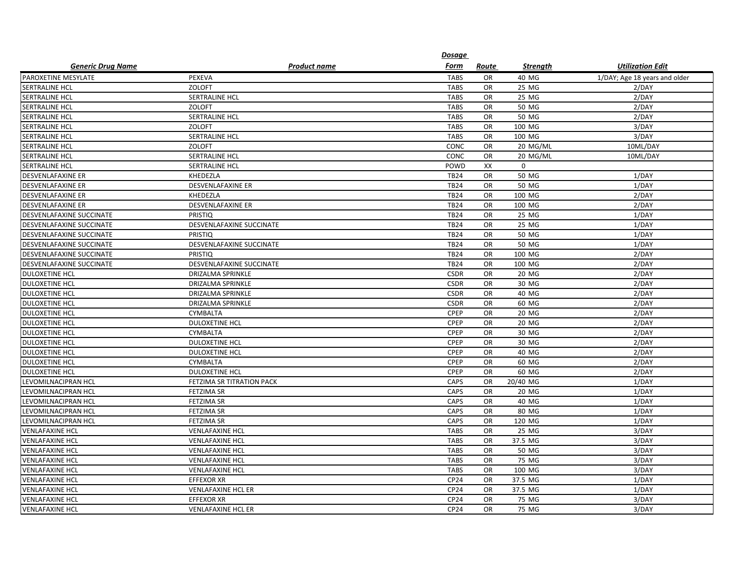| Generic Drug Name | Product name | Dosage Form | Route | Strength | Utilization Edit |
|---|---|---|---|---|---|
| PAROXETINE MESYLATE | PEXEVA | TABS | OR | 40 MG | 1/DAY; Age 18 years and older |
| SERTRALINE HCL | ZOLOFT | TABS | OR | 25 MG | 2/DAY |
| SERTRALINE HCL | SERTRALINE HCL | TABS | OR | 25 MG | 2/DAY |
| SERTRALINE HCL | ZOLOFT | TABS | OR | 50 MG | 2/DAY |
| SERTRALINE HCL | SERTRALINE HCL | TABS | OR | 50 MG | 2/DAY |
| SERTRALINE HCL | ZOLOFT | TABS | OR | 100 MG | 3/DAY |
| SERTRALINE HCL | SERTRALINE HCL | TABS | OR | 100 MG | 3/DAY |
| SERTRALINE HCL | ZOLOFT | CONC | OR | 20 MG/ML | 10ML/DAY |
| SERTRALINE HCL | SERTRALINE HCL | CONC | OR | 20 MG/ML | 10ML/DAY |
| SERTRALINE HCL | SERTRALINE HCL | POWD | XX | 0 | |
| DESVENLAFAXINE ER | KHEDEZLA | TB24 | OR | 50 MG | 1/DAY |
| DESVENLAFAXINE ER | DESVENLAFAXINE ER | TB24 | OR | 50 MG | 1/DAY |
| DESVENLAFAXINE ER | KHEDEZLA | TB24 | OR | 100 MG | 2/DAY |
| DESVENLAFAXINE ER | DESVENLAFAXINE ER | TB24 | OR | 100 MG | 2/DAY |
| DESVENLAFAXINE SUCCINATE | PRISTIQ | TB24 | OR | 25 MG | 1/DAY |
| DESVENLAFAXINE SUCCINATE | DESVENLAFAXINE SUCCINATE | TB24 | OR | 25 MG | 1/DAY |
| DESVENLAFAXINE SUCCINATE | PRISTIQ | TB24 | OR | 50 MG | 1/DAY |
| DESVENLAFAXINE SUCCINATE | DESVENLAFAXINE SUCCINATE | TB24 | OR | 50 MG | 1/DAY |
| DESVENLAFAXINE SUCCINATE | PRISTIQ | TB24 | OR | 100 MG | 2/DAY |
| DESVENLAFAXINE SUCCINATE | DESVENLAFAXINE SUCCINATE | TB24 | OR | 100 MG | 2/DAY |
| DULOXETINE HCL | DRIZALMA SPRINKLE | CSDR | OR | 20 MG | 2/DAY |
| DULOXETINE HCL | DRIZALMA SPRINKLE | CSDR | OR | 30 MG | 2/DAY |
| DULOXETINE HCL | DRIZALMA SPRINKLE | CSDR | OR | 40 MG | 2/DAY |
| DULOXETINE HCL | DRIZALMA SPRINKLE | CSDR | OR | 60 MG | 2/DAY |
| DULOXETINE HCL | CYMBALTA | CPEP | OR | 20 MG | 2/DAY |
| DULOXETINE HCL | DULOXETINE HCL | CPEP | OR | 20 MG | 2/DAY |
| DULOXETINE HCL | CYMBALTA | CPEP | OR | 30 MG | 2/DAY |
| DULOXETINE HCL | DULOXETINE HCL | CPEP | OR | 30 MG | 2/DAY |
| DULOXETINE HCL | DULOXETINE HCL | CPEP | OR | 40 MG | 2/DAY |
| DULOXETINE HCL | CYMBALTA | CPEP | OR | 60 MG | 2/DAY |
| DULOXETINE HCL | DULOXETINE HCL | CPEP | OR | 60 MG | 2/DAY |
| LEVOMILNACIPRAN HCL | FETZIMA SR TITRATION PACK | CAPS | OR | 20/40 MG | 1/DAY |
| LEVOMILNACIPRAN HCL | FETZIMA SR | CAPS | OR | 20 MG | 1/DAY |
| LEVOMILNACIPRAN HCL | FETZIMA SR | CAPS | OR | 40 MG | 1/DAY |
| LEVOMILNACIPRAN HCL | FETZIMA SR | CAPS | OR | 80 MG | 1/DAY |
| LEVOMILNACIPRAN HCL | FETZIMA SR | CAPS | OR | 120 MG | 1/DAY |
| VENLAFAXINE HCL | VENLAFAXINE HCL | TABS | OR | 25 MG | 3/DAY |
| VENLAFAXINE HCL | VENLAFAXINE HCL | TABS | OR | 37.5 MG | 3/DAY |
| VENLAFAXINE HCL | VENLAFAXINE HCL | TABS | OR | 50 MG | 3/DAY |
| VENLAFAXINE HCL | VENLAFAXINE HCL | TABS | OR | 75 MG | 3/DAY |
| VENLAFAXINE HCL | VENLAFAXINE HCL | TABS | OR | 100 MG | 3/DAY |
| VENLAFAXINE HCL | EFFEXOR XR | CP24 | OR | 37.5 MG | 1/DAY |
| VENLAFAXINE HCL | VENLAFAXINE HCL ER | CP24 | OR | 37.5 MG | 1/DAY |
| VENLAFAXINE HCL | EFFEXOR XR | CP24 | OR | 75 MG | 3/DAY |
| VENLAFAXINE HCL | VENLAFAXINE HCL ER | CP24 | OR | 75 MG | 3/DAY |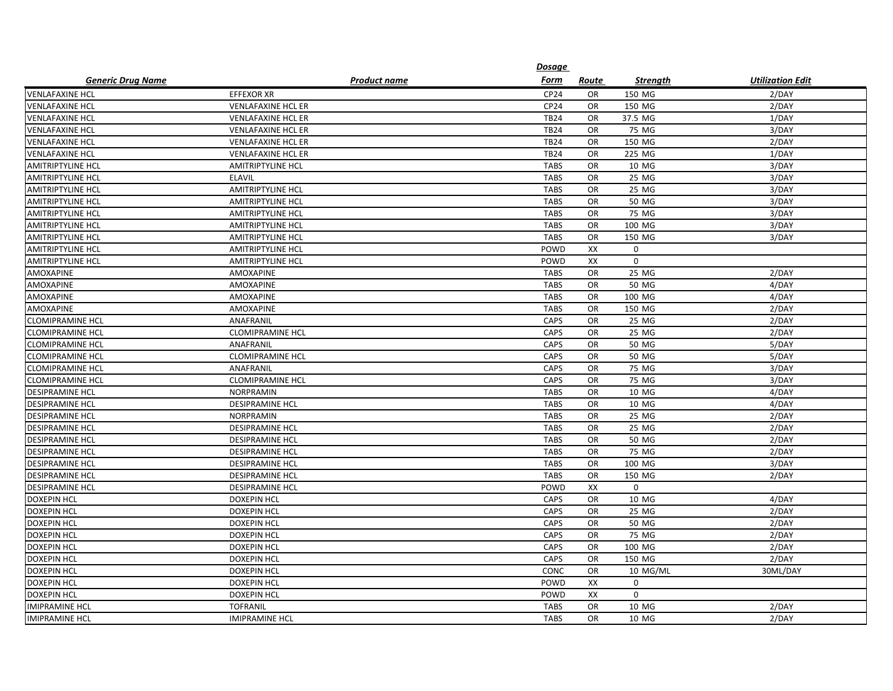| Generic Drug Name | Product name | Dosage Form | Route | Strength | Utilization Edit |
|---|---|---|---|---|---|
| VENLAFAXINE HCL | EFFEXOR XR | CP24 | OR | 150 MG | 2/DAY |
| VENLAFAXINE HCL | VENLAFAXINE HCL ER | CP24 | OR | 150 MG | 2/DAY |
| VENLAFAXINE HCL | VENLAFAXINE HCL ER | TB24 | OR | 37.5 MG | 1/DAY |
| VENLAFAXINE HCL | VENLAFAXINE HCL ER | TB24 | OR | 75 MG | 3/DAY |
| VENLAFAXINE HCL | VENLAFAXINE HCL ER | TB24 | OR | 150 MG | 2/DAY |
| VENLAFAXINE HCL | VENLAFAXINE HCL ER | TB24 | OR | 225 MG | 1/DAY |
| AMITRIPTYLINE HCL | AMITRIPTYLINE HCL | TABS | OR | 10 MG | 3/DAY |
| AMITRIPTYLINE HCL | ELAVIL | TABS | OR | 25 MG | 3/DAY |
| AMITRIPTYLINE HCL | AMITRIPTYLINE HCL | TABS | OR | 25 MG | 3/DAY |
| AMITRIPTYLINE HCL | AMITRIPTYLINE HCL | TABS | OR | 50 MG | 3/DAY |
| AMITRIPTYLINE HCL | AMITRIPTYLINE HCL | TABS | OR | 75 MG | 3/DAY |
| AMITRIPTYLINE HCL | AMITRIPTYLINE HCL | TABS | OR | 100 MG | 3/DAY |
| AMITRIPTYLINE HCL | AMITRIPTYLINE HCL | TABS | OR | 150 MG | 3/DAY |
| AMITRIPTYLINE HCL | AMITRIPTYLINE HCL | POWD | XX | 0 | |
| AMITRIPTYLINE HCL | AMITRIPTYLINE HCL | POWD | XX | 0 | |
| AMOXAPINE | AMOXAPINE | TABS | OR | 25 MG | 2/DAY |
| AMOXAPINE | AMOXAPINE | TABS | OR | 50 MG | 4/DAY |
| AMOXAPINE | AMOXAPINE | TABS | OR | 100 MG | 4/DAY |
| AMOXAPINE | AMOXAPINE | TABS | OR | 150 MG | 2/DAY |
| CLOMIPRAMINE HCL | ANAFRANIL | CAPS | OR | 25 MG | 2/DAY |
| CLOMIPRAMINE HCL | CLOMIPRAMINE HCL | CAPS | OR | 25 MG | 2/DAY |
| CLOMIPRAMINE HCL | ANAFRANIL | CAPS | OR | 50 MG | 5/DAY |
| CLOMIPRAMINE HCL | CLOMIPRAMINE HCL | CAPS | OR | 50 MG | 5/DAY |
| CLOMIPRAMINE HCL | ANAFRANIL | CAPS | OR | 75 MG | 3/DAY |
| CLOMIPRAMINE HCL | CLOMIPRAMINE HCL | CAPS | OR | 75 MG | 3/DAY |
| DESIPRAMINE HCL | NORPRAMIN | TABS | OR | 10 MG | 4/DAY |
| DESIPRAMINE HCL | DESIPRAMINE HCL | TABS | OR | 10 MG | 4/DAY |
| DESIPRAMINE HCL | NORPRAMIN | TABS | OR | 25 MG | 2/DAY |
| DESIPRAMINE HCL | DESIPRAMINE HCL | TABS | OR | 25 MG | 2/DAY |
| DESIPRAMINE HCL | DESIPRAMINE HCL | TABS | OR | 50 MG | 2/DAY |
| DESIPRAMINE HCL | DESIPRAMINE HCL | TABS | OR | 75 MG | 2/DAY |
| DESIPRAMINE HCL | DESIPRAMINE HCL | TABS | OR | 100 MG | 3/DAY |
| DESIPRAMINE HCL | DESIPRAMINE HCL | TABS | OR | 150 MG | 2/DAY |
| DESIPRAMINE HCL | DESIPRAMINE HCL | POWD | XX | 0 | |
| DOXEPIN HCL | DOXEPIN HCL | CAPS | OR | 10 MG | 4/DAY |
| DOXEPIN HCL | DOXEPIN HCL | CAPS | OR | 25 MG | 2/DAY |
| DOXEPIN HCL | DOXEPIN HCL | CAPS | OR | 50 MG | 2/DAY |
| DOXEPIN HCL | DOXEPIN HCL | CAPS | OR | 75 MG | 2/DAY |
| DOXEPIN HCL | DOXEPIN HCL | CAPS | OR | 100 MG | 2/DAY |
| DOXEPIN HCL | DOXEPIN HCL | CAPS | OR | 150 MG | 2/DAY |
| DOXEPIN HCL | DOXEPIN HCL | CONC | OR | 10 MG/ML | 30ML/DAY |
| DOXEPIN HCL | DOXEPIN HCL | POWD | XX | 0 | |
| DOXEPIN HCL | DOXEPIN HCL | POWD | XX | 0 | |
| IMIPRAMINE HCL | TOFRANIL | TABS | OR | 10 MG | 2/DAY |
| IMIPRAMINE HCL | IMIPRAMINE HCL | TABS | OR | 10 MG | 2/DAY |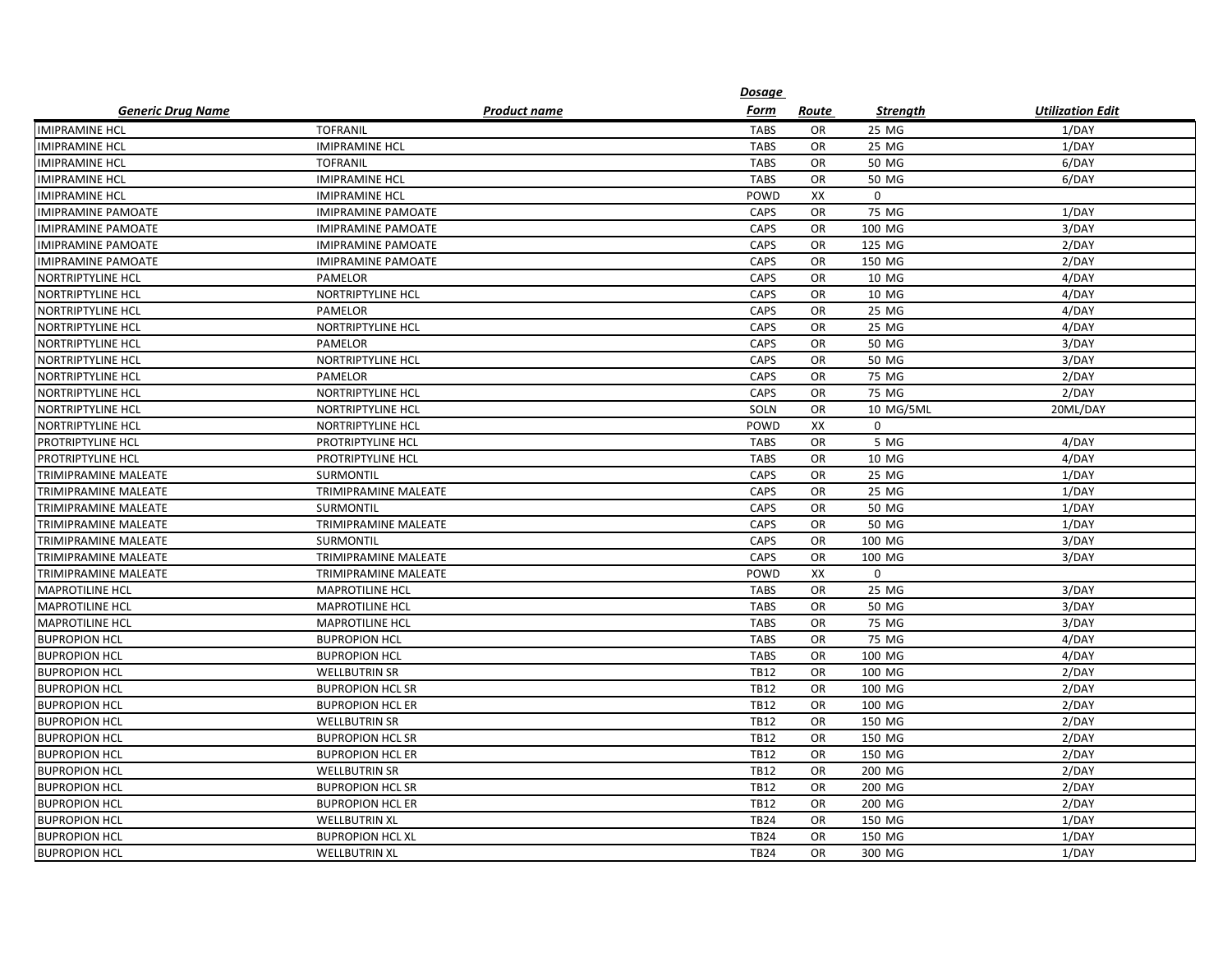| Generic Drug Name | Product name | Dosage Form | Route | Strength | Utilization Edit |
|---|---|---|---|---|---|
| IMIPRAMINE HCL | TOFRANIL | TABS | OR | 25 MG | 1/DAY |
| IMIPRAMINE HCL | IMIPRAMINE HCL | TABS | OR | 25 MG | 1/DAY |
| IMIPRAMINE HCL | TOFRANIL | TABS | OR | 50 MG | 6/DAY |
| IMIPRAMINE HCL | IMIPRAMINE HCL | TABS | OR | 50 MG | 6/DAY |
| IMIPRAMINE HCL | IMIPRAMINE HCL | POWD | XX | 0 | |
| IMIPRAMINE PAMOATE | IMIPRAMINE PAMOATE | CAPS | OR | 75 MG | 1/DAY |
| IMIPRAMINE PAMOATE | IMIPRAMINE PAMOATE | CAPS | OR | 100 MG | 3/DAY |
| IMIPRAMINE PAMOATE | IMIPRAMINE PAMOATE | CAPS | OR | 125 MG | 2/DAY |
| IMIPRAMINE PAMOATE | IMIPRAMINE PAMOATE | CAPS | OR | 150 MG | 2/DAY |
| NORTRIPTYLINE HCL | PAMELOR | CAPS | OR | 10 MG | 4/DAY |
| NORTRIPTYLINE HCL | NORTRIPTYLINE HCL | CAPS | OR | 10 MG | 4/DAY |
| NORTRIPTYLINE HCL | PAMELOR | CAPS | OR | 25 MG | 4/DAY |
| NORTRIPTYLINE HCL | NORTRIPTYLINE HCL | CAPS | OR | 25 MG | 4/DAY |
| NORTRIPTYLINE HCL | PAMELOR | CAPS | OR | 50 MG | 3/DAY |
| NORTRIPTYLINE HCL | NORTRIPTYLINE HCL | CAPS | OR | 50 MG | 3/DAY |
| NORTRIPTYLINE HCL | PAMELOR | CAPS | OR | 75 MG | 2/DAY |
| NORTRIPTYLINE HCL | NORTRIPTYLINE HCL | CAPS | OR | 75 MG | 2/DAY |
| NORTRIPTYLINE HCL | NORTRIPTYLINE HCL | SOLN | OR | 10 MG/5ML | 20ML/DAY |
| NORTRIPTYLINE HCL | NORTRIPTYLINE HCL | POWD | XX | 0 | |
| PROTRIPTYLINE HCL | PROTRIPTYLINE HCL | TABS | OR | 5 MG | 4/DAY |
| PROTRIPTYLINE HCL | PROTRIPTYLINE HCL | TABS | OR | 10 MG | 4/DAY |
| TRIMIPRAMINE MALEATE | SURMONTIL | CAPS | OR | 25 MG | 1/DAY |
| TRIMIPRAMINE MALEATE | TRIMIPRAMINE MALEATE | CAPS | OR | 25 MG | 1/DAY |
| TRIMIPRAMINE MALEATE | SURMONTIL | CAPS | OR | 50 MG | 1/DAY |
| TRIMIPRAMINE MALEATE | TRIMIPRAMINE MALEATE | CAPS | OR | 50 MG | 1/DAY |
| TRIMIPRAMINE MALEATE | SURMONTIL | CAPS | OR | 100 MG | 3/DAY |
| TRIMIPRAMINE MALEATE | TRIMIPRAMINE MALEATE | CAPS | OR | 100 MG | 3/DAY |
| TRIMIPRAMINE MALEATE | TRIMIPRAMINE MALEATE | POWD | XX | 0 | |
| MAPROTILINE HCL | MAPROTILINE HCL | TABS | OR | 25 MG | 3/DAY |
| MAPROTILINE HCL | MAPROTILINE HCL | TABS | OR | 50 MG | 3/DAY |
| MAPROTILINE HCL | MAPROTILINE HCL | TABS | OR | 75 MG | 3/DAY |
| BUPROPION HCL | BUPROPION HCL | TABS | OR | 75 MG | 4/DAY |
| BUPROPION HCL | BUPROPION HCL | TABS | OR | 100 MG | 4/DAY |
| BUPROPION HCL | WELLBUTRIN SR | TB12 | OR | 100 MG | 2/DAY |
| BUPROPION HCL | BUPROPION HCL SR | TB12 | OR | 100 MG | 2/DAY |
| BUPROPION HCL | BUPROPION HCL ER | TB12 | OR | 100 MG | 2/DAY |
| BUPROPION HCL | WELLBUTRIN SR | TB12 | OR | 150 MG | 2/DAY |
| BUPROPION HCL | BUPROPION HCL SR | TB12 | OR | 150 MG | 2/DAY |
| BUPROPION HCL | BUPROPION HCL ER | TB12 | OR | 150 MG | 2/DAY |
| BUPROPION HCL | WELLBUTRIN SR | TB12 | OR | 200 MG | 2/DAY |
| BUPROPION HCL | BUPROPION HCL SR | TB12 | OR | 200 MG | 2/DAY |
| BUPROPION HCL | BUPROPION HCL ER | TB12 | OR | 200 MG | 2/DAY |
| BUPROPION HCL | WELLBUTRIN XL | TB24 | OR | 150 MG | 1/DAY |
| BUPROPION HCL | BUPROPION HCL XL | TB24 | OR | 150 MG | 1/DAY |
| BUPROPION HCL | WELLBUTRIN XL | TB24 | OR | 300 MG | 1/DAY |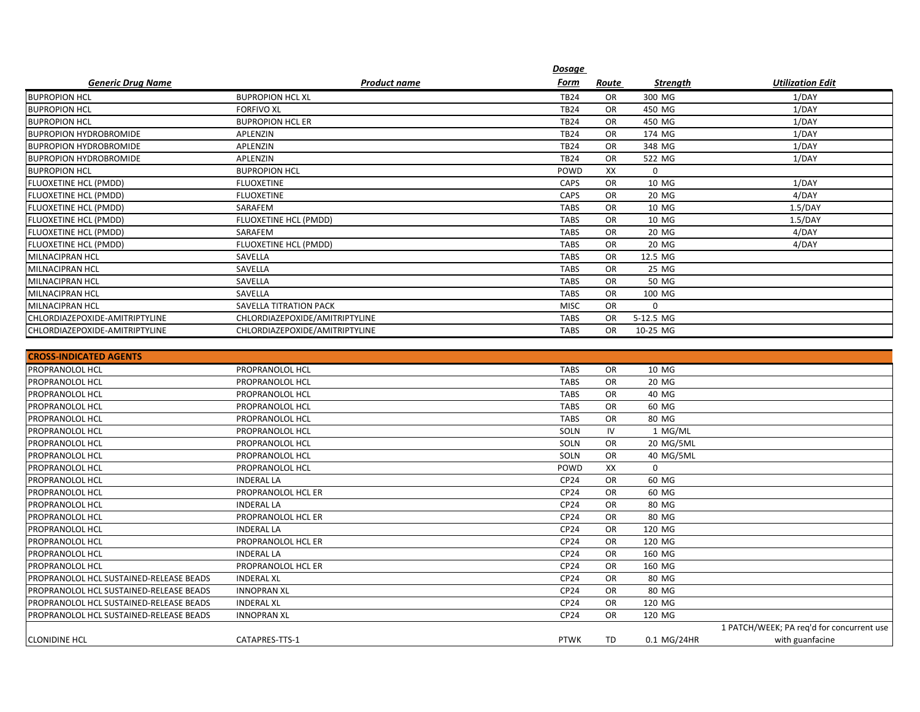| Generic Drug Name | Product name | Dosage Form | Route | Strength | Utilization Edit |
|---|---|---|---|---|---|
| BUPROPION HCL | BUPROPION HCL XL | TB24 | OR | 300 MG | 1/DAY |
| BUPROPION HCL | FORFIVO XL | TB24 | OR | 450 MG | 1/DAY |
| BUPROPION HCL | BUPROPION HCL ER | TB24 | OR | 450 MG | 1/DAY |
| BUPROPION HYDROBROMIDE | APLENZIN | TB24 | OR | 174 MG | 1/DAY |
| BUPROPION HYDROBROMIDE | APLENZIN | TB24 | OR | 348 MG | 1/DAY |
| BUPROPION HYDROBROMIDE | APLENZIN | TB24 | OR | 522 MG | 1/DAY |
| BUPROPION HCL | BUPROPION HCL | POWD | XX | 0 | |
| FLUOXETINE HCL (PMDD) | FLUOXETINE | CAPS | OR | 10 MG | 1/DAY |
| FLUOXETINE HCL (PMDD) | FLUOXETINE | CAPS | OR | 20 MG | 4/DAY |
| FLUOXETINE HCL (PMDD) | SARAFEM | TABS | OR | 10 MG | 1.5/DAY |
| FLUOXETINE HCL (PMDD) | FLUOXETINE HCL (PMDD) | TABS | OR | 10 MG | 1.5/DAY |
| FLUOXETINE HCL (PMDD) | SARAFEM | TABS | OR | 20 MG | 4/DAY |
| FLUOXETINE HCL (PMDD) | FLUOXETINE HCL (PMDD) | TABS | OR | 20 MG | 4/DAY |
| MILNACIPRAN HCL | SAVELLA | TABS | OR | 12.5 MG | |
| MILNACIPRAN HCL | SAVELLA | TABS | OR | 25 MG | |
| MILNACIPRAN HCL | SAVELLA | TABS | OR | 50 MG | |
| MILNACIPRAN HCL | SAVELLA | TABS | OR | 100 MG | |
| MILNACIPRAN HCL | SAVELLA TITRATION PACK | MISC | OR | 0 | |
| CHLORDIAZEPOXIDE-AMITRIPTYLINE | CHLORDIAZEPOXIDE/AMITRIPTYLINE | TABS | OR | 5-12.5 MG | |
| CHLORDIAZEPOXIDE-AMITRIPTYLINE | CHLORDIAZEPOXIDE/AMITRIPTYLINE | TABS | OR | 10-25 MG | |

| CROSS-INDICATED AGENTS | | | | | |
|---|---|---|---|---|---|
| PROPRANOLOL HCL | PROPRANOLOL HCL | TABS | OR | 10 MG | |
| PROPRANOLOL HCL | PROPRANOLOL HCL | TABS | OR | 20 MG | |
| PROPRANOLOL HCL | PROPRANOLOL HCL | TABS | OR | 40 MG | |
| PROPRANOLOL HCL | PROPRANOLOL HCL | TABS | OR | 60 MG | |
| PROPRANOLOL HCL | PROPRANOLOL HCL | TABS | OR | 80 MG | |
| PROPRANOLOL HCL | PROPRANOLOL HCL | SOLN | IV | 1 MG/ML | |
| PROPRANOLOL HCL | PROPRANOLOL HCL | SOLN | OR | 20 MG/5ML | |
| PROPRANOLOL HCL | PROPRANOLOL HCL | SOLN | OR | 40 MG/5ML | |
| PROPRANOLOL HCL | PROPRANOLOL HCL | POWD | XX | 0 | |
| PROPRANOLOL HCL | INDERAL LA | CP24 | OR | 60 MG | |
| PROPRANOLOL HCL | PROPRANOLOL HCL ER | CP24 | OR | 60 MG | |
| PROPRANOLOL HCL | INDERAL LA | CP24 | OR | 80 MG | |
| PROPRANOLOL HCL | PROPRANOLOL HCL ER | CP24 | OR | 80 MG | |
| PROPRANOLOL HCL | INDERAL LA | CP24 | OR | 120 MG | |
| PROPRANOLOL HCL | PROPRANOLOL HCL ER | CP24 | OR | 120 MG | |
| PROPRANOLOL HCL | INDERAL LA | CP24 | OR | 160 MG | |
| PROPRANOLOL HCL | PROPRANOLOL HCL ER | CP24 | OR | 160 MG | |
| PROPRANOLOL HCL SUSTAINED-RELEASE BEADS | INDERAL XL | CP24 | OR | 80 MG | |
| PROPRANOLOL HCL SUSTAINED-RELEASE BEADS | INNOPRAN XL | CP24 | OR | 80 MG | |
| PROPRANOLOL HCL SUSTAINED-RELEASE BEADS | INDERAL XL | CP24 | OR | 120 MG | |
| PROPRANOLOL HCL SUSTAINED-RELEASE BEADS | INNOPRAN XL | CP24 | OR | 120 MG | |
| CLONIDINE HCL | CATAPRES-TTS-1 | PTWK | TD | 0.1 MG/24HR | 1 PATCH/WEEK; PA req'd for concurrent use with guanfacine |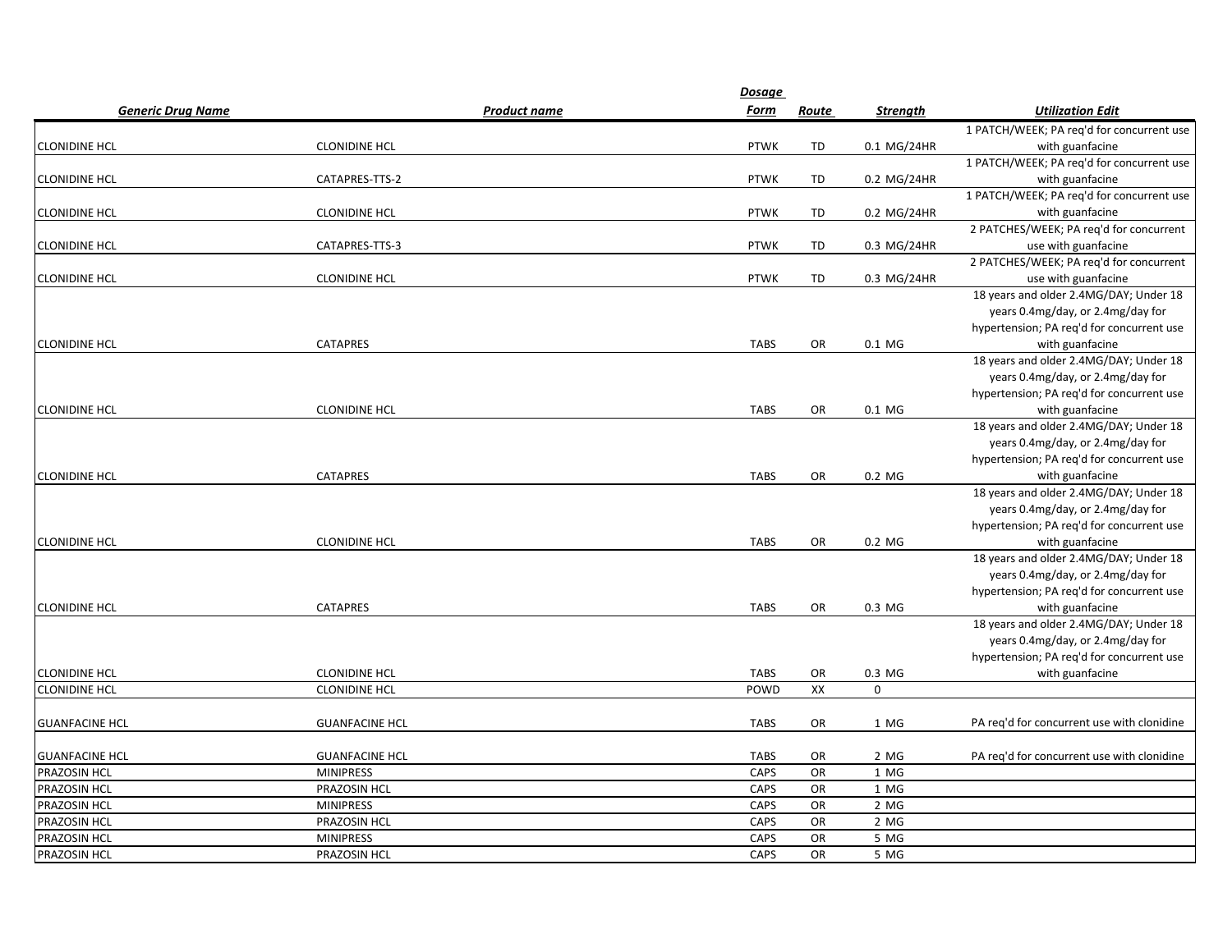| ***Generic Drug Name*** | ***Product name*** | ***Dosage Form*** | ***Route*** | ***Strength*** | ***Utilization Edit*** |
|---|---|---|---|---|---|
| CLONIDINE HCL | CLONIDINE HCL | PTWK | TD | 0.1 MG/24HR | 1 PATCH/WEEK; PA req'd for concurrent use with guanfacine |
| CLONIDINE HCL | CATAPRES-TTS-2 | PTWK | TD | 0.2 MG/24HR | 1 PATCH/WEEK; PA req'd for concurrent use with guanfacine |
| CLONIDINE HCL | CLONIDINE HCL | PTWK | TD | 0.2 MG/24HR | 1 PATCH/WEEK; PA req'd for concurrent use with guanfacine |
| CLONIDINE HCL | CATAPRES-TTS-3 | PTWK | TD | 0.3 MG/24HR | 2 PATCHES/WEEK; PA req'd for concurrent use with guanfacine |
| CLONIDINE HCL | CLONIDINE HCL | PTWK | TD | 0.3 MG/24HR | 2 PATCHES/WEEK; PA req'd for concurrent use with guanfacine |
| CLONIDINE HCL | CATAPRES | TABS | OR | 0.1 MG | 18 years and older 2.4MG/DAY; Under 18 years 0.4mg/day, or 2.4mg/day for hypertension; PA req'd for concurrent use with guanfacine |
| CLONIDINE HCL | CLONIDINE HCL | TABS | OR | 0.1 MG | 18 years and older 2.4MG/DAY; Under 18 years 0.4mg/day, or 2.4mg/day for hypertension; PA req'd for concurrent use with guanfacine |
| CLONIDINE HCL | CATAPRES | TABS | OR | 0.2 MG | 18 years and older 2.4MG/DAY; Under 18 years 0.4mg/day, or 2.4mg/day for hypertension; PA req'd for concurrent use with guanfacine |
| CLONIDINE HCL | CLONIDINE HCL | TABS | OR | 0.2 MG | 18 years and older 2.4MG/DAY; Under 18 years 0.4mg/day, or 2.4mg/day for hypertension; PA req'd for concurrent use with guanfacine |
| CLONIDINE HCL | CATAPRES | TABS | OR | 0.3 MG | 18 years and older 2.4MG/DAY; Under 18 years 0.4mg/day, or 2.4mg/day for hypertension; PA req'd for concurrent use with guanfacine |
| CLONIDINE HCL | CLONIDINE HCL | TABS | OR | 0.3 MG | 18 years and older 2.4MG/DAY; Under 18 years 0.4mg/day, or 2.4mg/day for hypertension; PA req'd for concurrent use with guanfacine |
| CLONIDINE HCL | CLONIDINE HCL | POWD | XX | 0 | |
| GUANFACINE HCL | GUANFACINE HCL | TABS | OR | 1 MG | PA req'd for concurrent use with clonidine |
| GUANFACINE HCL | GUANFACINE HCL | TABS | OR | 2 MG | PA req'd for concurrent use with clonidine |
| PRAZOSIN HCL | MINIPRESS | CAPS | OR | 1 MG | |
| PRAZOSIN HCL | PRAZOSIN HCL | CAPS | OR | 1 MG | |
| PRAZOSIN HCL | MINIPRESS | CAPS | OR | 2 MG | |
| PRAZOSIN HCL | PRAZOSIN HCL | CAPS | OR | 2 MG | |
| PRAZOSIN HCL | MINIPRESS | CAPS | OR | 5 MG | |
| PRAZOSIN HCL | PRAZOSIN HCL | CAPS | OR | 5 MG | |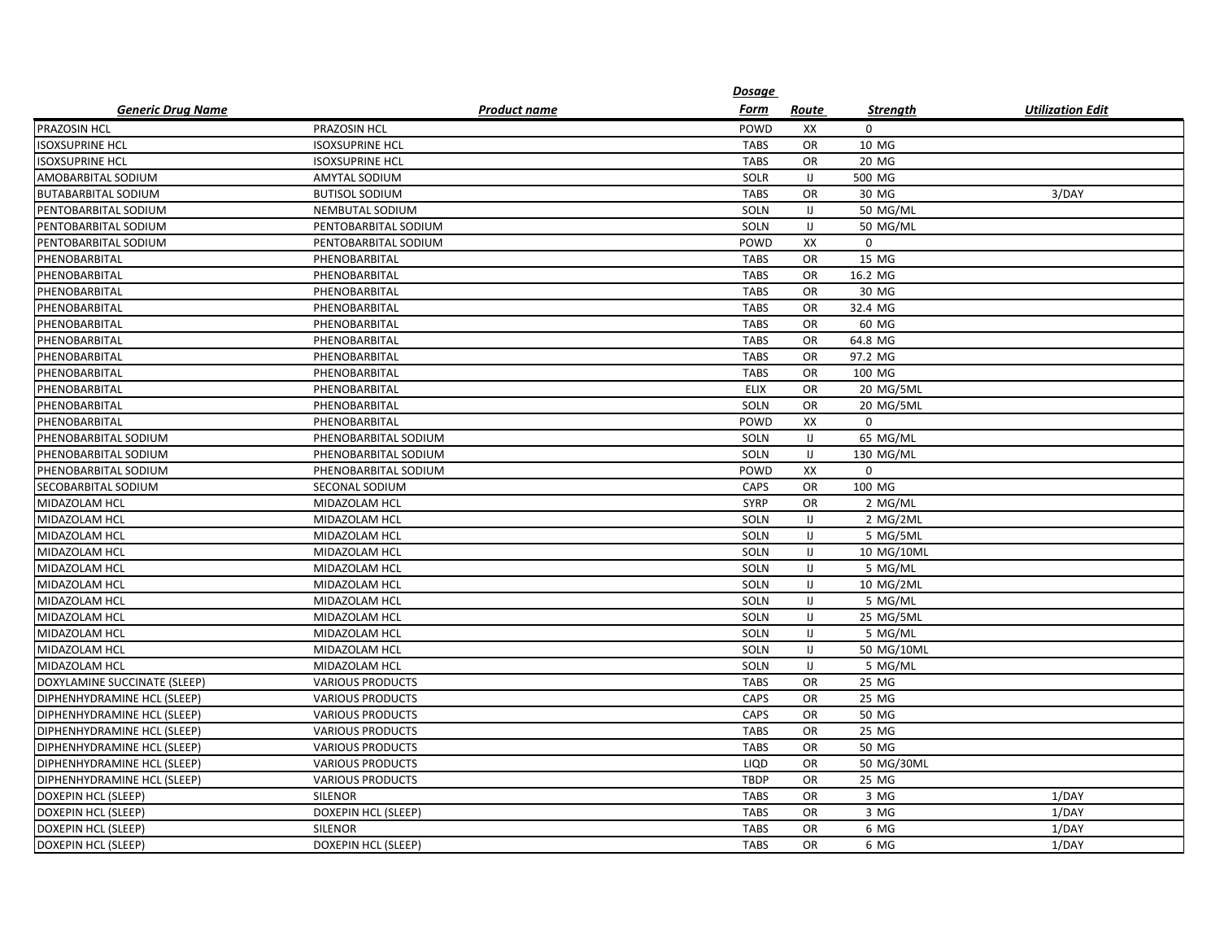| Generic Drug Name | Product name | Dosage Form | Route | Strength | Utilization Edit |
|---|---|---|---|---|---|
| PRAZOSIN HCL | PRAZOSIN HCL | POWD | XX | 0 | |
| ISOXSUPRINE HCL | ISOXSUPRINE HCL | TABS | OR | 10 MG | |
| ISOXSUPRINE HCL | ISOXSUPRINE HCL | TABS | OR | 20 MG | |
| AMOBARBITAL SODIUM | AMYTAL SODIUM | SOLR | IJ | 500 MG | |
| BUTABARBITAL SODIUM | BUTISOL SODIUM | TABS | OR | 30 MG | 3/DAY |
| PENTOBARBITAL SODIUM | NEMBUTAL SODIUM | SOLN | IJ | 50 MG/ML | |
| PENTOBARBITAL SODIUM | PENTOBARBITAL SODIUM | SOLN | IJ | 50 MG/ML | |
| PENTOBARBITAL SODIUM | PENTOBARBITAL SODIUM | POWD | XX | 0 | |
| PHENOBARBITAL | PHENOBARBITAL | TABS | OR | 15 MG | |
| PHENOBARBITAL | PHENOBARBITAL | TABS | OR | 16.2 MG | |
| PHENOBARBITAL | PHENOBARBITAL | TABS | OR | 30 MG | |
| PHENOBARBITAL | PHENOBARBITAL | TABS | OR | 32.4 MG | |
| PHENOBARBITAL | PHENOBARBITAL | TABS | OR | 60 MG | |
| PHENOBARBITAL | PHENOBARBITAL | TABS | OR | 64.8 MG | |
| PHENOBARBITAL | PHENOBARBITAL | TABS | OR | 97.2 MG | |
| PHENOBARBITAL | PHENOBARBITAL | TABS | OR | 100 MG | |
| PHENOBARBITAL | PHENOBARBITAL | ELIX | OR | 20 MG/5ML | |
| PHENOBARBITAL | PHENOBARBITAL | SOLN | OR | 20 MG/5ML | |
| PHENOBARBITAL | PHENOBARBITAL | POWD | XX | 0 | |
| PHENOBARBITAL SODIUM | PHENOBARBITAL SODIUM | SOLN | IJ | 65 MG/ML | |
| PHENOBARBITAL SODIUM | PHENOBARBITAL SODIUM | SOLN | IJ | 130 MG/ML | |
| PHENOBARBITAL SODIUM | PHENOBARBITAL SODIUM | POWD | XX | 0 | |
| SECOBARBITAL SODIUM | SECONAL SODIUM | CAPS | OR | 100 MG | |
| MIDAZOLAM HCL | MIDAZOLAM HCL | SYRP | OR | 2 MG/ML | |
| MIDAZOLAM HCL | MIDAZOLAM HCL | SOLN | IJ | 2 MG/2ML | |
| MIDAZOLAM HCL | MIDAZOLAM HCL | SOLN | IJ | 5 MG/5ML | |
| MIDAZOLAM HCL | MIDAZOLAM HCL | SOLN | IJ | 10 MG/10ML | |
| MIDAZOLAM HCL | MIDAZOLAM HCL | SOLN | IJ | 5 MG/ML | |
| MIDAZOLAM HCL | MIDAZOLAM HCL | SOLN | IJ | 10 MG/2ML | |
| MIDAZOLAM HCL | MIDAZOLAM HCL | SOLN | IJ | 5 MG/ML | |
| MIDAZOLAM HCL | MIDAZOLAM HCL | SOLN | IJ | 25 MG/5ML | |
| MIDAZOLAM HCL | MIDAZOLAM HCL | SOLN | IJ | 5 MG/ML | |
| MIDAZOLAM HCL | MIDAZOLAM HCL | SOLN | IJ | 50 MG/10ML | |
| MIDAZOLAM HCL | MIDAZOLAM HCL | SOLN | IJ | 5 MG/ML | |
| DOXYLAMINE SUCCINATE (SLEEP) | VARIOUS PRODUCTS | TABS | OR | 25 MG | |
| DIPHENHYDRAMINE HCL (SLEEP) | VARIOUS PRODUCTS | CAPS | OR | 25 MG | |
| DIPHENHYDRAMINE HCL (SLEEP) | VARIOUS PRODUCTS | CAPS | OR | 50 MG | |
| DIPHENHYDRAMINE HCL (SLEEP) | VARIOUS PRODUCTS | TABS | OR | 25 MG | |
| DIPHENHYDRAMINE HCL (SLEEP) | VARIOUS PRODUCTS | TABS | OR | 50 MG | |
| DIPHENHYDRAMINE HCL (SLEEP) | VARIOUS PRODUCTS | LIQD | OR | 50 MG/30ML | |
| DIPHENHYDRAMINE HCL (SLEEP) | VARIOUS PRODUCTS | TBDP | OR | 25 MG | |
| DOXEPIN HCL (SLEEP) | SILENOR | TABS | OR | 3 MG | 1/DAY |
| DOXEPIN HCL (SLEEP) | DOXEPIN HCL (SLEEP) | TABS | OR | 3 MG | 1/DAY |
| DOXEPIN HCL (SLEEP) | SILENOR | TABS | OR | 6 MG | 1/DAY |
| DOXEPIN HCL (SLEEP) | DOXEPIN HCL (SLEEP) | TABS | OR | 6 MG | 1/DAY |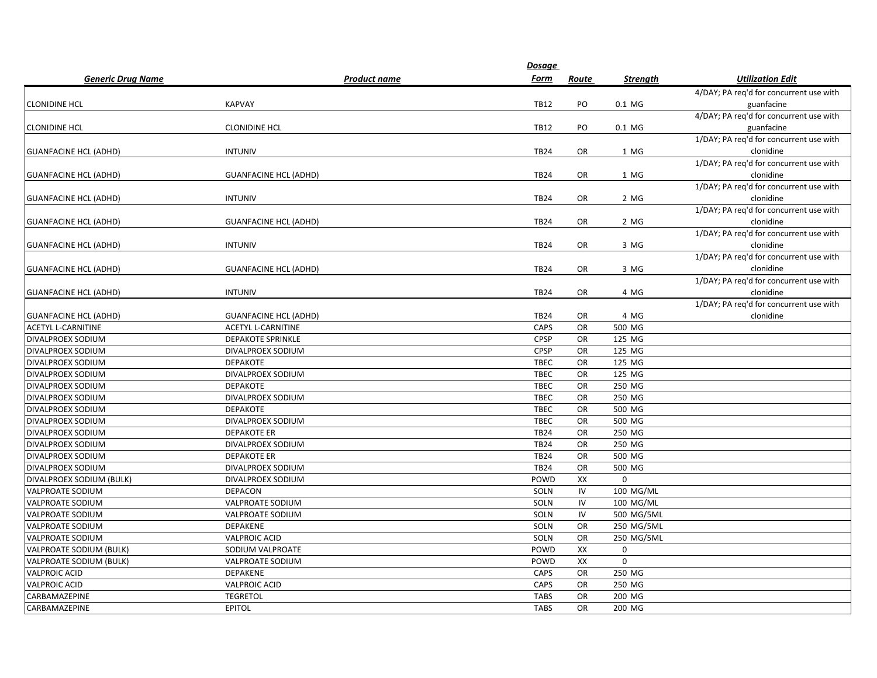| Generic Drug Name | Product name | Dosage Form | Route | Strength | Utilization Edit |
|---|---|---|---|---|---|
| CLONIDINE HCL | KAPVAY | TB12 | PO | 0.1 MG | 4/DAY; PA req'd for concurrent use with guanfacine |
| CLONIDINE HCL | CLONIDINE HCL | TB12 | PO | 0.1 MG | 4/DAY; PA req'd for concurrent use with guanfacine |
| GUANFACINE HCL (ADHD) | INTUNIV | TB24 | OR | 1 MG | 1/DAY; PA req'd for concurrent use with clonidine |
| GUANFACINE HCL (ADHD) | GUANFACINE HCL (ADHD) | TB24 | OR | 1 MG | 1/DAY; PA req'd for concurrent use with clonidine |
| GUANFACINE HCL (ADHD) | INTUNIV | TB24 | OR | 2 MG | 1/DAY; PA req'd for concurrent use with clonidine |
| GUANFACINE HCL (ADHD) | GUANFACINE HCL (ADHD) | TB24 | OR | 2 MG | 1/DAY; PA req'd for concurrent use with clonidine |
| GUANFACINE HCL (ADHD) | INTUNIV | TB24 | OR | 3 MG | 1/DAY; PA req'd for concurrent use with clonidine |
| GUANFACINE HCL (ADHD) | GUANFACINE HCL (ADHD) | TB24 | OR | 3 MG | 1/DAY; PA req'd for concurrent use with clonidine |
| GUANFACINE HCL (ADHD) | INTUNIV | TB24 | OR | 4 MG | 1/DAY; PA req'd for concurrent use with clonidine |
| GUANFACINE HCL (ADHD) | GUANFACINE HCL (ADHD) | TB24 | OR | 4 MG | 1/DAY; PA req'd for concurrent use with clonidine |
| ACETYL L-CARNITINE | ACETYL L-CARNITINE | CAPS | OR | 500 MG | |
| DIVALPROEX SODIUM | DEPAKOTE SPRINKLE | CPSP | OR | 125 MG | |
| DIVALPROEX SODIUM | DIVALPROEX SODIUM | CPSP | OR | 125 MG | |
| DIVALPROEX SODIUM | DEPAKOTE | TBEC | OR | 125 MG | |
| DIVALPROEX SODIUM | DIVALPROEX SODIUM | TBEC | OR | 125 MG | |
| DIVALPROEX SODIUM | DEPAKOTE | TBEC | OR | 250 MG | |
| DIVALPROEX SODIUM | DIVALPROEX SODIUM | TBEC | OR | 250 MG | |
| DIVALPROEX SODIUM | DEPAKOTE | TBEC | OR | 500 MG | |
| DIVALPROEX SODIUM | DIVALPROEX SODIUM | TBEC | OR | 500 MG | |
| DIVALPROEX SODIUM | DEPAKOTE ER | TB24 | OR | 250 MG | |
| DIVALPROEX SODIUM | DIVALPROEX SODIUM | TB24 | OR | 250 MG | |
| DIVALPROEX SODIUM | DEPAKOTE ER | TB24 | OR | 500 MG | |
| DIVALPROEX SODIUM | DIVALPROEX SODIUM | TB24 | OR | 500 MG | |
| DIVALPROEX SODIUM (BULK) | DIVALPROEX SODIUM | POWD | XX | 0 | |
| VALPROATE SODIUM | DEPACON | SOLN | IV | 100 MG/ML | |
| VALPROATE SODIUM | VALPROATE SODIUM | SOLN | IV | 100 MG/ML | |
| VALPROATE SODIUM | VALPROATE SODIUM | SOLN | IV | 500 MG/5ML | |
| VALPROATE SODIUM | DEPAKENE | SOLN | OR | 250 MG/5ML | |
| VALPROATE SODIUM | VALPROIC ACID | SOLN | OR | 250 MG/5ML | |
| VALPROATE SODIUM (BULK) | SODIUM VALPROATE | POWD | XX | 0 | |
| VALPROATE SODIUM (BULK) | VALPROATE SODIUM | POWD | XX | 0 | |
| VALPROIC ACID | DEPAKENE | CAPS | OR | 250 MG | |
| VALPROIC ACID | VALPROIC ACID | CAPS | OR | 250 MG | |
| CARBAMAZEPINE | TEGRETOL | TABS | OR | 200 MG | |
| CARBAMAZEPINE | EPITOL | TABS | OR | 200 MG | |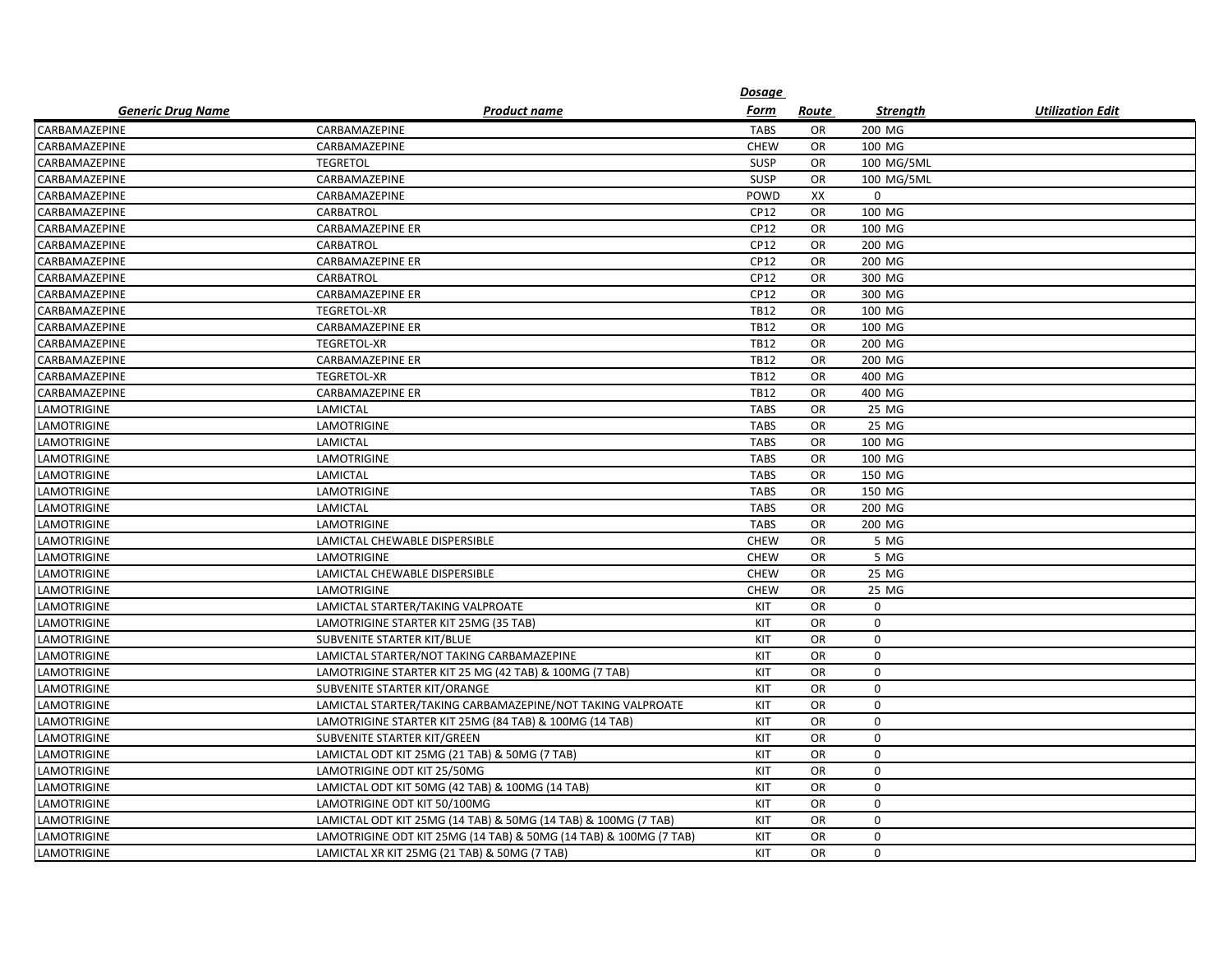| Generic Drug Name | Product name | Dosage Form | Route | Strength | Utilization Edit |
|---|---|---|---|---|---|
| CARBAMAZEPINE | CARBAMAZEPINE | TABS | OR | 200 MG | |
| CARBAMAZEPINE | CARBAMAZEPINE | CHEW | OR | 100 MG | |
| CARBAMAZEPINE | TEGRETOL | SUSP | OR | 100 MG/5ML | |
| CARBAMAZEPINE | CARBAMAZEPINE | SUSP | OR | 100 MG/5ML | |
| CARBAMAZEPINE | CARBAMAZEPINE | POWD | XX | 0 | |
| CARBAMAZEPINE | CARBATROL | CP12 | OR | 100 MG | |
| CARBAMAZEPINE | CARBAMAZEPINE ER | CP12 | OR | 100 MG | |
| CARBAMAZEPINE | CARBATROL | CP12 | OR | 200 MG | |
| CARBAMAZEPINE | CARBAMAZEPINE ER | CP12 | OR | 200 MG | |
| CARBAMAZEPINE | CARBATROL | CP12 | OR | 300 MG | |
| CARBAMAZEPINE | CARBAMAZEPINE ER | CP12 | OR | 300 MG | |
| CARBAMAZEPINE | TEGRETOL-XR | TB12 | OR | 100 MG | |
| CARBAMAZEPINE | CARBAMAZEPINE ER | TB12 | OR | 100 MG | |
| CARBAMAZEPINE | TEGRETOL-XR | TB12 | OR | 200 MG | |
| CARBAMAZEPINE | CARBAMAZEPINE ER | TB12 | OR | 200 MG | |
| CARBAMAZEPINE | TEGRETOL-XR | TB12 | OR | 400 MG | |
| CARBAMAZEPINE | CARBAMAZEPINE ER | TB12 | OR | 400 MG | |
| LAMOTRIGINE | LAMICTAL | TABS | OR | 25 MG | |
| LAMOTRIGINE | LAMOTRIGINE | TABS | OR | 25 MG | |
| LAMOTRIGINE | LAMICTAL | TABS | OR | 100 MG | |
| LAMOTRIGINE | LAMOTRIGINE | TABS | OR | 100 MG | |
| LAMOTRIGINE | LAMICTAL | TABS | OR | 150 MG | |
| LAMOTRIGINE | LAMOTRIGINE | TABS | OR | 150 MG | |
| LAMOTRIGINE | LAMICTAL | TABS | OR | 200 MG | |
| LAMOTRIGINE | LAMOTRIGINE | TABS | OR | 200 MG | |
| LAMOTRIGINE | LAMICTAL CHEWABLE DISPERSIBLE | CHEW | OR | 5 MG | |
| LAMOTRIGINE | LAMOTRIGINE | CHEW | OR | 5 MG | |
| LAMOTRIGINE | LAMICTAL CHEWABLE DISPERSIBLE | CHEW | OR | 25 MG | |
| LAMOTRIGINE | LAMOTRIGINE | CHEW | OR | 25 MG | |
| LAMOTRIGINE | LAMICTAL STARTER/TAKING VALPROATE | KIT | OR | 0 | |
| LAMOTRIGINE | LAMOTRIGINE STARTER KIT 25MG (35 TAB) | KIT | OR | 0 | |
| LAMOTRIGINE | SUBVENITE STARTER KIT/BLUE | KIT | OR | 0 | |
| LAMOTRIGINE | LAMICTAL STARTER/NOT TAKING CARBAMAZEPINE | KIT | OR | 0 | |
| LAMOTRIGINE | LAMOTRIGINE STARTER KIT 25 MG (42 TAB) & 100MG (7 TAB) | KIT | OR | 0 | |
| LAMOTRIGINE | SUBVENITE STARTER KIT/ORANGE | KIT | OR | 0 | |
| LAMOTRIGINE | LAMICTAL STARTER/TAKING CARBAMAZEPINE/NOT TAKING VALPROATE | KIT | OR | 0 | |
| LAMOTRIGINE | LAMOTRIGINE STARTER KIT 25MG (84 TAB) & 100MG (14 TAB) | KIT | OR | 0 | |
| LAMOTRIGINE | SUBVENITE STARTER KIT/GREEN | KIT | OR | 0 | |
| LAMOTRIGINE | LAMICTAL ODT KIT 25MG (21 TAB) & 50MG (7 TAB) | KIT | OR | 0 | |
| LAMOTRIGINE | LAMOTRIGINE ODT KIT 25/50MG | KIT | OR | 0 | |
| LAMOTRIGINE | LAMICTAL ODT KIT 50MG (42 TAB) & 100MG (14 TAB) | KIT | OR | 0 | |
| LAMOTRIGINE | LAMOTRIGINE ODT KIT 50/100MG | KIT | OR | 0 | |
| LAMOTRIGINE | LAMICTAL ODT KIT 25MG (14 TAB) & 50MG (14 TAB) & 100MG (7 TAB) | KIT | OR | 0 | |
| LAMOTRIGINE | LAMOTRIGINE ODT KIT 25MG (14 TAB) & 50MG (14 TAB) & 100MG (7 TAB) | KIT | OR | 0 | |
| LAMOTRIGINE | LAMICTAL XR KIT 25MG (21 TAB) & 50MG (7 TAB) | KIT | OR | 0 | |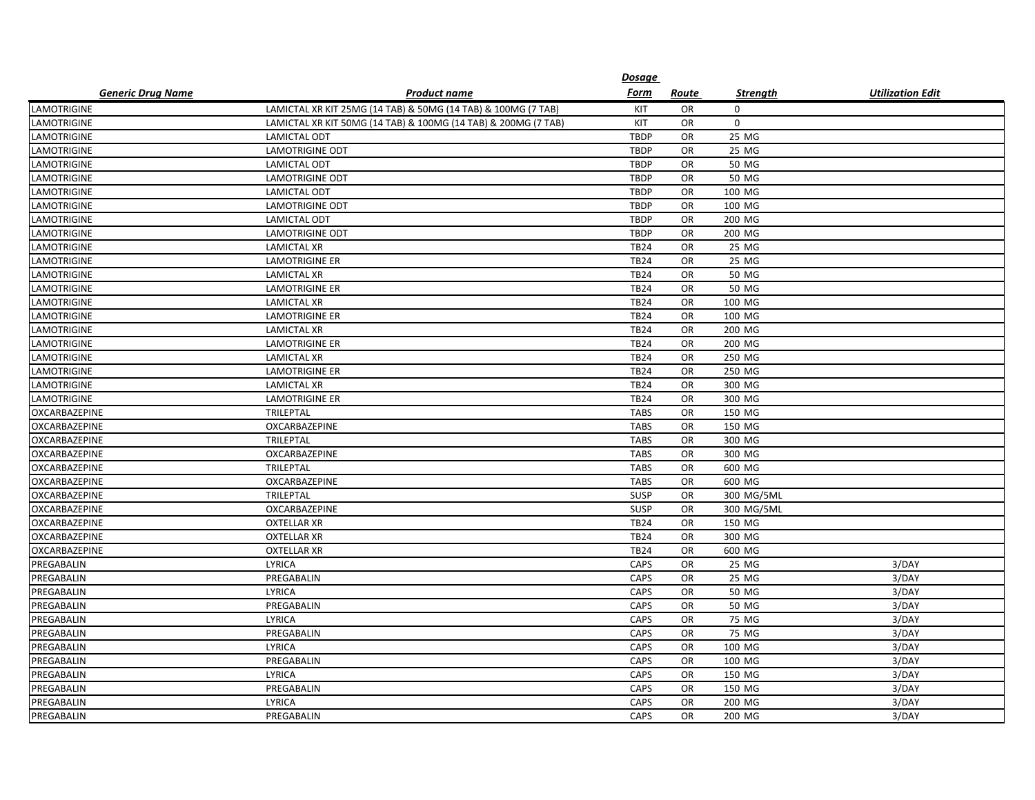| Generic Drug Name | Product name | Dosage Form | Route | Strength | Utilization Edit |
|---|---|---|---|---|---|
| LAMOTRIGINE | LAMICTAL XR KIT 25MG (14 TAB) & 50MG (14 TAB) & 100MG (7 TAB) | KIT | OR | 0 | |
| LAMOTRIGINE | LAMICTAL XR KIT 50MG (14 TAB) & 100MG (14 TAB) & 200MG (7 TAB) | KIT | OR | 0 | |
| LAMOTRIGINE | LAMICTAL ODT | TBDP | OR | 25 MG | |
| LAMOTRIGINE | LAMOTRIGINE ODT | TBDP | OR | 25 MG | |
| LAMOTRIGINE | LAMICTAL ODT | TBDP | OR | 50 MG | |
| LAMOTRIGINE | LAMOTRIGINE ODT | TBDP | OR | 50 MG | |
| LAMOTRIGINE | LAMICTAL ODT | TBDP | OR | 100 MG | |
| LAMOTRIGINE | LAMOTRIGINE ODT | TBDP | OR | 100 MG | |
| LAMOTRIGINE | LAMICTAL ODT | TBDP | OR | 200 MG | |
| LAMOTRIGINE | LAMOTRIGINE ODT | TBDP | OR | 200 MG | |
| LAMOTRIGINE | LAMICTAL XR | TB24 | OR | 25 MG | |
| LAMOTRIGINE | LAMOTRIGINE ER | TB24 | OR | 25 MG | |
| LAMOTRIGINE | LAMICTAL XR | TB24 | OR | 50 MG | |
| LAMOTRIGINE | LAMOTRIGINE ER | TB24 | OR | 50 MG | |
| LAMOTRIGINE | LAMICTAL XR | TB24 | OR | 100 MG | |
| LAMOTRIGINE | LAMOTRIGINE ER | TB24 | OR | 100 MG | |
| LAMOTRIGINE | LAMICTAL XR | TB24 | OR | 200 MG | |
| LAMOTRIGINE | LAMOTRIGINE ER | TB24 | OR | 200 MG | |
| LAMOTRIGINE | LAMICTAL XR | TB24 | OR | 250 MG | |
| LAMOTRIGINE | LAMOTRIGINE ER | TB24 | OR | 250 MG | |
| LAMOTRIGINE | LAMICTAL XR | TB24 | OR | 300 MG | |
| LAMOTRIGINE | LAMOTRIGINE ER | TB24 | OR | 300 MG | |
| OXCARBAZEPINE | TRILEPTAL | TABS | OR | 150 MG | |
| OXCARBAZEPINE | OXCARBAZEPINE | TABS | OR | 150 MG | |
| OXCARBAZEPINE | TRILEPTAL | TABS | OR | 300 MG | |
| OXCARBAZEPINE | OXCARBAZEPINE | TABS | OR | 300 MG | |
| OXCARBAZEPINE | TRILEPTAL | TABS | OR | 600 MG | |
| OXCARBAZEPINE | OXCARBAZEPINE | TABS | OR | 600 MG | |
| OXCARBAZEPINE | TRILEPTAL | SUSP | OR | 300 MG/5ML | |
| OXCARBAZEPINE | OXCARBAZEPINE | SUSP | OR | 300 MG/5ML | |
| OXCARBAZEPINE | OXTELLAR XR | TB24 | OR | 150 MG | |
| OXCARBAZEPINE | OXTELLAR XR | TB24 | OR | 300 MG | |
| OXCARBAZEPINE | OXTELLAR XR | TB24 | OR | 600 MG | |
| PREGABALIN | LYRICA | CAPS | OR | 25 MG | 3/DAY |
| PREGABALIN | PREGABALIN | CAPS | OR | 25 MG | 3/DAY |
| PREGABALIN | LYRICA | CAPS | OR | 50 MG | 3/DAY |
| PREGABALIN | PREGABALIN | CAPS | OR | 50 MG | 3/DAY |
| PREGABALIN | LYRICA | CAPS | OR | 75 MG | 3/DAY |
| PREGABALIN | PREGABALIN | CAPS | OR | 75 MG | 3/DAY |
| PREGABALIN | LYRICA | CAPS | OR | 100 MG | 3/DAY |
| PREGABALIN | PREGABALIN | CAPS | OR | 100 MG | 3/DAY |
| PREGABALIN | LYRICA | CAPS | OR | 150 MG | 3/DAY |
| PREGABALIN | PREGABALIN | CAPS | OR | 150 MG | 3/DAY |
| PREGABALIN | LYRICA | CAPS | OR | 200 MG | 3/DAY |
| PREGABALIN | PREGABALIN | CAPS | OR | 200 MG | 3/DAY |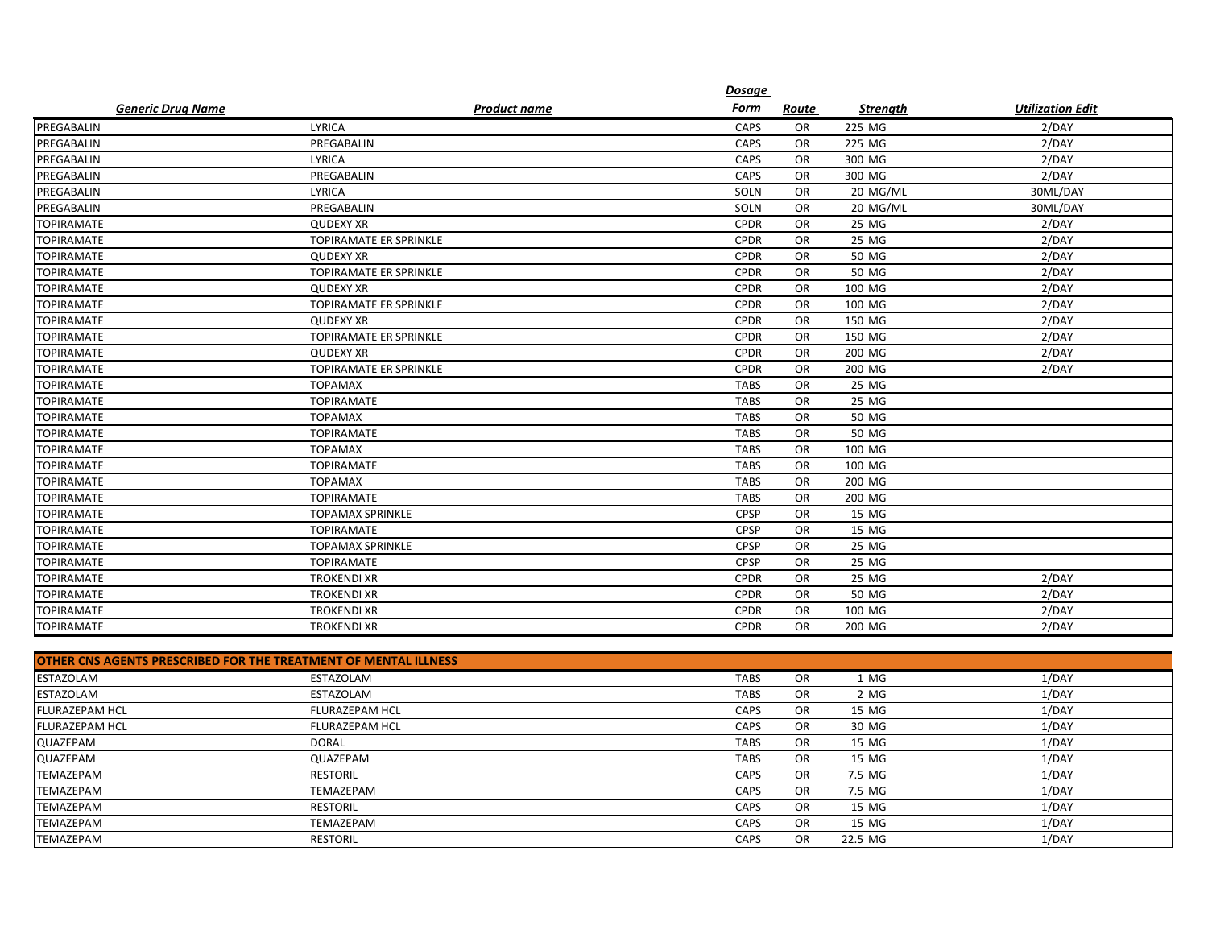| *Generic Drug Name* | *Product name* | *Dosage Form* | *Route* | *Strength* | *Utilization Edit* |
|---|---|---|---|---|---|
| PREGABALIN | LYRICA | CAPS | OR | 225 MG | 2/DAY |
| PREGABALIN | PREGABALIN | CAPS | OR | 225 MG | 2/DAY |
| PREGABALIN | LYRICA | CAPS | OR | 300 MG | 2/DAY |
| PREGABALIN | PREGABALIN | CAPS | OR | 300 MG | 2/DAY |
| PREGABALIN | LYRICA | SOLN | OR | 20 MG/ML | 30ML/DAY |
| PREGABALIN | PREGABALIN | SOLN | OR | 20 MG/ML | 30ML/DAY |
| TOPIRAMATE | QUDEXY XR | CPDR | OR | 25 MG | 2/DAY |
| TOPIRAMATE | TOPIRAMATE ER SPRINKLE | CPDR | OR | 25 MG | 2/DAY |
| TOPIRAMATE | QUDEXY XR | CPDR | OR | 50 MG | 2/DAY |
| TOPIRAMATE | TOPIRAMATE ER SPRINKLE | CPDR | OR | 50 MG | 2/DAY |
| TOPIRAMATE | QUDEXY XR | CPDR | OR | 100 MG | 2/DAY |
| TOPIRAMATE | TOPIRAMATE ER SPRINKLE | CPDR | OR | 100 MG | 2/DAY |
| TOPIRAMATE | QUDEXY XR | CPDR | OR | 150 MG | 2/DAY |
| TOPIRAMATE | TOPIRAMATE ER SPRINKLE | CPDR | OR | 150 MG | 2/DAY |
| TOPIRAMATE | QUDEXY XR | CPDR | OR | 200 MG | 2/DAY |
| TOPIRAMATE | TOPIRAMATE ER SPRINKLE | CPDR | OR | 200 MG | 2/DAY |
| TOPIRAMATE | TOPAMAX | TABS | OR | 25 MG | |
| TOPIRAMATE | TOPIRAMATE | TABS | OR | 25 MG | |
| TOPIRAMATE | TOPAMAX | TABS | OR | 50 MG | |
| TOPIRAMATE | TOPIRAMATE | TABS | OR | 50 MG | |
| TOPIRAMATE | TOPAMAX | TABS | OR | 100 MG | |
| TOPIRAMATE | TOPIRAMATE | TABS | OR | 100 MG | |
| TOPIRAMATE | TOPAMAX | TABS | OR | 200 MG | |
| TOPIRAMATE | TOPIRAMATE | TABS | OR | 200 MG | |
| TOPIRAMATE | TOPAMAX SPRINKLE | CPSP | OR | 15 MG | |
| TOPIRAMATE | TOPIRAMATE | CPSP | OR | 15 MG | |
| TOPIRAMATE | TOPAMAX SPRINKLE | CPSP | OR | 25 MG | |
| TOPIRAMATE | TOPIRAMATE | CPSP | OR | 25 MG | |
| TOPIRAMATE | TROKENDI XR | CPDR | OR | 25 MG | 2/DAY |
| TOPIRAMATE | TROKENDI XR | CPDR | OR | 50 MG | 2/DAY |
| TOPIRAMATE | TROKENDI XR | CPDR | OR | 100 MG | 2/DAY |
| TOPIRAMATE | TROKENDI XR | CPDR | OR | 200 MG | 2/DAY |

| **OTHER CNS AGENTS PRESCRIBED FOR THE TREATMENT OF MENTAL ILLNESS** | | | | | |
|---|---|---|---|---|---|
| ESTAZOLAM | ESTAZOLAM | TABS | OR | 1 MG | 1/DAY |
| ESTAZOLAM | ESTAZOLAM | TABS | OR | 2 MG | 1/DAY |
| FLURAZEPAM HCL | FLURAZEPAM HCL | CAPS | OR | 15 MG | 1/DAY |
| FLURAZEPAM HCL | FLURAZEPAM HCL | CAPS | OR | 30 MG | 1/DAY |
| QUAZEPAM | DORAL | TABS | OR | 15 MG | 1/DAY |
| QUAZEPAM | QUAZEPAM | TABS | OR | 15 MG | 1/DAY |
| TEMAZEPAM | RESTORIL | CAPS | OR | 7.5 MG | 1/DAY |
| TEMAZEPAM | TEMAZEPAM | CAPS | OR | 7.5 MG | 1/DAY |
| TEMAZEPAM | RESTORIL | CAPS | OR | 15 MG | 1/DAY |
| TEMAZEPAM | TEMAZEPAM | CAPS | OR | 15 MG | 1/DAY |
| TEMAZEPAM | RESTORIL | CAPS | OR | 22.5 MG | 1/DAY |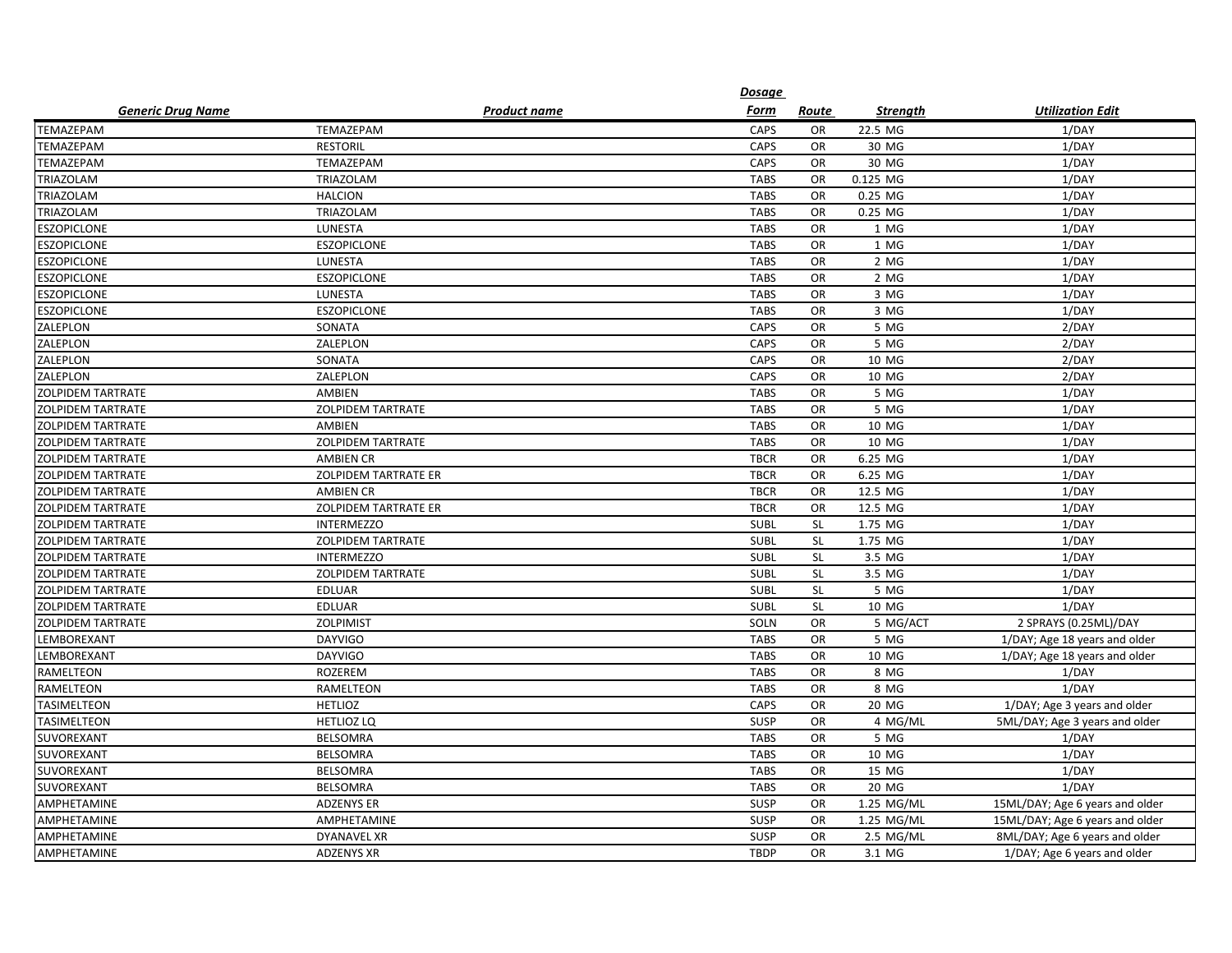| Generic Drug Name | Product name | Dosage Form | Route | Strength | Utilization Edit |
|---|---|---|---|---|---|
| TEMAZEPAM | TEMAZEPAM | CAPS | OR | 22.5 MG | 1/DAY |
| TEMAZEPAM | RESTORIL | CAPS | OR | 30 MG | 1/DAY |
| TEMAZEPAM | TEMAZEPAM | CAPS | OR | 30 MG | 1/DAY |
| TRIAZOLAM | TRIAZOLAM | TABS | OR | 0.125 MG | 1/DAY |
| TRIAZOLAM | HALCION | TABS | OR | 0.25 MG | 1/DAY |
| TRIAZOLAM | TRIAZOLAM | TABS | OR | 0.25 MG | 1/DAY |
| ESZOPICLONE | LUNESTA | TABS | OR | 1 MG | 1/DAY |
| ESZOPICLONE | ESZOPICLONE | TABS | OR | 1 MG | 1/DAY |
| ESZOPICLONE | LUNESTA | TABS | OR | 2 MG | 1/DAY |
| ESZOPICLONE | ESZOPICLONE | TABS | OR | 2 MG | 1/DAY |
| ESZOPICLONE | LUNESTA | TABS | OR | 3 MG | 1/DAY |
| ESZOPICLONE | ESZOPICLONE | TABS | OR | 3 MG | 1/DAY |
| ZALEPLON | SONATA | CAPS | OR | 5 MG | 2/DAY |
| ZALEPLON | ZALEPLON | CAPS | OR | 5 MG | 2/DAY |
| ZALEPLON | SONATA | CAPS | OR | 10 MG | 2/DAY |
| ZALEPLON | ZALEPLON | CAPS | OR | 10 MG | 2/DAY |
| ZOLPIDEM TARTRATE | AMBIEN | TABS | OR | 5 MG | 1/DAY |
| ZOLPIDEM TARTRATE | ZOLPIDEM TARTRATE | TABS | OR | 5 MG | 1/DAY |
| ZOLPIDEM TARTRATE | AMBIEN | TABS | OR | 10 MG | 1/DAY |
| ZOLPIDEM TARTRATE | ZOLPIDEM TARTRATE | TABS | OR | 10 MG | 1/DAY |
| ZOLPIDEM TARTRATE | AMBIEN CR | TBCR | OR | 6.25 MG | 1/DAY |
| ZOLPIDEM TARTRATE | ZOLPIDEM TARTRATE ER | TBCR | OR | 6.25 MG | 1/DAY |
| ZOLPIDEM TARTRATE | AMBIEN CR | TBCR | OR | 12.5 MG | 1/DAY |
| ZOLPIDEM TARTRATE | ZOLPIDEM TARTRATE ER | TBCR | OR | 12.5 MG | 1/DAY |
| ZOLPIDEM TARTRATE | INTERMEZZO | SUBL | SL | 1.75 MG | 1/DAY |
| ZOLPIDEM TARTRATE | ZOLPIDEM TARTRATE | SUBL | SL | 1.75 MG | 1/DAY |
| ZOLPIDEM TARTRATE | INTERMEZZO | SUBL | SL | 3.5 MG | 1/DAY |
| ZOLPIDEM TARTRATE | ZOLPIDEM TARTRATE | SUBL | SL | 3.5 MG | 1/DAY |
| ZOLPIDEM TARTRATE | EDLUAR | SUBL | SL | 5 MG | 1/DAY |
| ZOLPIDEM TARTRATE | EDLUAR | SUBL | SL | 10 MG | 1/DAY |
| ZOLPIDEM TARTRATE | ZOLPIMIST | SOLN | OR | 5 MG/ACT | 2 SPRAYS (0.25ML)/DAY |
| LEMBOREXANT | DAYVIGO | TABS | OR | 5 MG | 1/DAY; Age 18 years and older |
| LEMBOREXANT | DAYVIGO | TABS | OR | 10 MG | 1/DAY; Age 18 years and older |
| RAMELTEON | ROZEREM | TABS | OR | 8 MG | 1/DAY |
| RAMELTEON | RAMELTEON | TABS | OR | 8 MG | 1/DAY |
| TASIMELTEON | HETLIOZ | CAPS | OR | 20 MG | 1/DAY; Age 3 years and older |
| TASIMELTEON | HETLIOZ LQ | SUSP | OR | 4 MG/ML | 5ML/DAY; Age 3 years and older |
| SUVOREXANT | BELSOMRA | TABS | OR | 5 MG | 1/DAY |
| SUVOREXANT | BELSOMRA | TABS | OR | 10 MG | 1/DAY |
| SUVOREXANT | BELSOMRA | TABS | OR | 15 MG | 1/DAY |
| SUVOREXANT | BELSOMRA | TABS | OR | 20 MG | 1/DAY |
| AMPHETAMINE | ADZENYS ER | SUSP | OR | 1.25 MG/ML | 15ML/DAY; Age 6 years and older |
| AMPHETAMINE | AMPHETAMINE | SUSP | OR | 1.25 MG/ML | 15ML/DAY; Age 6 years and older |
| AMPHETAMINE | DYANAVEL XR | SUSP | OR | 2.5 MG/ML | 8ML/DAY; Age 6 years and older |
| AMPHETAMINE | ADZENYS XR | TBDP | OR | 3.1 MG | 1/DAY; Age 6 years and older |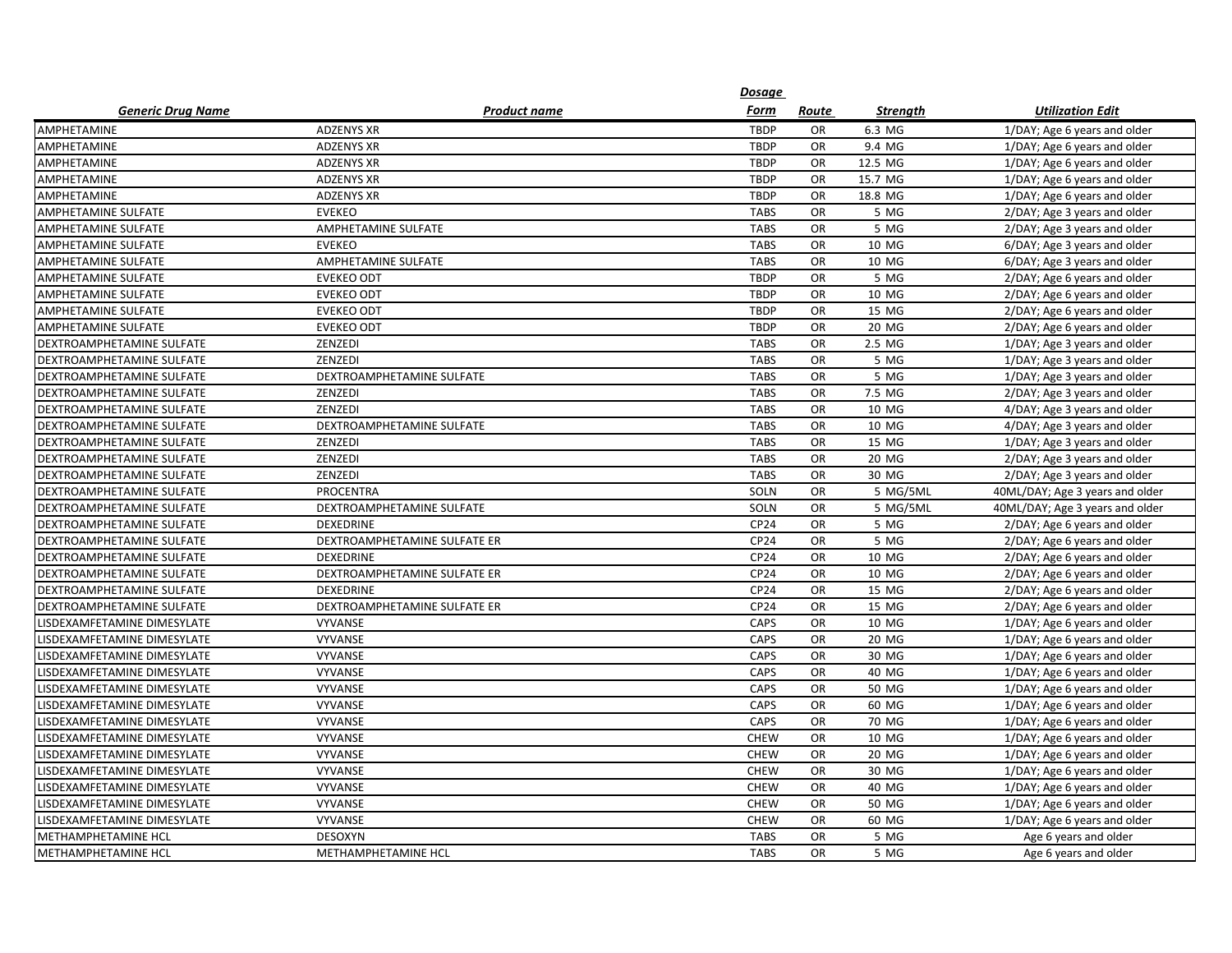| Generic Drug Name | Product name | Dosage Form | Route | Strength | Utilization Edit |
|---|---|---|---|---|---|
| AMPHETAMINE | ADZENYS XR | TBDP | OR | 6.3 MG | 1/DAY; Age 6 years and older |
| AMPHETAMINE | ADZENYS XR | TBDP | OR | 9.4 MG | 1/DAY; Age 6 years and older |
| AMPHETAMINE | ADZENYS XR | TBDP | OR | 12.5 MG | 1/DAY; Age 6 years and older |
| AMPHETAMINE | ADZENYS XR | TBDP | OR | 15.7 MG | 1/DAY; Age 6 years and older |
| AMPHETAMINE | ADZENYS XR | TBDP | OR | 18.8 MG | 1/DAY; Age 6 years and older |
| AMPHETAMINE SULFATE | EVEKEO | TABS | OR | 5 MG | 2/DAY; Age 3 years and older |
| AMPHETAMINE SULFATE | AMPHETAMINE SULFATE | TABS | OR | 5 MG | 2/DAY; Age 3 years and older |
| AMPHETAMINE SULFATE | EVEKEO | TABS | OR | 10 MG | 6/DAY; Age 3 years and older |
| AMPHETAMINE SULFATE | AMPHETAMINE SULFATE | TABS | OR | 10 MG | 6/DAY; Age 3 years and older |
| AMPHETAMINE SULFATE | EVEKEO ODT | TBDP | OR | 5 MG | 2/DAY; Age 6 years and older |
| AMPHETAMINE SULFATE | EVEKEO ODT | TBDP | OR | 10 MG | 2/DAY; Age 6 years and older |
| AMPHETAMINE SULFATE | EVEKEO ODT | TBDP | OR | 15 MG | 2/DAY; Age 6 years and older |
| AMPHETAMINE SULFATE | EVEKEO ODT | TBDP | OR | 20 MG | 2/DAY; Age 6 years and older |
| DEXTROAMPHETAMINE SULFATE | ZENZEDI | TABS | OR | 2.5 MG | 1/DAY; Age 3 years and older |
| DEXTROAMPHETAMINE SULFATE | ZENZEDI | TABS | OR | 5 MG | 1/DAY; Age 3 years and older |
| DEXTROAMPHETAMINE SULFATE | DEXTROAMPHETAMINE SULFATE | TABS | OR | 5 MG | 1/DAY; Age 3 years and older |
| DEXTROAMPHETAMINE SULFATE | ZENZEDI | TABS | OR | 7.5 MG | 2/DAY; Age 3 years and older |
| DEXTROAMPHETAMINE SULFATE | ZENZEDI | TABS | OR | 10 MG | 4/DAY; Age 3 years and older |
| DEXTROAMPHETAMINE SULFATE | DEXTROAMPHETAMINE SULFATE | TABS | OR | 10 MG | 4/DAY; Age 3 years and older |
| DEXTROAMPHETAMINE SULFATE | ZENZEDI | TABS | OR | 15 MG | 1/DAY; Age 3 years and older |
| DEXTROAMPHETAMINE SULFATE | ZENZEDI | TABS | OR | 20 MG | 2/DAY; Age 3 years and older |
| DEXTROAMPHETAMINE SULFATE | ZENZEDI | TABS | OR | 30 MG | 2/DAY; Age 3 years and older |
| DEXTROAMPHETAMINE SULFATE | PROCENTRA | SOLN | OR | 5 MG/5ML | 40ML/DAY; Age 3 years and older |
| DEXTROAMPHETAMINE SULFATE | DEXTROAMPHETAMINE SULFATE | SOLN | OR | 5 MG/5ML | 40ML/DAY; Age 3 years and older |
| DEXTROAMPHETAMINE SULFATE | DEXEDRINE | CP24 | OR | 5 MG | 2/DAY; Age 6 years and older |
| DEXTROAMPHETAMINE SULFATE | DEXTROAMPHETAMINE SULFATE ER | CP24 | OR | 5 MG | 2/DAY; Age 6 years and older |
| DEXTROAMPHETAMINE SULFATE | DEXEDRINE | CP24 | OR | 10 MG | 2/DAY; Age 6 years and older |
| DEXTROAMPHETAMINE SULFATE | DEXTROAMPHETAMINE SULFATE ER | CP24 | OR | 10 MG | 2/DAY; Age 6 years and older |
| DEXTROAMPHETAMINE SULFATE | DEXEDRINE | CP24 | OR | 15 MG | 2/DAY; Age 6 years and older |
| DEXTROAMPHETAMINE SULFATE | DEXTROAMPHETAMINE SULFATE ER | CP24 | OR | 15 MG | 2/DAY; Age 6 years and older |
| LISDEXAMFETAMINE DIMESYLATE | VYVANSE | CAPS | OR | 10 MG | 1/DAY; Age 6 years and older |
| LISDEXAMFETAMINE DIMESYLATE | VYVANSE | CAPS | OR | 20 MG | 1/DAY; Age 6 years and older |
| LISDEXAMFETAMINE DIMESYLATE | VYVANSE | CAPS | OR | 30 MG | 1/DAY; Age 6 years and older |
| LISDEXAMFETAMINE DIMESYLATE | VYVANSE | CAPS | OR | 40 MG | 1/DAY; Age 6 years and older |
| LISDEXAMFETAMINE DIMESYLATE | VYVANSE | CAPS | OR | 50 MG | 1/DAY; Age 6 years and older |
| LISDEXAMFETAMINE DIMESYLATE | VYVANSE | CAPS | OR | 60 MG | 1/DAY; Age 6 years and older |
| LISDEXAMFETAMINE DIMESYLATE | VYVANSE | CAPS | OR | 70 MG | 1/DAY; Age 6 years and older |
| LISDEXAMFETAMINE DIMESYLATE | VYVANSE | CHEW | OR | 10 MG | 1/DAY; Age 6 years and older |
| LISDEXAMFETAMINE DIMESYLATE | VYVANSE | CHEW | OR | 20 MG | 1/DAY; Age 6 years and older |
| LISDEXAMFETAMINE DIMESYLATE | VYVANSE | CHEW | OR | 30 MG | 1/DAY; Age 6 years and older |
| LISDEXAMFETAMINE DIMESYLATE | VYVANSE | CHEW | OR | 40 MG | 1/DAY; Age 6 years and older |
| LISDEXAMFETAMINE DIMESYLATE | VYVANSE | CHEW | OR | 50 MG | 1/DAY; Age 6 years and older |
| LISDEXAMFETAMINE DIMESYLATE | VYVANSE | CHEW | OR | 60 MG | 1/DAY; Age 6 years and older |
| METHAMPHETAMINE HCL | DESOXYN | TABS | OR | 5 MG | Age 6 years and older |
| METHAMPHETAMINE HCL | METHAMPHETAMINE HCL | TABS | OR | 5 MG | Age 6 years and older |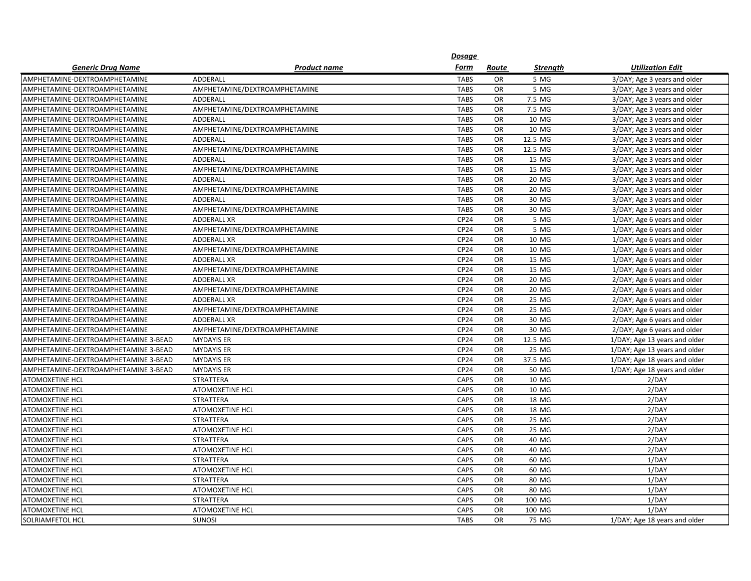| Generic Drug Name | Product name | Dosage Form | Route | Strength | Utilization Edit |
|---|---|---|---|---|---|
| AMPHETAMINE-DEXTROAMPHETAMINE | ADDERALL | TABS | OR | 5 MG | 3/DAY; Age 3 years and older |
| AMPHETAMINE-DEXTROAMPHETAMINE | AMPHETAMINE/DEXTROAMPHETAMINE | TABS | OR | 5 MG | 3/DAY; Age 3 years and older |
| AMPHETAMINE-DEXTROAMPHETAMINE | ADDERALL | TABS | OR | 7.5 MG | 3/DAY; Age 3 years and older |
| AMPHETAMINE-DEXTROAMPHETAMINE | AMPHETAMINE/DEXTROAMPHETAMINE | TABS | OR | 7.5 MG | 3/DAY; Age 3 years and older |
| AMPHETAMINE-DEXTROAMPHETAMINE | ADDERALL | TABS | OR | 10 MG | 3/DAY; Age 3 years and older |
| AMPHETAMINE-DEXTROAMPHETAMINE | AMPHETAMINE/DEXTROAMPHETAMINE | TABS | OR | 10 MG | 3/DAY; Age 3 years and older |
| AMPHETAMINE-DEXTROAMPHETAMINE | ADDERALL | TABS | OR | 12.5 MG | 3/DAY; Age 3 years and older |
| AMPHETAMINE-DEXTROAMPHETAMINE | AMPHETAMINE/DEXTROAMPHETAMINE | TABS | OR | 12.5 MG | 3/DAY; Age 3 years and older |
| AMPHETAMINE-DEXTROAMPHETAMINE | ADDERALL | TABS | OR | 15 MG | 3/DAY; Age 3 years and older |
| AMPHETAMINE-DEXTROAMPHETAMINE | AMPHETAMINE/DEXTROAMPHETAMINE | TABS | OR | 15 MG | 3/DAY; Age 3 years and older |
| AMPHETAMINE-DEXTROAMPHETAMINE | ADDERALL | TABS | OR | 20 MG | 3/DAY; Age 3 years and older |
| AMPHETAMINE-DEXTROAMPHETAMINE | AMPHETAMINE/DEXTROAMPHETAMINE | TABS | OR | 20 MG | 3/DAY; Age 3 years and older |
| AMPHETAMINE-DEXTROAMPHETAMINE | ADDERALL | TABS | OR | 30 MG | 3/DAY; Age 3 years and older |
| AMPHETAMINE-DEXTROAMPHETAMINE | AMPHETAMINE/DEXTROAMPHETAMINE | TABS | OR | 30 MG | 3/DAY; Age 3 years and older |
| AMPHETAMINE-DEXTROAMPHETAMINE | ADDERALL XR | CP24 | OR | 5 MG | 1/DAY; Age 6 years and older |
| AMPHETAMINE-DEXTROAMPHETAMINE | AMPHETAMINE/DEXTROAMPHETAMINE | CP24 | OR | 5 MG | 1/DAY; Age 6 years and older |
| AMPHETAMINE-DEXTROAMPHETAMINE | ADDERALL XR | CP24 | OR | 10 MG | 1/DAY; Age 6 years and older |
| AMPHETAMINE-DEXTROAMPHETAMINE | AMPHETAMINE/DEXTROAMPHETAMINE | CP24 | OR | 10 MG | 1/DAY; Age 6 years and older |
| AMPHETAMINE-DEXTROAMPHETAMINE | ADDERALL XR | CP24 | OR | 15 MG | 1/DAY; Age 6 years and older |
| AMPHETAMINE-DEXTROAMPHETAMINE | AMPHETAMINE/DEXTROAMPHETAMINE | CP24 | OR | 15 MG | 1/DAY; Age 6 years and older |
| AMPHETAMINE-DEXTROAMPHETAMINE | ADDERALL XR | CP24 | OR | 20 MG | 2/DAY; Age 6 years and older |
| AMPHETAMINE-DEXTROAMPHETAMINE | AMPHETAMINE/DEXTROAMPHETAMINE | CP24 | OR | 20 MG | 2/DAY; Age 6 years and older |
| AMPHETAMINE-DEXTROAMPHETAMINE | ADDERALL XR | CP24 | OR | 25 MG | 2/DAY; Age 6 years and older |
| AMPHETAMINE-DEXTROAMPHETAMINE | AMPHETAMINE/DEXTROAMPHETAMINE | CP24 | OR | 25 MG | 2/DAY; Age 6 years and older |
| AMPHETAMINE-DEXTROAMPHETAMINE | ADDERALL XR | CP24 | OR | 30 MG | 2/DAY; Age 6 years and older |
| AMPHETAMINE-DEXTROAMPHETAMINE | AMPHETAMINE/DEXTROAMPHETAMINE | CP24 | OR | 30 MG | 2/DAY; Age 6 years and older |
| AMPHETAMINE-DEXTROAMPHETAMINE 3-BEAD | MYDAYIS ER | CP24 | OR | 12.5 MG | 1/DAY; Age 13 years and older |
| AMPHETAMINE-DEXTROAMPHETAMINE 3-BEAD | MYDAYIS ER | CP24 | OR | 25 MG | 1/DAY; Age 13 years and older |
| AMPHETAMINE-DEXTROAMPHETAMINE 3-BEAD | MYDAYIS ER | CP24 | OR | 37.5 MG | 1/DAY; Age 18 years and older |
| AMPHETAMINE-DEXTROAMPHETAMINE 3-BEAD | MYDAYIS ER | CP24 | OR | 50 MG | 1/DAY; Age 18 years and older |
| ATOMOXETINE HCL | STRATTERA | CAPS | OR | 10 MG | 2/DAY |
| ATOMOXETINE HCL | ATOMOXETINE HCL | CAPS | OR | 10 MG | 2/DAY |
| ATOMOXETINE HCL | STRATTERA | CAPS | OR | 18 MG | 2/DAY |
| ATOMOXETINE HCL | ATOMOXETINE HCL | CAPS | OR | 18 MG | 2/DAY |
| ATOMOXETINE HCL | STRATTERA | CAPS | OR | 25 MG | 2/DAY |
| ATOMOXETINE HCL | ATOMOXETINE HCL | CAPS | OR | 25 MG | 2/DAY |
| ATOMOXETINE HCL | STRATTERA | CAPS | OR | 40 MG | 2/DAY |
| ATOMOXETINE HCL | ATOMOXETINE HCL | CAPS | OR | 40 MG | 2/DAY |
| ATOMOXETINE HCL | STRATTERA | CAPS | OR | 60 MG | 1/DAY |
| ATOMOXETINE HCL | ATOMOXETINE HCL | CAPS | OR | 60 MG | 1/DAY |
| ATOMOXETINE HCL | STRATTERA | CAPS | OR | 80 MG | 1/DAY |
| ATOMOXETINE HCL | ATOMOXETINE HCL | CAPS | OR | 80 MG | 1/DAY |
| ATOMOXETINE HCL | STRATTERA | CAPS | OR | 100 MG | 1/DAY |
| ATOMOXETINE HCL | ATOMOXETINE HCL | CAPS | OR | 100 MG | 1/DAY |
| SOLRIAMFETOL HCL | SUNOSI | TABS | OR | 75 MG | 1/DAY; Age 18 years and older |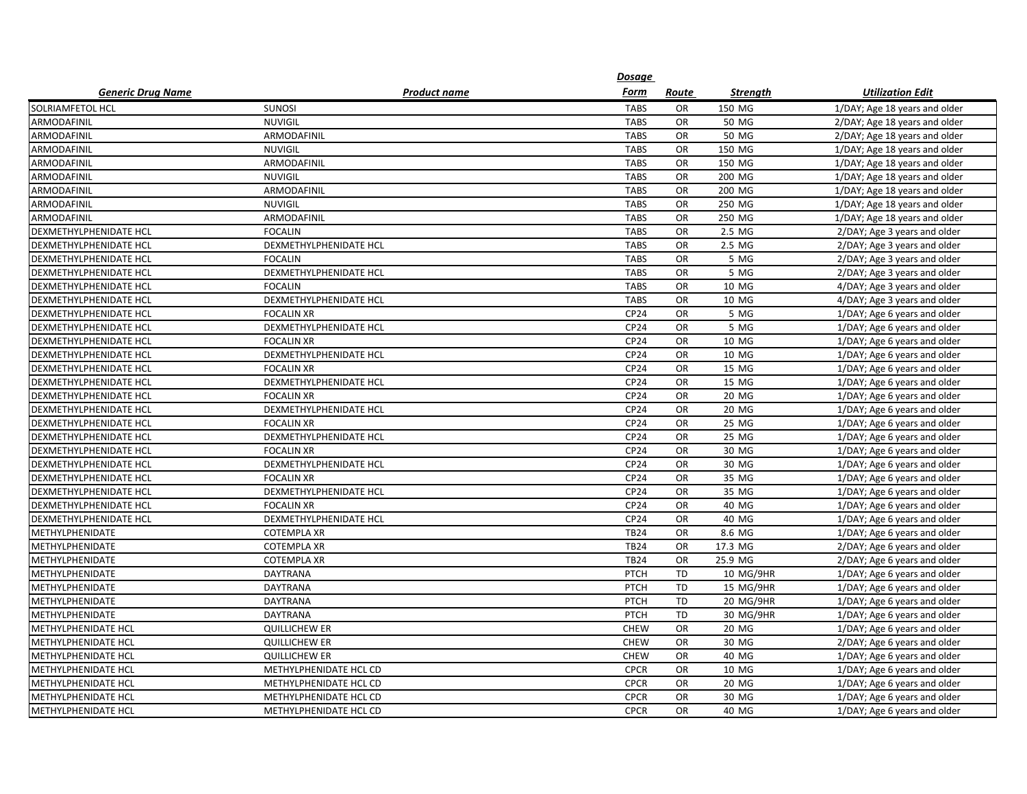| *Generic Drug Name* | *Product name* | *Dosage Form* | *Route* | *Strength* | *Utilization Edit* |
|---|---|---|---|---|---|
| SOLRIAMFETOL HCL | SUNOSI | TABS | OR | 150 MG | 1/DAY; Age 18 years and older |
| ARMODAFINIL | NUVIGIL | TABS | OR | 50 MG | 2/DAY; Age 18 years and older |
| ARMODAFINIL | ARMODAFINIL | TABS | OR | 50 MG | 2/DAY; Age 18 years and older |
| ARMODAFINIL | NUVIGIL | TABS | OR | 150 MG | 1/DAY; Age 18 years and older |
| ARMODAFINIL | ARMODAFINIL | TABS | OR | 150 MG | 1/DAY; Age 18 years and older |
| ARMODAFINIL | NUVIGIL | TABS | OR | 200 MG | 1/DAY; Age 18 years and older |
| ARMODAFINIL | ARMODAFINIL | TABS | OR | 200 MG | 1/DAY; Age 18 years and older |
| ARMODAFINIL | NUVIGIL | TABS | OR | 250 MG | 1/DAY; Age 18 years and older |
| ARMODAFINIL | ARMODAFINIL | TABS | OR | 250 MG | 1/DAY; Age 18 years and older |
| DEXMETHYLPHENIDATE HCL | FOCALIN | TABS | OR | 2.5 MG | 2/DAY; Age 3 years and older |
| DEXMETHYLPHENIDATE HCL | DEXMETHYLPHENIDATE HCL | TABS | OR | 2.5 MG | 2/DAY; Age 3 years and older |
| DEXMETHYLPHENIDATE HCL | FOCALIN | TABS | OR | 5 MG | 2/DAY; Age 3 years and older |
| DEXMETHYLPHENIDATE HCL | DEXMETHYLPHENIDATE HCL | TABS | OR | 5 MG | 2/DAY; Age 3 years and older |
| DEXMETHYLPHENIDATE HCL | FOCALIN | TABS | OR | 10 MG | 4/DAY; Age 3 years and older |
| DEXMETHYLPHENIDATE HCL | DEXMETHYLPHENIDATE HCL | TABS | OR | 10 MG | 4/DAY; Age 3 years and older |
| DEXMETHYLPHENIDATE HCL | FOCALIN XR | CP24 | OR | 5 MG | 1/DAY; Age 6 years and older |
| DEXMETHYLPHENIDATE HCL | DEXMETHYLPHENIDATE HCL | CP24 | OR | 5 MG | 1/DAY; Age 6 years and older |
| DEXMETHYLPHENIDATE HCL | FOCALIN XR | CP24 | OR | 10 MG | 1/DAY; Age 6 years and older |
| DEXMETHYLPHENIDATE HCL | DEXMETHYLPHENIDATE HCL | CP24 | OR | 10 MG | 1/DAY; Age 6 years and older |
| DEXMETHYLPHENIDATE HCL | FOCALIN XR | CP24 | OR | 15 MG | 1/DAY; Age 6 years and older |
| DEXMETHYLPHENIDATE HCL | DEXMETHYLPHENIDATE HCL | CP24 | OR | 15 MG | 1/DAY; Age 6 years and older |
| DEXMETHYLPHENIDATE HCL | FOCALIN XR | CP24 | OR | 20 MG | 1/DAY; Age 6 years and older |
| DEXMETHYLPHENIDATE HCL | DEXMETHYLPHENIDATE HCL | CP24 | OR | 20 MG | 1/DAY; Age 6 years and older |
| DEXMETHYLPHENIDATE HCL | FOCALIN XR | CP24 | OR | 25 MG | 1/DAY; Age 6 years and older |
| DEXMETHYLPHENIDATE HCL | DEXMETHYLPHENIDATE HCL | CP24 | OR | 25 MG | 1/DAY; Age 6 years and older |
| DEXMETHYLPHENIDATE HCL | FOCALIN XR | CP24 | OR | 30 MG | 1/DAY; Age 6 years and older |
| DEXMETHYLPHENIDATE HCL | DEXMETHYLPHENIDATE HCL | CP24 | OR | 30 MG | 1/DAY; Age 6 years and older |
| DEXMETHYLPHENIDATE HCL | FOCALIN XR | CP24 | OR | 35 MG | 1/DAY; Age 6 years and older |
| DEXMETHYLPHENIDATE HCL | DEXMETHYLPHENIDATE HCL | CP24 | OR | 35 MG | 1/DAY; Age 6 years and older |
| DEXMETHYLPHENIDATE HCL | FOCALIN XR | CP24 | OR | 40 MG | 1/DAY; Age 6 years and older |
| DEXMETHYLPHENIDATE HCL | DEXMETHYLPHENIDATE HCL | CP24 | OR | 40 MG | 1/DAY; Age 6 years and older |
| METHYLPHENIDATE | COTEMPLA XR | TB24 | OR | 8.6 MG | 1/DAY; Age 6 years and older |
| METHYLPHENIDATE | COTEMPLA XR | TB24 | OR | 17.3 MG | 2/DAY; Age 6 years and older |
| METHYLPHENIDATE | COTEMPLA XR | TB24 | OR | 25.9 MG | 2/DAY; Age 6 years and older |
| METHYLPHENIDATE | DAYTRANA | PTCH | TD | 10 MG/9HR | 1/DAY; Age 6 years and older |
| METHYLPHENIDATE | DAYTRANA | PTCH | TD | 15 MG/9HR | 1/DAY; Age 6 years and older |
| METHYLPHENIDATE | DAYTRANA | PTCH | TD | 20 MG/9HR | 1/DAY; Age 6 years and older |
| METHYLPHENIDATE | DAYTRANA | PTCH | TD | 30 MG/9HR | 1/DAY; Age 6 years and older |
| METHYLPHENIDATE HCL | QUILLICHEW ER | CHEW | OR | 20 MG | 1/DAY; Age 6 years and older |
| METHYLPHENIDATE HCL | QUILLICHEW ER | CHEW | OR | 30 MG | 2/DAY; Age 6 years and older |
| METHYLPHENIDATE HCL | QUILLICHEW ER | CHEW | OR | 40 MG | 1/DAY; Age 6 years and older |
| METHYLPHENIDATE HCL | METHYLPHENIDATE HCL CD | CPCR | OR | 10 MG | 1/DAY; Age 6 years and older |
| METHYLPHENIDATE HCL | METHYLPHENIDATE HCL CD | CPCR | OR | 20 MG | 1/DAY; Age 6 years and older |
| METHYLPHENIDATE HCL | METHYLPHENIDATE HCL CD | CPCR | OR | 30 MG | 1/DAY; Age 6 years and older |
| METHYLPHENIDATE HCL | METHYLPHENIDATE HCL CD | CPCR | OR | 40 MG | 1/DAY; Age 6 years and older |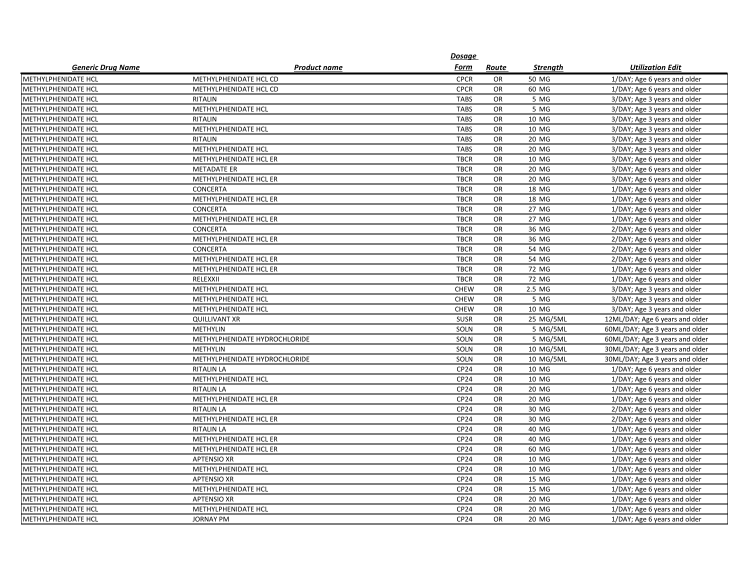| Generic Drug Name | Product name | Dosage Form | Route | Strength | Utilization Edit |
|---|---|---|---|---|---|
| METHYLPHENIDATE HCL | METHYLPHENIDATE HCL CD | CPCR | OR | 50 MG | 1/DAY; Age 6 years and older |
| METHYLPHENIDATE HCL | METHYLPHENIDATE HCL CD | CPCR | OR | 60 MG | 1/DAY; Age 6 years and older |
| METHYLPHENIDATE HCL | RITALIN | TABS | OR | 5 MG | 3/DAY; Age 3 years and older |
| METHYLPHENIDATE HCL | METHYLPHENIDATE HCL | TABS | OR | 5 MG | 3/DAY; Age 3 years and older |
| METHYLPHENIDATE HCL | RITALIN | TABS | OR | 10 MG | 3/DAY; Age 3 years and older |
| METHYLPHENIDATE HCL | METHYLPHENIDATE HCL | TABS | OR | 10 MG | 3/DAY; Age 3 years and older |
| METHYLPHENIDATE HCL | RITALIN | TABS | OR | 20 MG | 3/DAY; Age 3 years and older |
| METHYLPHENIDATE HCL | METHYLPHENIDATE HCL | TABS | OR | 20 MG | 3/DAY; Age 3 years and older |
| METHYLPHENIDATE HCL | METHYLPHENIDATE HCL ER | TBCR | OR | 10 MG | 3/DAY; Age 6 years and older |
| METHYLPHENIDATE HCL | METADATE ER | TBCR | OR | 20 MG | 3/DAY; Age 6 years and older |
| METHYLPHENIDATE HCL | METHYLPHENIDATE HCL ER | TBCR | OR | 20 MG | 3/DAY; Age 6 years and older |
| METHYLPHENIDATE HCL | CONCERTA | TBCR | OR | 18 MG | 1/DAY; Age 6 years and older |
| METHYLPHENIDATE HCL | METHYLPHENIDATE HCL ER | TBCR | OR | 18 MG | 1/DAY; Age 6 years and older |
| METHYLPHENIDATE HCL | CONCERTA | TBCR | OR | 27 MG | 1/DAY; Age 6 years and older |
| METHYLPHENIDATE HCL | METHYLPHENIDATE HCL ER | TBCR | OR | 27 MG | 1/DAY; Age 6 years and older |
| METHYLPHENIDATE HCL | CONCERTA | TBCR | OR | 36 MG | 2/DAY; Age 6 years and older |
| METHYLPHENIDATE HCL | METHYLPHENIDATE HCL ER | TBCR | OR | 36 MG | 2/DAY; Age 6 years and older |
| METHYLPHENIDATE HCL | CONCERTA | TBCR | OR | 54 MG | 2/DAY; Age 6 years and older |
| METHYLPHENIDATE HCL | METHYLPHENIDATE HCL ER | TBCR | OR | 54 MG | 2/DAY; Age 6 years and older |
| METHYLPHENIDATE HCL | METHYLPHENIDATE HCL ER | TBCR | OR | 72 MG | 1/DAY; Age 6 years and older |
| METHYLPHENIDATE HCL | RELEXXII | TBCR | OR | 72 MG | 1/DAY; Age 6 years and older |
| METHYLPHENIDATE HCL | METHYLPHENIDATE HCL | CHEW | OR | 2.5 MG | 3/DAY; Age 3 years and older |
| METHYLPHENIDATE HCL | METHYLPHENIDATE HCL | CHEW | OR | 5 MG | 3/DAY; Age 3 years and older |
| METHYLPHENIDATE HCL | METHYLPHENIDATE HCL | CHEW | OR | 10 MG | 3/DAY; Age 3 years and older |
| METHYLPHENIDATE HCL | QUILLIVANT XR | SUSR | OR | 25 MG/5ML | 12ML/DAY; Age 6 years and older |
| METHYLPHENIDATE HCL | METHYLIN | SOLN | OR | 5 MG/5ML | 60ML/DAY; Age 3 years and older |
| METHYLPHENIDATE HCL | METHYLPHENIDATE HYDROCHLORIDE | SOLN | OR | 5 MG/5ML | 60ML/DAY; Age 3 years and older |
| METHYLPHENIDATE HCL | METHYLIN | SOLN | OR | 10 MG/5ML | 30ML/DAY; Age 3 years and older |
| METHYLPHENIDATE HCL | METHYLPHENIDATE HYDROCHLORIDE | SOLN | OR | 10 MG/5ML | 30ML/DAY; Age 3 years and older |
| METHYLPHENIDATE HCL | RITALIN LA | CP24 | OR | 10 MG | 1/DAY; Age 6 years and older |
| METHYLPHENIDATE HCL | METHYLPHENIDATE HCL | CP24 | OR | 10 MG | 1/DAY; Age 6 years and older |
| METHYLPHENIDATE HCL | RITALIN LA | CP24 | OR | 20 MG | 1/DAY; Age 6 years and older |
| METHYLPHENIDATE HCL | METHYLPHENIDATE HCL ER | CP24 | OR | 20 MG | 1/DAY; Age 6 years and older |
| METHYLPHENIDATE HCL | RITALIN LA | CP24 | OR | 30 MG | 2/DAY; Age 6 years and older |
| METHYLPHENIDATE HCL | METHYLPHENIDATE HCL ER | CP24 | OR | 30 MG | 2/DAY; Age 6 years and older |
| METHYLPHENIDATE HCL | RITALIN LA | CP24 | OR | 40 MG | 1/DAY; Age 6 years and older |
| METHYLPHENIDATE HCL | METHYLPHENIDATE HCL ER | CP24 | OR | 40 MG | 1/DAY; Age 6 years and older |
| METHYLPHENIDATE HCL | METHYLPHENIDATE HCL ER | CP24 | OR | 60 MG | 1/DAY; Age 6 years and older |
| METHYLPHENIDATE HCL | APTENSIO XR | CP24 | OR | 10 MG | 1/DAY; Age 6 years and older |
| METHYLPHENIDATE HCL | METHYLPHENIDATE HCL | CP24 | OR | 10 MG | 1/DAY; Age 6 years and older |
| METHYLPHENIDATE HCL | APTENSIO XR | CP24 | OR | 15 MG | 1/DAY; Age 6 years and older |
| METHYLPHENIDATE HCL | METHYLPHENIDATE HCL | CP24 | OR | 15 MG | 1/DAY; Age 6 years and older |
| METHYLPHENIDATE HCL | APTENSIO XR | CP24 | OR | 20 MG | 1/DAY; Age 6 years and older |
| METHYLPHENIDATE HCL | METHYLPHENIDATE HCL | CP24 | OR | 20 MG | 1/DAY; Age 6 years and older |
| METHYLPHENIDATE HCL | JORNAY PM | CP24 | OR | 20 MG | 1/DAY; Age 6 years and older |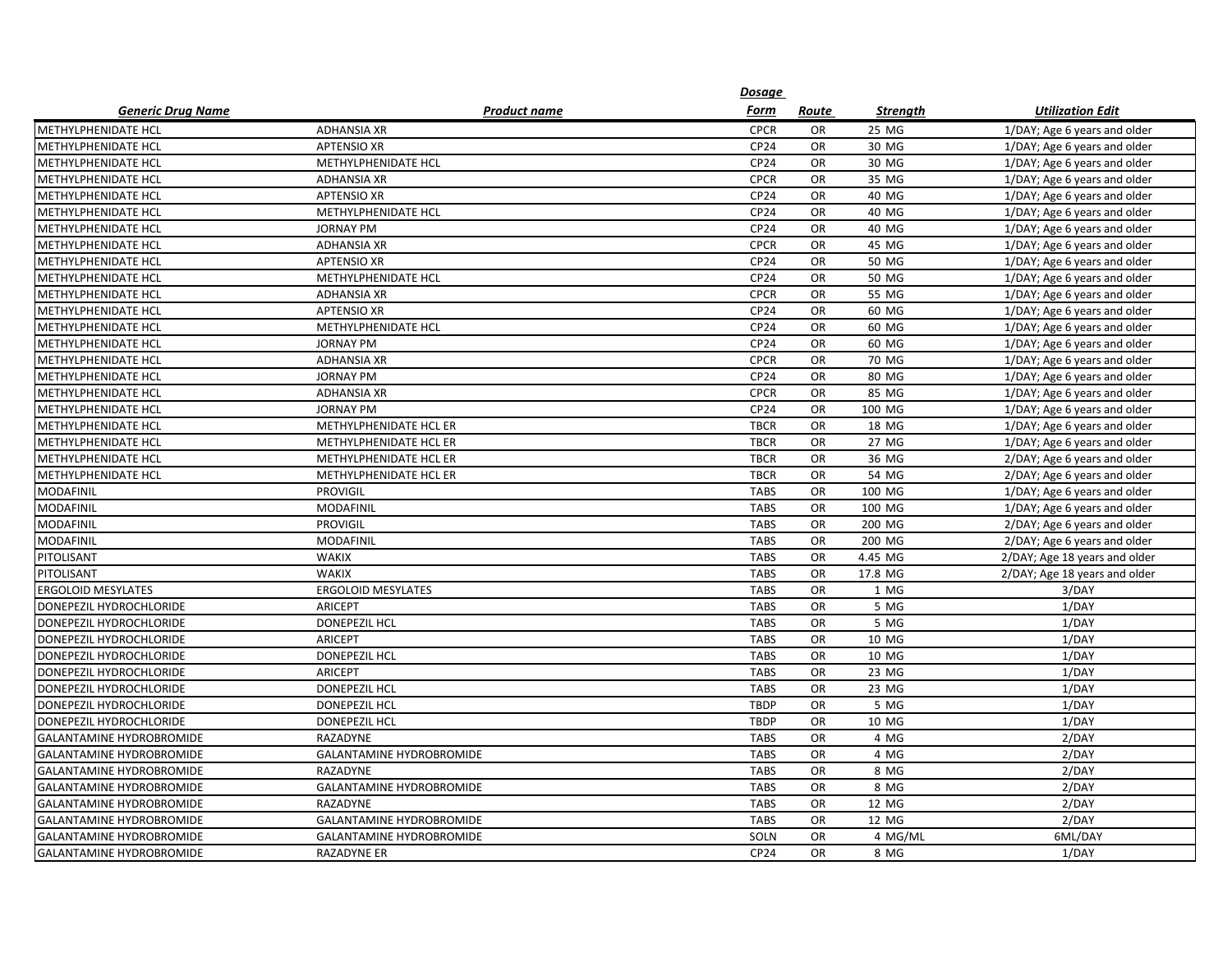| Generic Drug Name | Product name | Dosage Form | Route | Strength | Utilization Edit |
|---|---|---|---|---|---|
| METHYLPHENIDATE HCL | ADHANSIA XR | CPCR | OR | 25 MG | 1/DAY; Age 6 years and older |
| METHYLPHENIDATE HCL | APTENSIO XR | CP24 | OR | 30 MG | 1/DAY; Age 6 years and older |
| METHYLPHENIDATE HCL | METHYLPHENIDATE HCL | CP24 | OR | 30 MG | 1/DAY; Age 6 years and older |
| METHYLPHENIDATE HCL | ADHANSIA XR | CPCR | OR | 35 MG | 1/DAY; Age 6 years and older |
| METHYLPHENIDATE HCL | APTENSIO XR | CP24 | OR | 40 MG | 1/DAY; Age 6 years and older |
| METHYLPHENIDATE HCL | METHYLPHENIDATE HCL | CP24 | OR | 40 MG | 1/DAY; Age 6 years and older |
| METHYLPHENIDATE HCL | JORNAY PM | CP24 | OR | 40 MG | 1/DAY; Age 6 years and older |
| METHYLPHENIDATE HCL | ADHANSIA XR | CPCR | OR | 45 MG | 1/DAY; Age 6 years and older |
| METHYLPHENIDATE HCL | APTENSIO XR | CP24 | OR | 50 MG | 1/DAY; Age 6 years and older |
| METHYLPHENIDATE HCL | METHYLPHENIDATE HCL | CP24 | OR | 50 MG | 1/DAY; Age 6 years and older |
| METHYLPHENIDATE HCL | ADHANSIA XR | CPCR | OR | 55 MG | 1/DAY; Age 6 years and older |
| METHYLPHENIDATE HCL | APTENSIO XR | CP24 | OR | 60 MG | 1/DAY; Age 6 years and older |
| METHYLPHENIDATE HCL | METHYLPHENIDATE HCL | CP24 | OR | 60 MG | 1/DAY; Age 6 years and older |
| METHYLPHENIDATE HCL | JORNAY PM | CP24 | OR | 60 MG | 1/DAY; Age 6 years and older |
| METHYLPHENIDATE HCL | ADHANSIA XR | CPCR | OR | 70 MG | 1/DAY; Age 6 years and older |
| METHYLPHENIDATE HCL | JORNAY PM | CP24 | OR | 80 MG | 1/DAY; Age 6 years and older |
| METHYLPHENIDATE HCL | ADHANSIA XR | CPCR | OR | 85 MG | 1/DAY; Age 6 years and older |
| METHYLPHENIDATE HCL | JORNAY PM | CP24 | OR | 100 MG | 1/DAY; Age 6 years and older |
| METHYLPHENIDATE HCL | METHYLPHENIDATE HCL ER | TBCR | OR | 18 MG | 1/DAY; Age 6 years and older |
| METHYLPHENIDATE HCL | METHYLPHENIDATE HCL ER | TBCR | OR | 27 MG | 1/DAY; Age 6 years and older |
| METHYLPHENIDATE HCL | METHYLPHENIDATE HCL ER | TBCR | OR | 36 MG | 2/DAY; Age 6 years and older |
| METHYLPHENIDATE HCL | METHYLPHENIDATE HCL ER | TBCR | OR | 54 MG | 2/DAY; Age 6 years and older |
| MODAFINIL | PROVIGIL | TABS | OR | 100 MG | 1/DAY; Age 6 years and older |
| MODAFINIL | MODAFINIL | TABS | OR | 100 MG | 1/DAY; Age 6 years and older |
| MODAFINIL | PROVIGIL | TABS | OR | 200 MG | 2/DAY; Age 6 years and older |
| MODAFINIL | MODAFINIL | TABS | OR | 200 MG | 2/DAY; Age 6 years and older |
| PITOLISANT | WAKIX | TABS | OR | 4.45 MG | 2/DAY; Age 18 years and older |
| PITOLISANT | WAKIX | TABS | OR | 17.8 MG | 2/DAY; Age 18 years and older |
| ERGOLOID MESYLATES | ERGOLOID MESYLATES | TABS | OR | 1 MG | 3/DAY |
| DONEPEZIL HYDROCHLORIDE | ARICEPT | TABS | OR | 5 MG | 1/DAY |
| DONEPEZIL HYDROCHLORIDE | DONEPEZIL HCL | TABS | OR | 5 MG | 1/DAY |
| DONEPEZIL HYDROCHLORIDE | ARICEPT | TABS | OR | 10 MG | 1/DAY |
| DONEPEZIL HYDROCHLORIDE | DONEPEZIL HCL | TABS | OR | 10 MG | 1/DAY |
| DONEPEZIL HYDROCHLORIDE | ARICEPT | TABS | OR | 23 MG | 1/DAY |
| DONEPEZIL HYDROCHLORIDE | DONEPEZIL HCL | TABS | OR | 23 MG | 1/DAY |
| DONEPEZIL HYDROCHLORIDE | DONEPEZIL HCL | TBDP | OR | 5 MG | 1/DAY |
| DONEPEZIL HYDROCHLORIDE | DONEPEZIL HCL | TBDP | OR | 10 MG | 1/DAY |
| GALANTAMINE HYDROBROMIDE | RAZADYNE | TABS | OR | 4 MG | 2/DAY |
| GALANTAMINE HYDROBROMIDE | GALANTAMINE HYDROBROMIDE | TABS | OR | 4 MG | 2/DAY |
| GALANTAMINE HYDROBROMIDE | RAZADYNE | TABS | OR | 8 MG | 2/DAY |
| GALANTAMINE HYDROBROMIDE | GALANTAMINE HYDROBROMIDE | TABS | OR | 8 MG | 2/DAY |
| GALANTAMINE HYDROBROMIDE | RAZADYNE | TABS | OR | 12 MG | 2/DAY |
| GALANTAMINE HYDROBROMIDE | GALANTAMINE HYDROBROMIDE | TABS | OR | 12 MG | 2/DAY |
| GALANTAMINE HYDROBROMIDE | GALANTAMINE HYDROBROMIDE | SOLN | OR | 4 MG/ML | 6ML/DAY |
| GALANTAMINE HYDROBROMIDE | RAZADYNE ER | CP24 | OR | 8 MG | 1/DAY |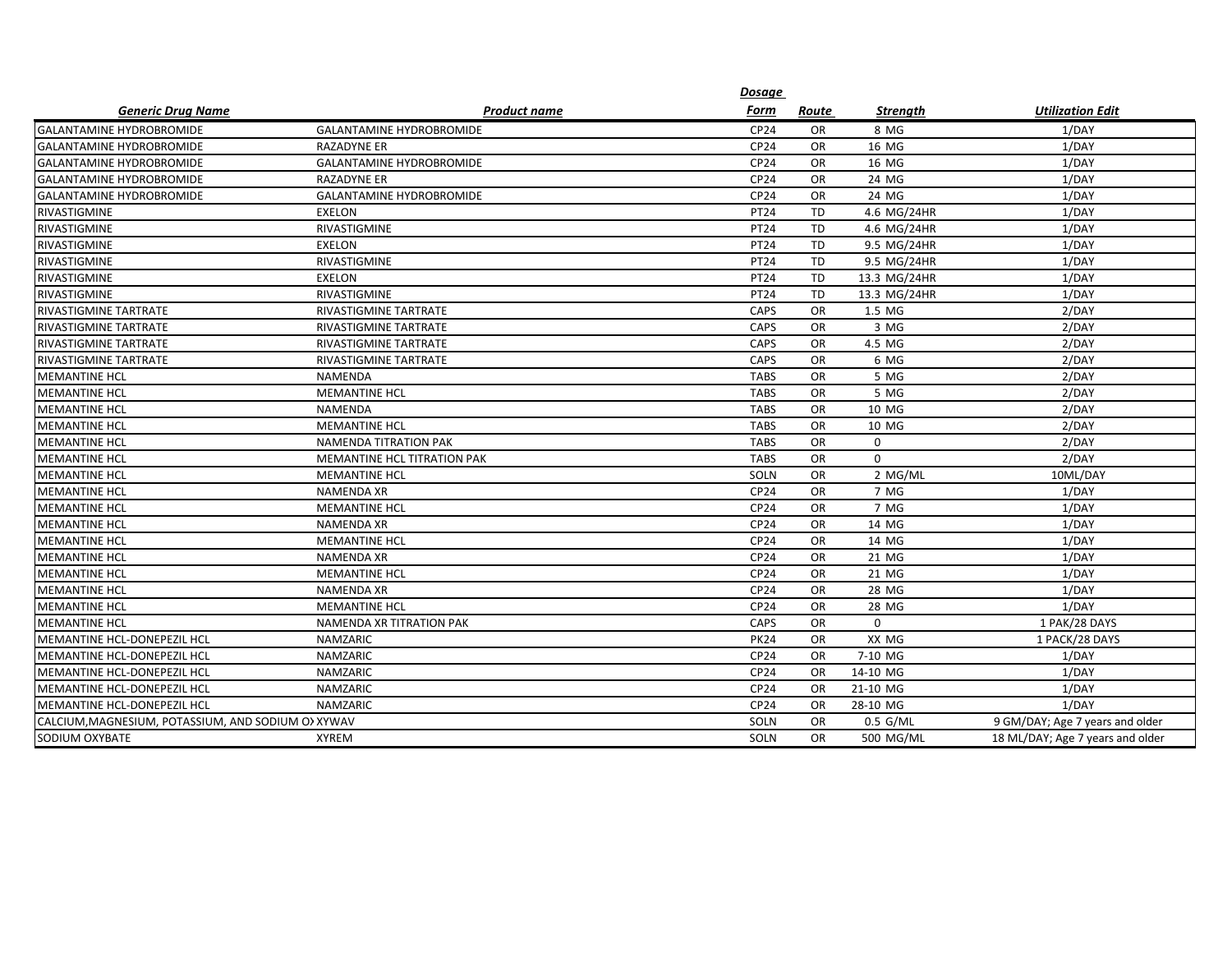| Generic Drug Name | Product name | Dosage Form | Route | Strength | Utilization Edit |
|---|---|---|---|---|---|
| GALANTAMINE HYDROBROMIDE | GALANTAMINE HYDROBROMIDE | CP24 | OR | 8 MG | 1/DAY |
| GALANTAMINE HYDROBROMIDE | RAZADYNE ER | CP24 | OR | 16 MG | 1/DAY |
| GALANTAMINE HYDROBROMIDE | GALANTAMINE HYDROBROMIDE | CP24 | OR | 16 MG | 1/DAY |
| GALANTAMINE HYDROBROMIDE | RAZADYNE ER | CP24 | OR | 24 MG | 1/DAY |
| GALANTAMINE HYDROBROMIDE | GALANTAMINE HYDROBROMIDE | CP24 | OR | 24 MG | 1/DAY |
| RIVASTIGMINE | EXELON | PT24 | TD | 4.6 MG/24HR | 1/DAY |
| RIVASTIGMINE | RIVASTIGMINE | PT24 | TD | 4.6 MG/24HR | 1/DAY |
| RIVASTIGMINE | EXELON | PT24 | TD | 9.5 MG/24HR | 1/DAY |
| RIVASTIGMINE | RIVASTIGMINE | PT24 | TD | 9.5 MG/24HR | 1/DAY |
| RIVASTIGMINE | EXELON | PT24 | TD | 13.3 MG/24HR | 1/DAY |
| RIVASTIGMINE | RIVASTIGMINE | PT24 | TD | 13.3 MG/24HR | 1/DAY |
| RIVASTIGMINE TARTRATE | RIVASTIGMINE TARTRATE | CAPS | OR | 1.5 MG | 2/DAY |
| RIVASTIGMINE TARTRATE | RIVASTIGMINE TARTRATE | CAPS | OR | 3 MG | 2/DAY |
| RIVASTIGMINE TARTRATE | RIVASTIGMINE TARTRATE | CAPS | OR | 4.5 MG | 2/DAY |
| RIVASTIGMINE TARTRATE | RIVASTIGMINE TARTRATE | CAPS | OR | 6 MG | 2/DAY |
| MEMANTINE HCL | NAMENDA | TABS | OR | 5 MG | 2/DAY |
| MEMANTINE HCL | MEMANTINE HCL | TABS | OR | 5 MG | 2/DAY |
| MEMANTINE HCL | NAMENDA | TABS | OR | 10 MG | 2/DAY |
| MEMANTINE HCL | MEMANTINE HCL | TABS | OR | 10 MG | 2/DAY |
| MEMANTINE HCL | NAMENDA TITRATION PAK | TABS | OR | 0 | 2/DAY |
| MEMANTINE HCL | MEMANTINE HCL TITRATION PAK | TABS | OR | 0 | 2/DAY |
| MEMANTINE HCL | MEMANTINE HCL | SOLN | OR | 2 MG/ML | 10ML/DAY |
| MEMANTINE HCL | NAMENDA XR | CP24 | OR | 7 MG | 1/DAY |
| MEMANTINE HCL | MEMANTINE HCL | CP24 | OR | 7 MG | 1/DAY |
| MEMANTINE HCL | NAMENDA XR | CP24 | OR | 14 MG | 1/DAY |
| MEMANTINE HCL | MEMANTINE HCL | CP24 | OR | 14 MG | 1/DAY |
| MEMANTINE HCL | NAMENDA XR | CP24 | OR | 21 MG | 1/DAY |
| MEMANTINE HCL | MEMANTINE HCL | CP24 | OR | 21 MG | 1/DAY |
| MEMANTINE HCL | NAMENDA XR | CP24 | OR | 28 MG | 1/DAY |
| MEMANTINE HCL | MEMANTINE HCL | CP24 | OR | 28 MG | 1/DAY |
| MEMANTINE HCL | NAMENDA XR TITRATION PAK | CAPS | OR | 0 | 1 PAK/28 DAYS |
| MEMANTINE HCL-DONEPEZIL HCL | NAMZARIC | PK24 | OR | XX MG | 1 PACK/28 DAYS |
| MEMANTINE HCL-DONEPEZIL HCL | NAMZARIC | CP24 | OR | 7-10 MG | 1/DAY |
| MEMANTINE HCL-DONEPEZIL HCL | NAMZARIC | CP24 | OR | 14-10 MG | 1/DAY |
| MEMANTINE HCL-DONEPEZIL HCL | NAMZARIC | CP24 | OR | 21-10 MG | 1/DAY |
| MEMANTINE HCL-DONEPEZIL HCL | NAMZARIC | CP24 | OR | 28-10 MG | 1/DAY |
| CALCIUM,MAGNESIUM, POTASSIUM, AND SODIUM O› | XYWAV | SOLN | OR | 0.5 G/ML | 9 GM/DAY; Age 7 years and older |
| SODIUM OXYBATE | XYREM | SOLN | OR | 500 MG/ML | 18 ML/DAY; Age 7 years and older |